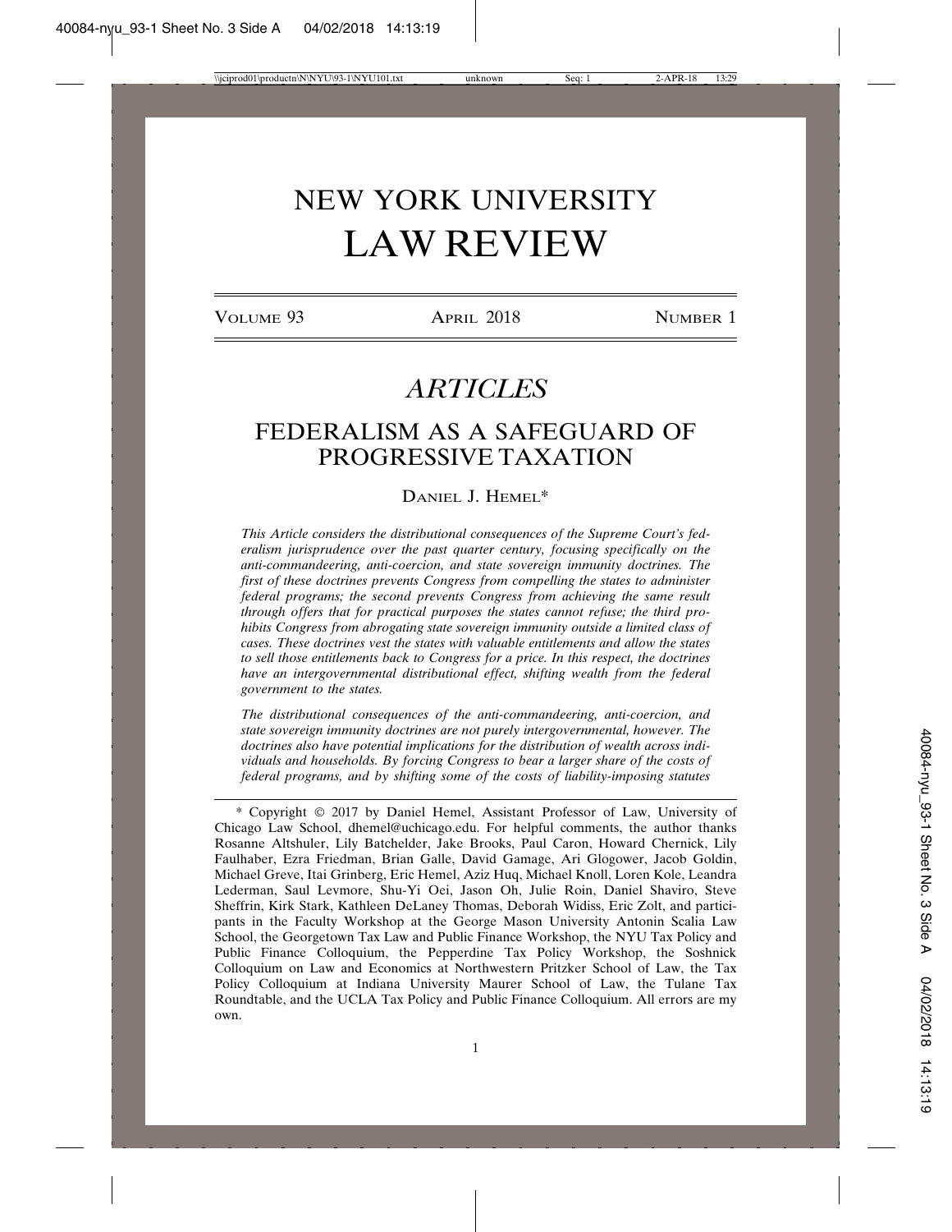# NEW YORK UNIVERSITY LAW REVIEW

VOLUME 93 APRIL 2018 NUMBER 1

## *ARTICLES*

## FEDERALISM AS A SAFEGUARD OF PROGRESSIVE TAXATION

DANIEL J. HEMEL*

*This Article considers the distributional consequences of the Supreme Court's federalism jurisprudence over the past quarter century, focusing specifically on the anti-commandeering, anti-coercion, and state sovereign immunity doctrines. The first of these doctrines prevents Congress from compelling the states to administer federal programs; the second prevents Congress from achieving the same result through offers that for practical purposes the states cannot refuse; the third prohibits Congress from abrogating state sovereign immunity outside a limited class of cases. These doctrines vest the states with valuable entitlements and allow the states to sell those entitlements back to Congress for a price. In this respect, the doctrines have an intergovernmental distributional effect, shifting wealth from the federal government to the states.*

*The distributional consequences of the anti-commandeering, anti-coercion, and state sovereign immunity doctrines are not purely intergovernmental, however. The doctrines also have potential implications for the distribution of wealth across individuals and households. By forcing Congress to bear a larger share of the costs of federal programs, and by shifting some of the costs of liability-imposing statutes*

---

\* Copyright © 2017 by Daniel Hemel, Assistant Professor of Law, University of Chicago Law School, dhemel@uchicago.edu. For helpful comments, the author thanks Rosanne Altshuler, Lily Batchelder, Jake Brooks, Paul Caron, Howard Chernick, Lily Faulhaber, Ezra Friedman, Brian Galle, David Gamage, Ari Glogower, Jacob Goldin, Michael Greve, Itai Grinberg, Eric Hemel, Aziz Huq, Michael Knoll, Loren Kole, Leandra Lederman, Saul Levmore, Shu-Yi Oei, Jason Oh, Julie Roin, Daniel Shaviro, Steve Sheffrin, Kirk Stark, Kathleen DeLaney Thomas, Deborah Widiss, Eric Zolt, and participants in the Faculty Workshop at the George Mason University Antonin Scalia Law School, the Georgetown Tax Law and Public Finance Workshop, the NYU Tax Policy and Public Finance Colloquium, the Pepperdine Tax Policy Workshop, the Soshnick Colloquium on Law and Economics at Northwestern Pritzker School of Law, the Tax Policy Colloquium at Indiana University Maurer School of Law, the Tulane Tax Roundtable, and the UCLA Tax Policy and Public Finance Colloquium. All errors are my own.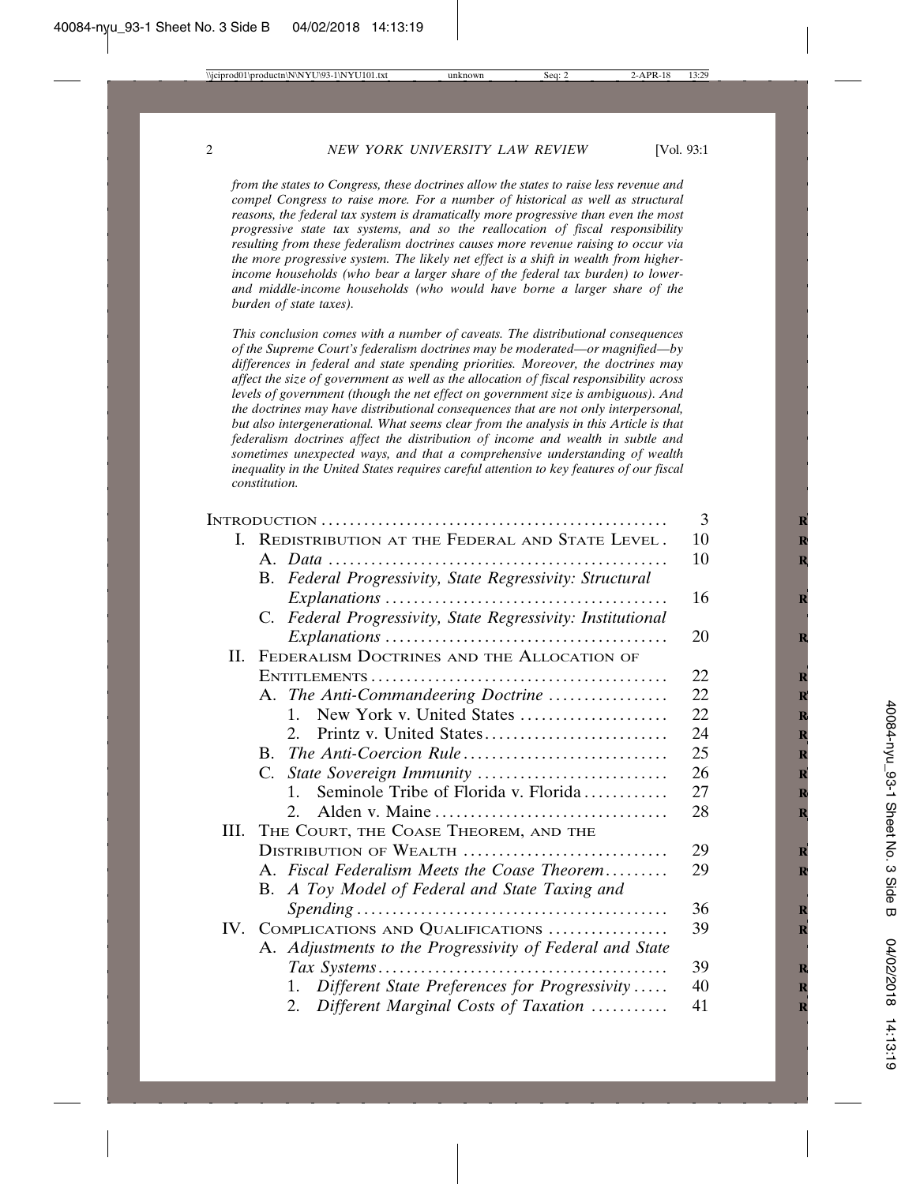*from the states to Congress, these doctrines allow the states to raise less revenue and compel Congress to raise more. For a number of historical as well as structural reasons, the federal tax system is dramatically more progressive than even the most progressive state tax systems, and so the reallocation of fiscal responsibility resulting from these federalism doctrines causes more revenue raising to occur via the more progressive system. The likely net effect is a shift in wealth from higher-income households (who bear a larger share of the federal tax burden) to lower- and middle-income households (who would have borne a larger share of the burden of state taxes).*

*This conclusion comes with a number of caveats. The distributional consequences of the Supreme Court's federalism doctrines may be moderated—or magnified—by differences in federal and state spending priorities. Moreover, the doctrines may affect the size of government as well as the allocation of fiscal responsibility across levels of government (though the net effect on government size is ambiguous). And the doctrines may have distributional consequences that are not only interpersonal, but also intergenerational. What seems clear from the analysis in this Article is that federalism doctrines affect the distribution of income and wealth in subtle and sometimes unexpected ways, and that a comprehensive understanding of wealth inequality in the United States requires careful attention to key features of our fiscal constitution.*

| | |
|---|---|
| Introduction | 3 |
| I. Redistribution at the Federal and State Level | 10 |
| A. *Data* | 10 |
| B. *Federal Progressivity, State Regressivity: Structural Explanations* | 16 |
| C. *Federal Progressivity, State Regressivity: Institutional Explanations* | 20 |
| II. Federalism Doctrines and the Allocation of Entitlements | 22 |
| A. *The Anti-Commandeering Doctrine* | 22 |
| 1. New York v. United States | 22 |
| 2. Printz v. United States | 24 |
| B. *The Anti-Coercion Rule* | 25 |
| C. *State Sovereign Immunity* | 26 |
| 1. Seminole Tribe of Florida v. Florida | 27 |
| 2. Alden v. Maine | 28 |
| III. The Court, the Coase Theorem, and the Distribution of Wealth | 29 |
| A. *Fiscal Federalism Meets the Coase Theorem* | 29 |
| B. *A Toy Model of Federal and State Taxing and Spending* | 36 |
| IV. Complications and Qualifications | 39 |
| A. *Adjustments to the Progressivity of Federal and State Tax Systems* | 39 |
| 1. *Different State Preferences for Progressivity* | 40 |
| 2. *Different Marginal Costs of Taxation* | 41 |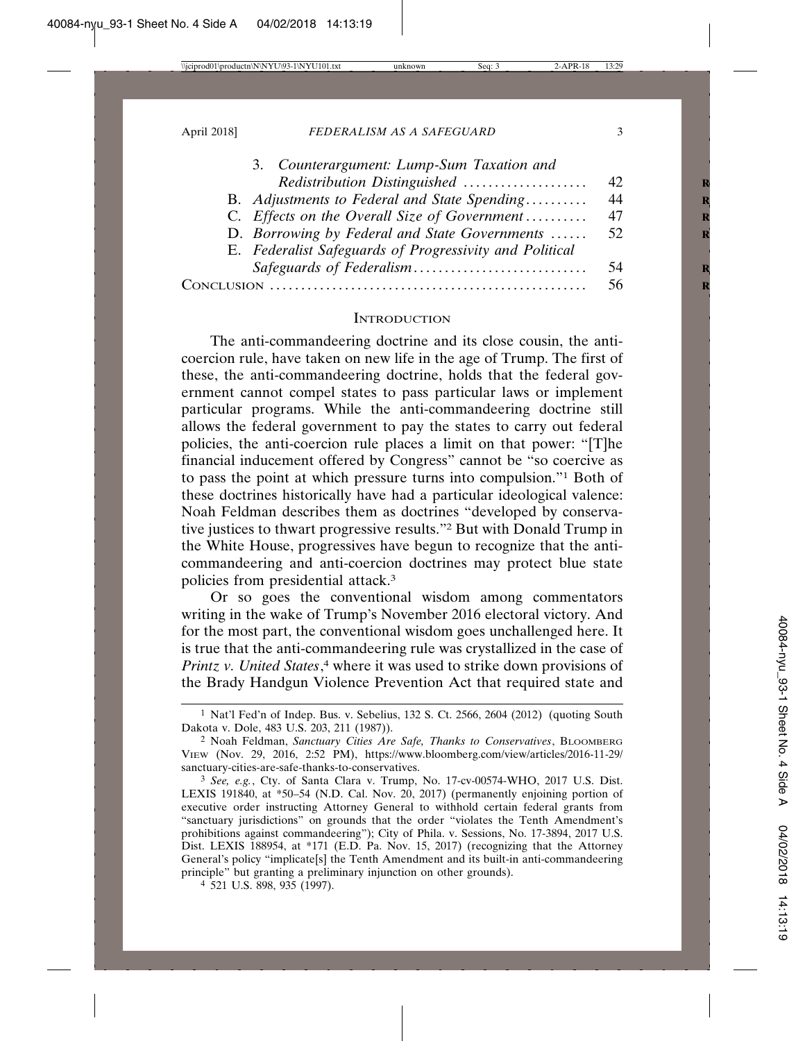3. *Counterargument: Lump-Sum Taxation and Redistribution Distinguished* .................... 42

B. *Adjustments to Federal and State Spending* .......... 44

C. *Effects on the Overall Size of Government* .......... 47

D. *Borrowing by Federal and State Governments* ...... 52

E. *Federalist Safeguards of Progressivity and Political Safeguards of Federalism* ............................ 54

Conclusion .................................................. 56

## Introduction

The anti-commandeering doctrine and its close cousin, the anti-coercion rule, have taken on new life in the age of Trump. The first of these, the anti-commandeering doctrine, holds that the federal government cannot compel states to pass particular laws or implement particular programs. While the anti-commandeering doctrine still allows the federal government to pay the states to carry out federal policies, the anti-coercion rule places a limit on that power: "[T]he financial inducement offered by Congress" cannot be "so coercive as to pass the point at which pressure turns into compulsion."[1] Both of these doctrines historically have had a particular ideological valence: Noah Feldman describes them as doctrines "developed by conservative justices to thwart progressive results."[2] But with Donald Trump in the White House, progressives have begun to recognize that the anti-commandeering and anti-coercion doctrines may protect blue state policies from presidential attack.[3]

Or so goes the conventional wisdom among commentators writing in the wake of Trump's November 2016 electoral victory. And for the most part, the conventional wisdom goes unchallenged here. It is true that the anti-commandeering rule was crystallized in the case of *Printz v. United States*,[4] where it was used to strike down provisions of the Brady Handgun Violence Prevention Act that required state and

---

[1] Nat'l Fed'n of Indep. Bus. v. Sebelius, 132 S. Ct. 2566, 2604 (2012) (quoting South Dakota v. Dole, 483 U.S. 203, 211 (1987)).

[2] Noah Feldman, *Sanctuary Cities Are Safe, Thanks to Conservatives*, Bloomberg View (Nov. 29, 2016, 2:52 PM), https://www.bloomberg.com/view/articles/2016-11-29/sanctuary-cities-are-safe-thanks-to-conservatives.

[3] *See, e.g.*, Cty. of Santa Clara v. Trump, No. 17-cv-00574-WHO, 2017 U.S. Dist. LEXIS 191840, at *50–54 (N.D. Cal. Nov. 20, 2017) (permanently enjoining portion of executive order instructing Attorney General to withhold certain federal grants from "sanctuary jurisdictions" on grounds that the order "violates the Tenth Amendment's prohibitions against commandeering"); City of Phila. v. Sessions, No. 17-3894, 2017 U.S. Dist. LEXIS 188954, at *171 (E.D. Pa. Nov. 15, 2017) (recognizing that the Attorney General's policy "implicate[s] the Tenth Amendment and its built-in anti-commandeering principle" but granting a preliminary injunction on other grounds).

[4] 521 U.S. 898, 935 (1997).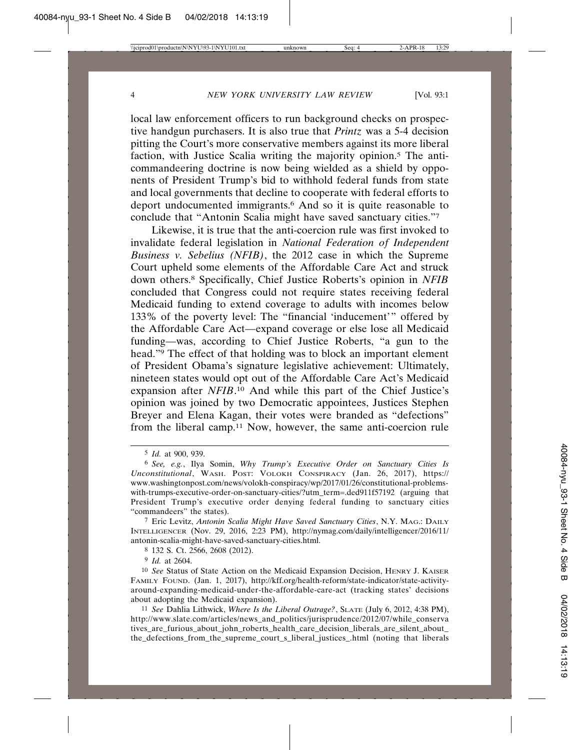local law enforcement officers to run background checks on prospective handgun purchasers. It is also true that *Printz* was a 5-4 decision pitting the Court's more conservative members against its more liberal faction, with Justice Scalia writing the majority opinion.[5] The anti-commandeering doctrine is now being wielded as a shield by opponents of President Trump's bid to withhold federal funds from state and local governments that decline to cooperate with federal efforts to deport undocumented immigrants.[6] And so it is quite reasonable to conclude that "Antonin Scalia might have saved sanctuary cities."[7]

Likewise, it is true that the anti-coercion rule was first invoked to invalidate federal legislation in *National Federation of Independent Business v. Sebelius (NFIB)*, the 2012 case in which the Supreme Court upheld some elements of the Affordable Care Act and struck down others.[8] Specifically, Chief Justice Roberts's opinion in *NFIB* concluded that Congress could not require states receiving federal Medicaid funding to extend coverage to adults with incomes below 133% of the poverty level: The "financial 'inducement'" offered by the Affordable Care Act—expand coverage or else lose all Medicaid funding—was, according to Chief Justice Roberts, "a gun to the head."[9] The effect of that holding was to block an important element of President Obama's signature legislative achievement: Ultimately, nineteen states would opt out of the Affordable Care Act's Medicaid expansion after *NFIB*.[10] And while this part of the Chief Justice's opinion was joined by two Democratic appointees, Justices Stephen Breyer and Elena Kagan, their votes were branded as "defections" from the liberal camp.[11] Now, however, the same anti-coercion rule

---

[5] *Id.* at 900, 939.

[6] *See, e.g.*, Ilya Somin, *Why Trump's Executive Order on Sanctuary Cities Is Unconstitutional*, WASH. POST: VOLOKH CONSPIRACY (Jan. 26, 2017), https://www.washingtonpost.com/news/volokh-conspiracy/wp/2017/01/26/constitutional-problems-with-trumps-executive-order-on-sanctuary-cities/?utm_term=.ded911f57192 (arguing that President Trump's executive order denying federal funding to sanctuary cities "commandeers" the states).

[7] Eric Levitz, *Antonin Scalia Might Have Saved Sanctuary Cities*, N.Y. MAG.: DAILY INTELLIGENCER (Nov. 29, 2016, 2:23 PM), http://nymag.com/daily/intelligencer/2016/11/antonin-scalia-might-have-saved-sanctuary-cities.html.

[8] 132 S. Ct. 2566, 2608 (2012).

[9] *Id.* at 2604.

[10] *See* Status of State Action on the Medicaid Expansion Decision, HENRY J. KAISER FAMILY FOUND. (Jan. 1, 2017), http://kff.org/health-reform/state-indicator/state-activity-around-expanding-medicaid-under-the-affordable-care-act (tracking states' decisions about adopting the Medicaid expansion).

[11] *See* Dahlia Lithwick, *Where Is the Liberal Outrage?*, SLATE (July 6, 2012, 4:38 PM), http://www.slate.com/articles/news_and_politics/jurisprudence/2012/07/while_conservatives_are_furious_about_john_roberts_health_care_decision_liberals_are_silent_about_the_defections_from_the_supreme_court_s_liberal_justices_.html (noting that liberals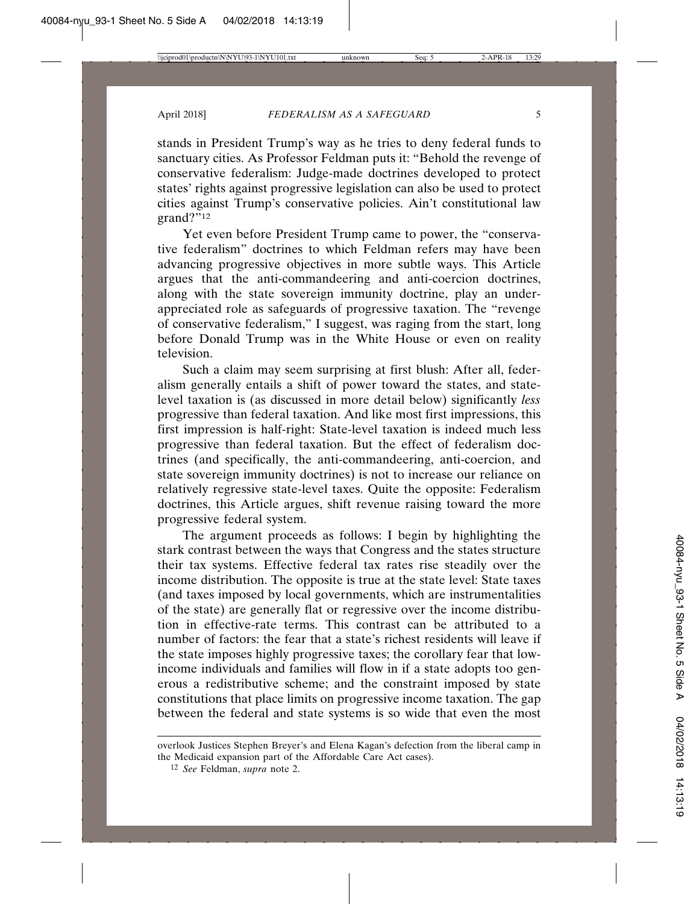stands in President Trump's way as he tries to deny federal funds to sanctuary cities. As Professor Feldman puts it: "Behold the revenge of conservative federalism: Judge-made doctrines developed to protect states' rights against progressive legislation can also be used to protect cities against Trump's conservative policies. Ain't constitutional law grand?"[12]

Yet even before President Trump came to power, the "conservative federalism" doctrines to which Feldman refers may have been advancing progressive objectives in more subtle ways. This Article argues that the anti-commandeering and anti-coercion doctrines, along with the state sovereign immunity doctrine, play an under-appreciated role as safeguards of progressive taxation. The "revenge of conservative federalism," I suggest, was raging from the start, long before Donald Trump was in the White House or even on reality television.

Such a claim may seem surprising at first blush: After all, federalism generally entails a shift of power toward the states, and state-level taxation is (as discussed in more detail below) significantly *less* progressive than federal taxation. And like most first impressions, this first impression is half-right: State-level taxation is indeed much less progressive than federal taxation. But the effect of federalism doctrines (and specifically, the anti-commandeering, anti-coercion, and state sovereign immunity doctrines) is not to increase our reliance on relatively regressive state-level taxes. Quite the opposite: Federalism doctrines, this Article argues, shift revenue raising toward the more progressive federal system.

The argument proceeds as follows: I begin by highlighting the stark contrast between the ways that Congress and the states structure their tax systems. Effective federal tax rates rise steadily over the income distribution. The opposite is true at the state level: State taxes (and taxes imposed by local governments, which are instrumentalities of the state) are generally flat or regressive over the income distribution in effective-rate terms. This contrast can be attributed to a number of factors: the fear that a state's richest residents will leave if the state imposes highly progressive taxes; the corollary fear that low-income individuals and families will flow in if a state adopts too generous a redistributive scheme; and the constraint imposed by state constitutions that place limits on progressive income taxation. The gap between the federal and state systems is so wide that even the most

overlook Justices Stephen Breyer's and Elena Kagan's defection from the liberal camp in the Medicaid expansion part of the Affordable Care Act cases).

[12] *See* Feldman, *supra* note 2.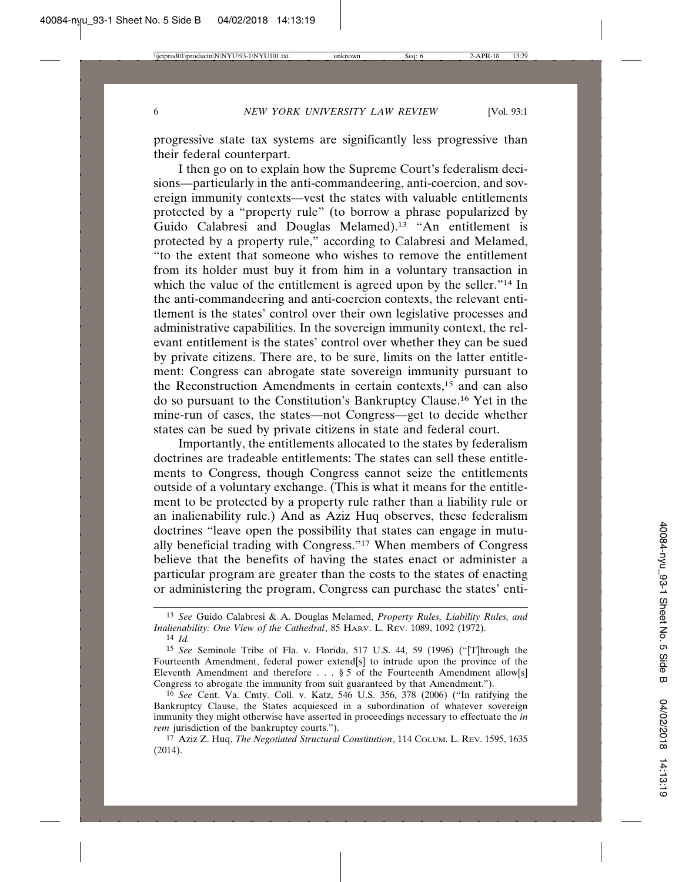progressive state tax systems are significantly less progressive than their federal counterpart.

I then go on to explain how the Supreme Court's federalism decisions—particularly in the anti-commandeering, anti-coercion, and sovereign immunity contexts—vest the states with valuable entitlements protected by a "property rule" (to borrow a phrase popularized by Guido Calabresi and Douglas Melamed).[13] "An entitlement is protected by a property rule," according to Calabresi and Melamed, "to the extent that someone who wishes to remove the entitlement from its holder must buy it from him in a voluntary transaction in which the value of the entitlement is agreed upon by the seller."[14] In the anti-commandeering and anti-coercion contexts, the relevant entitlement is the states' control over their own legislative processes and administrative capabilities. In the sovereign immunity context, the relevant entitlement is the states' control over whether they can be sued by private citizens. There are, to be sure, limits on the latter entitlement: Congress can abrogate state sovereign immunity pursuant to the Reconstruction Amendments in certain contexts,[15] and can also do so pursuant to the Constitution's Bankruptcy Clause.[16] Yet in the mine-run of cases, the states—not Congress—get to decide whether states can be sued by private citizens in state and federal court.

Importantly, the entitlements allocated to the states by federalism doctrines are tradeable entitlements: The states can sell these entitlements to Congress, though Congress cannot seize the entitlements outside of a voluntary exchange. (This is what it means for the entitlement to be protected by a property rule rather than a liability rule or an inalienability rule.) And as Aziz Huq observes, these federalism doctrines "leave open the possibility that states can engage in mutually beneficial trading with Congress."[17] When members of Congress believe that the benefits of having the states enact or administer a particular program are greater than the costs to the states of enacting or administering the program, Congress can purchase the states' enti-

---

[13] *See* Guido Calabresi & A. Douglas Melamed, *Property Rules, Liability Rules, and Inalienability: One View of the Cathedral*, 85 HARV. L. REV. 1089, 1092 (1972).

[14] *Id.*

[15] *See* Seminole Tribe of Fla. v. Florida, 517 U.S. 44, 59 (1996) ("[T]hrough the Fourteenth Amendment, federal power extend[s] to intrude upon the province of the Eleventh Amendment and therefore . . . § 5 of the Fourteenth Amendment allow[s] Congress to abrogate the immunity from suit guaranteed by that Amendment.").

[16] *See* Cent. Va. Cmty. Coll. v. Katz, 546 U.S. 356, 378 (2006) ("In ratifying the Bankruptcy Clause, the States acquiesced in a subordination of whatever sovereign immunity they might otherwise have asserted in proceedings necessary to effectuate the *in rem* jurisdiction of the bankruptcy courts.").

[17] Aziz Z. Huq, *The Negotiated Structural Constitution*, 114 COLUM. L. REV. 1595, 1635 (2014).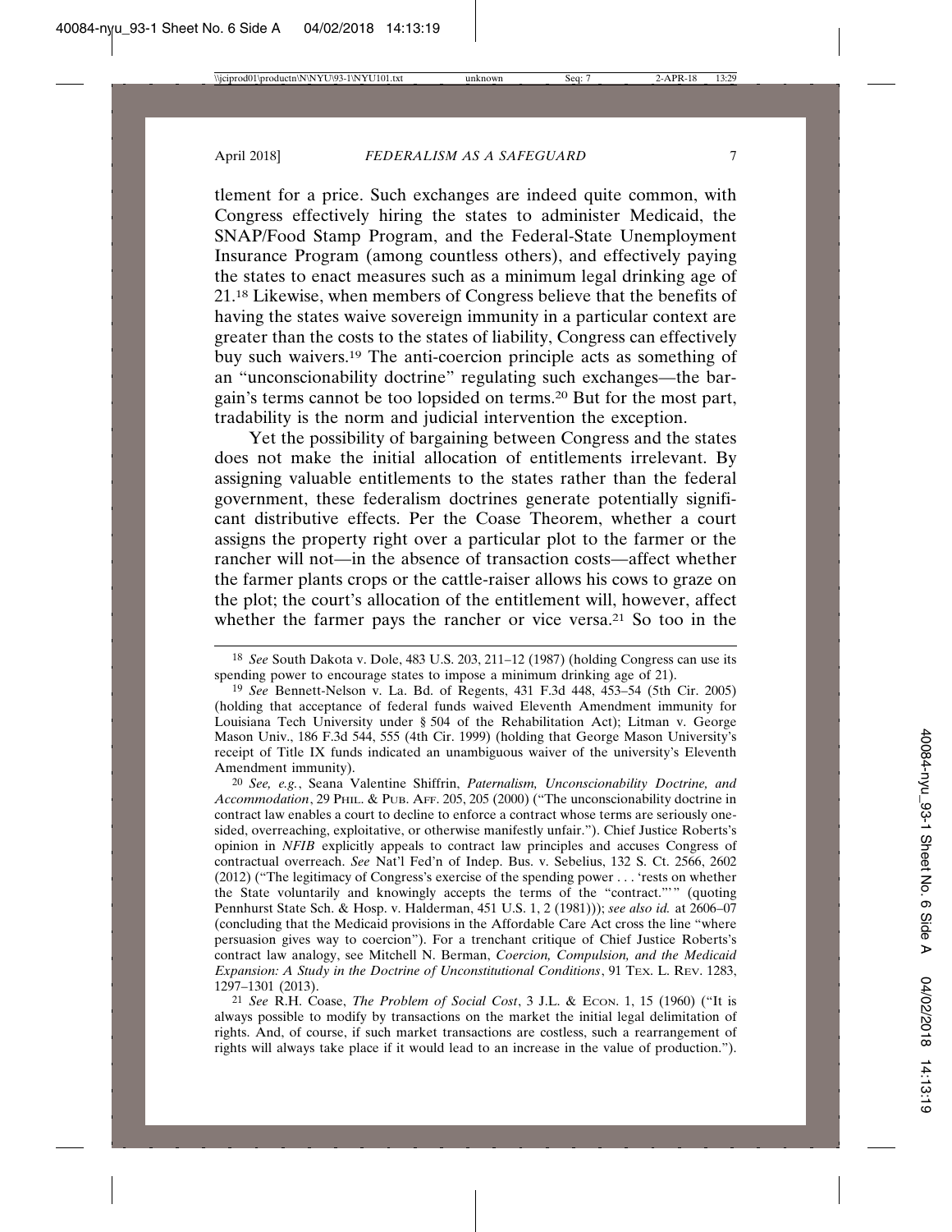tlement for a price. Such exchanges are indeed quite common, with Congress effectively hiring the states to administer Medicaid, the SNAP/Food Stamp Program, and the Federal-State Unemployment Insurance Program (among countless others), and effectively paying the states to enact measures such as a minimum legal drinking age of 21.[18] Likewise, when members of Congress believe that the benefits of having the states waive sovereign immunity in a particular context are greater than the costs to the states of liability, Congress can effectively buy such waivers.[19] The anti-coercion principle acts as something of an "unconscionability doctrine" regulating such exchanges—the bargain's terms cannot be too lopsided on terms.[20] But for the most part, tradability is the norm and judicial intervention the exception.

Yet the possibility of bargaining between Congress and the states does not make the initial allocation of entitlements irrelevant. By assigning valuable entitlements to the states rather than the federal government, these federalism doctrines generate potentially significant distributive effects. Per the Coase Theorem, whether a court assigns the property right over a particular plot to the farmer or the rancher will not—in the absence of transaction costs—affect whether the farmer plants crops or the cattle-raiser allows his cows to graze on the plot; the court's allocation of the entitlement will, however, affect whether the farmer pays the rancher or vice versa.[21] So too in the

---

[18] *See* South Dakota v. Dole, 483 U.S. 203, 211–12 (1987) (holding Congress can use its spending power to encourage states to impose a minimum drinking age of 21).

[19] *See* Bennett-Nelson v. La. Bd. of Regents, 431 F.3d 448, 453–54 (5th Cir. 2005) (holding that acceptance of federal funds waived Eleventh Amendment immunity for Louisiana Tech University under § 504 of the Rehabilitation Act); Litman v. George Mason Univ., 186 F.3d 544, 555 (4th Cir. 1999) (holding that George Mason University's receipt of Title IX funds indicated an unambiguous waiver of the university's Eleventh Amendment immunity).

[20] *See, e.g.*, Seana Valentine Shiffrin, *Paternalism, Unconscionability Doctrine, and Accommodation*, 29 PHIL. & PUB. AFF. 205, 205 (2000) ("The unconscionability doctrine in contract law enables a court to decline to enforce a contract whose terms are seriously one-sided, overreaching, exploitative, or otherwise manifestly unfair."). Chief Justice Roberts's opinion in *NFIB* explicitly appeals to contract law principles and accuses Congress of contractual overreach. *See* Nat'l Fed'n of Indep. Bus. v. Sebelius, 132 S. Ct. 2566, 2602 (2012) ("The legitimacy of Congress's exercise of the spending power . . . 'rests on whether the State voluntarily and knowingly accepts the terms of the "contract."'" (quoting Pennhurst State Sch. & Hosp. v. Halderman, 451 U.S. 1, 2 (1981))); *see also id.* at 2606–07 (concluding that the Medicaid provisions in the Affordable Care Act cross the line "where persuasion gives way to coercion"). For a trenchant critique of Chief Justice Roberts's contract law analogy, see Mitchell N. Berman, *Coercion, Compulsion, and the Medicaid Expansion: A Study in the Doctrine of Unconstitutional Conditions*, 91 TEX. L. REV. 1283, 1297–1301 (2013).

[21] *See* R.H. Coase, *The Problem of Social Cost*, 3 J.L. & ECON. 1, 15 (1960) ("It is always possible to modify by transactions on the market the initial legal delimitation of rights. And, of course, if such market transactions are costless, such a rearrangement of rights will always take place if it would lead to an increase in the value of production.").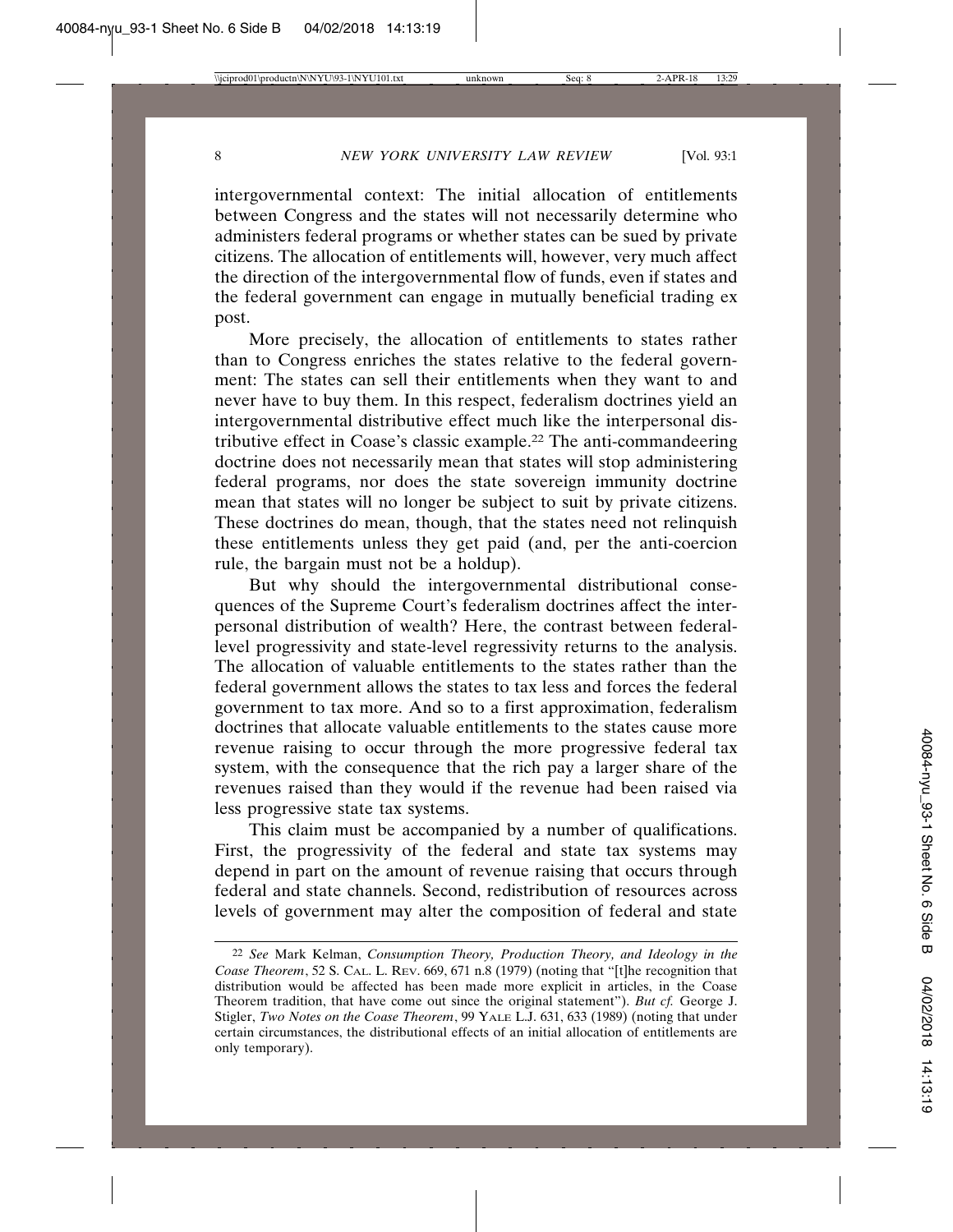intergovernmental context: The initial allocation of entitlements between Congress and the states will not necessarily determine who administers federal programs or whether states can be sued by private citizens. The allocation of entitlements will, however, very much affect the direction of the intergovernmental flow of funds, even if states and the federal government can engage in mutually beneficial trading ex post.

More precisely, the allocation of entitlements to states rather than to Congress enriches the states relative to the federal government: The states can sell their entitlements when they want to and never have to buy them. In this respect, federalism doctrines yield an intergovernmental distributive effect much like the interpersonal distributive effect in Coase's classic example.[22] The anti-commandeering doctrine does not necessarily mean that states will stop administering federal programs, nor does the state sovereign immunity doctrine mean that states will no longer be subject to suit by private citizens. These doctrines do mean, though, that the states need not relinquish these entitlements unless they get paid (and, per the anti-coercion rule, the bargain must not be a holdup).

But why should the intergovernmental distributional consequences of the Supreme Court's federalism doctrines affect the interpersonal distribution of wealth? Here, the contrast between federal-level progressivity and state-level regressivity returns to the analysis. The allocation of valuable entitlements to the states rather than the federal government allows the states to tax less and forces the federal government to tax more. And so to a first approximation, federalism doctrines that allocate valuable entitlements to the states cause more revenue raising to occur through the more progressive federal tax system, with the consequence that the rich pay a larger share of the revenues raised than they would if the revenue had been raised via less progressive state tax systems.

This claim must be accompanied by a number of qualifications. First, the progressivity of the federal and state tax systems may depend in part on the amount of revenue raising that occurs through federal and state channels. Second, redistribution of resources across levels of government may alter the composition of federal and state

---

[22] *See* Mark Kelman, *Consumption Theory, Production Theory, and Ideology in the Coase Theorem*, 52 S. CAL. L. REV. 669, 671 n.8 (1979) (noting that "[t]he recognition that distribution would be affected has been made more explicit in articles, in the Coase Theorem tradition, that have come out since the original statement"). *But cf.* George J. Stigler, *Two Notes on the Coase Theorem*, 99 YALE L.J. 631, 633 (1989) (noting that under certain circumstances, the distributional effects of an initial allocation of entitlements are only temporary).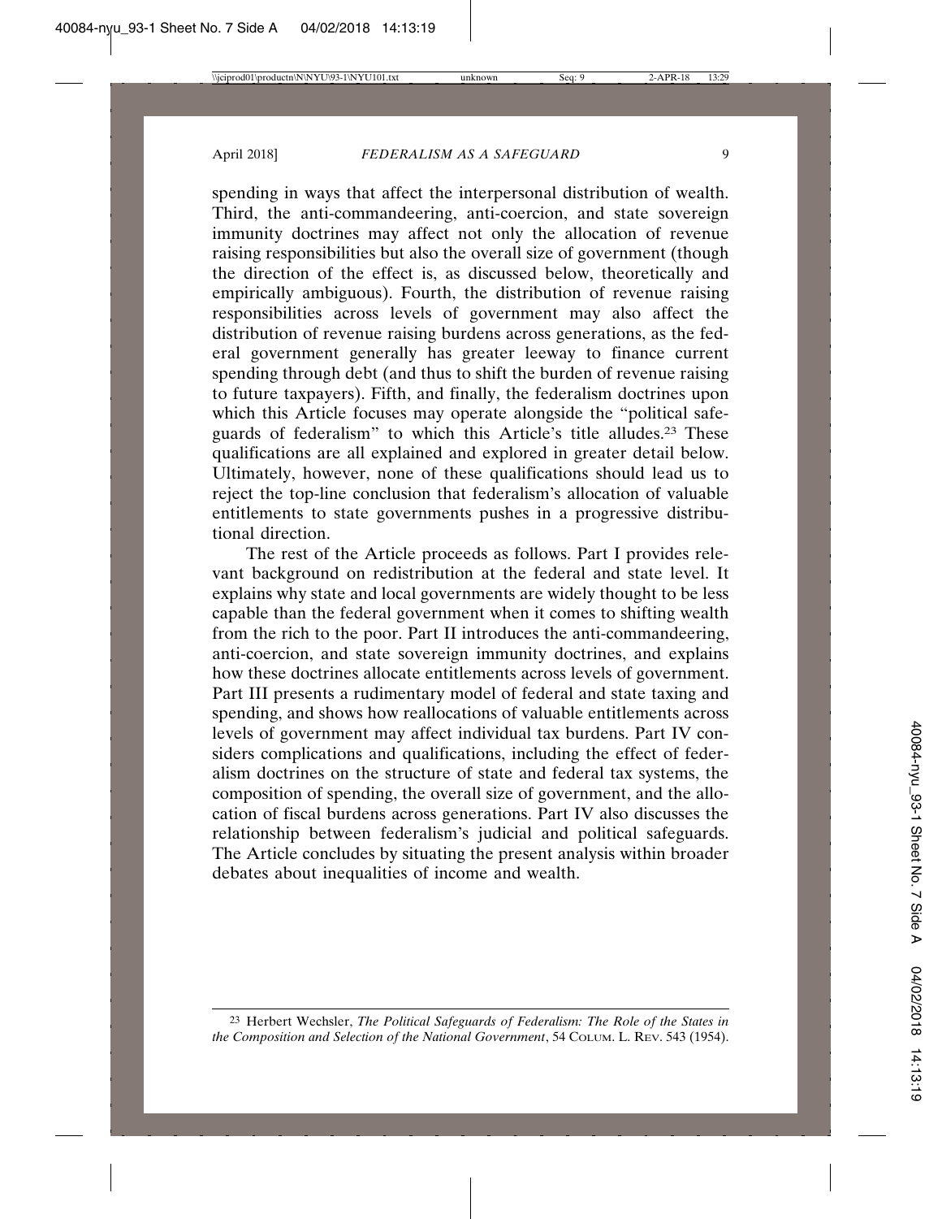spending in ways that affect the interpersonal distribution of wealth. Third, the anti-commandeering, anti-coercion, and state sovereign immunity doctrines may affect not only the allocation of revenue raising responsibilities but also the overall size of government (though the direction of the effect is, as discussed below, theoretically and empirically ambiguous). Fourth, the distribution of revenue raising responsibilities across levels of government may also affect the distribution of revenue raising burdens across generations, as the federal government generally has greater leeway to finance current spending through debt (and thus to shift the burden of revenue raising to future taxpayers). Fifth, and finally, the federalism doctrines upon which this Article focuses may operate alongside the "political safeguards of federalism" to which this Article's title alludes.[23] These qualifications are all explained and explored in greater detail below. Ultimately, however, none of these qualifications should lead us to reject the top-line conclusion that federalism's allocation of valuable entitlements to state governments pushes in a progressive distributional direction.

The rest of the Article proceeds as follows. Part I provides relevant background on redistribution at the federal and state level. It explains why state and local governments are widely thought to be less capable than the federal government when it comes to shifting wealth from the rich to the poor. Part II introduces the anti-commandeering, anti-coercion, and state sovereign immunity doctrines, and explains how these doctrines allocate entitlements across levels of government. Part III presents a rudimentary model of federal and state taxing and spending, and shows how reallocations of valuable entitlements across levels of government may affect individual tax burdens. Part IV considers complications and qualifications, including the effect of federalism doctrines on the structure of state and federal tax systems, the composition of spending, the overall size of government, and the allocation of fiscal burdens across generations. Part IV also discusses the relationship between federalism's judicial and political safeguards. The Article concludes by situating the present analysis within broader debates about inequalities of income and wealth.

---

[23] Herbert Wechsler, *The Political Safeguards of Federalism: The Role of the States in the Composition and Selection of the National Government*, 54 Colum. L. Rev. 543 (1954).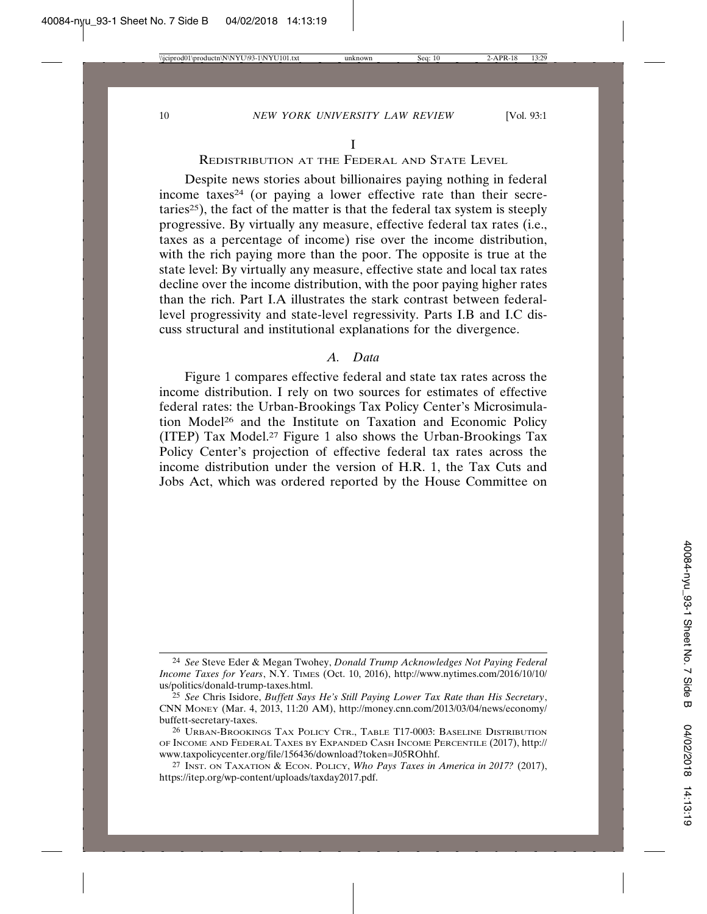# I

## Redistribution at the Federal and State Level

Despite news stories about billionaires paying nothing in federal income taxes[24] (or paying a lower effective rate than their secretaries[25]), the fact of the matter is that the federal tax system is steeply progressive. By virtually any measure, effective federal tax rates (i.e., taxes as a percentage of income) rise over the income distribution, with the rich paying more than the poor. The opposite is true at the state level: By virtually any measure, effective state and local tax rates decline over the income distribution, with the poor paying higher rates than the rich. Part I.A illustrates the stark contrast between federal-level progressivity and state-level regressivity. Parts I.B and I.C discuss structural and institutional explanations for the divergence.

### *A. Data*

Figure 1 compares effective federal and state tax rates across the income distribution. I rely on two sources for estimates of effective federal rates: the Urban-Brookings Tax Policy Center's Microsimulation Model[26] and the Institute on Taxation and Economic Policy (ITEP) Tax Model.[27] Figure 1 also shows the Urban-Brookings Tax Policy Center's projection of effective federal tax rates across the income distribution under the version of H.R. 1, the Tax Cuts and Jobs Act, which was ordered reported by the House Committee on

---

[24] *See* Steve Eder & Megan Twohey, *Donald Trump Acknowledges Not Paying Federal Income Taxes for Years*, N.Y. Times (Oct. 10, 2016), http://www.nytimes.com/2016/10/10/us/politics/donald-trump-taxes.html.

[25] *See* Chris Isidore, *Buffett Says He's Still Paying Lower Tax Rate than His Secretary*, CNN Money (Mar. 4, 2013, 11:20 AM), http://money.cnn.com/2013/03/04/news/economy/buffett-secretary-taxes.

[26] Urban-Brookings Tax Policy Ctr., Table T17-0003: Baseline Distribution of Income and Federal Taxes by Expanded Cash Income Percentile (2017), http://www.taxpolicycenter.org/file/156436/download?token=J05ROhhf.

[27] Inst. on Taxation & Econ. Policy, *Who Pays Taxes in America in 2017?* (2017), https://itep.org/wp-content/uploads/taxday2017.pdf.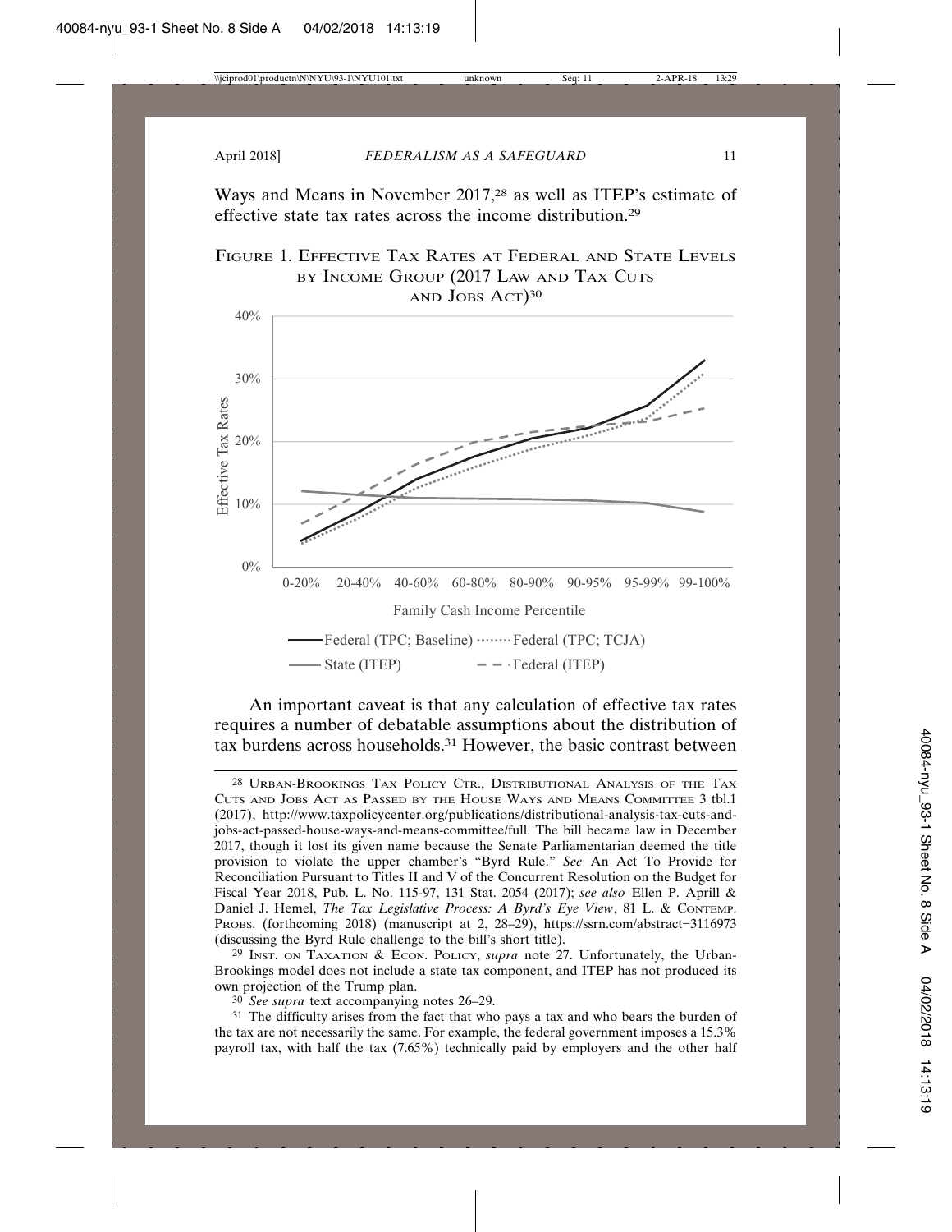Ways and Means in November 2017,[28] as well as ITEP's estimate of effective state tax rates across the income distribution.[29]

FIGURE 1. EFFECTIVE TAX RATES AT FEDERAL AND STATE LEVELS BY INCOME GROUP (2017 LAW AND TAX CUTS AND JOBS ACT)[30]

An important caveat is that any calculation of effective tax rates requires a number of debatable assumptions about the distribution of tax burdens across households.[31] However, the basic contrast between

[28] URBAN-BROOKINGS TAX POLICY CTR., DISTRIBUTIONAL ANALYSIS OF THE TAX CUTS AND JOBS ACT AS PASSED BY THE HOUSE WAYS AND MEANS COMMITTEE 3 tbl.1 (2017), http://www.taxpolicycenter.org/publications/distributional-analysis-tax-cuts-and-jobs-act-passed-house-ways-and-means-committee/full. The bill became law in December 2017, though it lost its given name because the Senate Parliamentarian deemed the title provision to violate the upper chamber's "Byrd Rule." *See* An Act To Provide for Reconciliation Pursuant to Titles II and V of the Concurrent Resolution on the Budget for Fiscal Year 2018, Pub. L. No. 115-97, 131 Stat. 2054 (2017); *see also* Ellen P. Aprill & Daniel J. Hemel, *The Tax Legislative Process: A Byrd's Eye View*, 81 L. & CONTEMP. PROBS. (forthcoming 2018) (manuscript at 2, 28–29), https://ssrn.com/abstract=3116973 (discussing the Byrd Rule challenge to the bill's short title).

[29] INST. ON TAXATION & ECON. POLICY, *supra* note 27. Unfortunately, the Urban-Brookings model does not include a state tax component, and ITEP has not produced its own projection of the Trump plan.

[30] *See supra* text accompanying notes 26–29.

[31] The difficulty arises from the fact that who pays a tax and who bears the burden of the tax are not necessarily the same. For example, the federal government imposes a 15.3% payroll tax, with half the tax (7.65%) technically paid by employers and the other half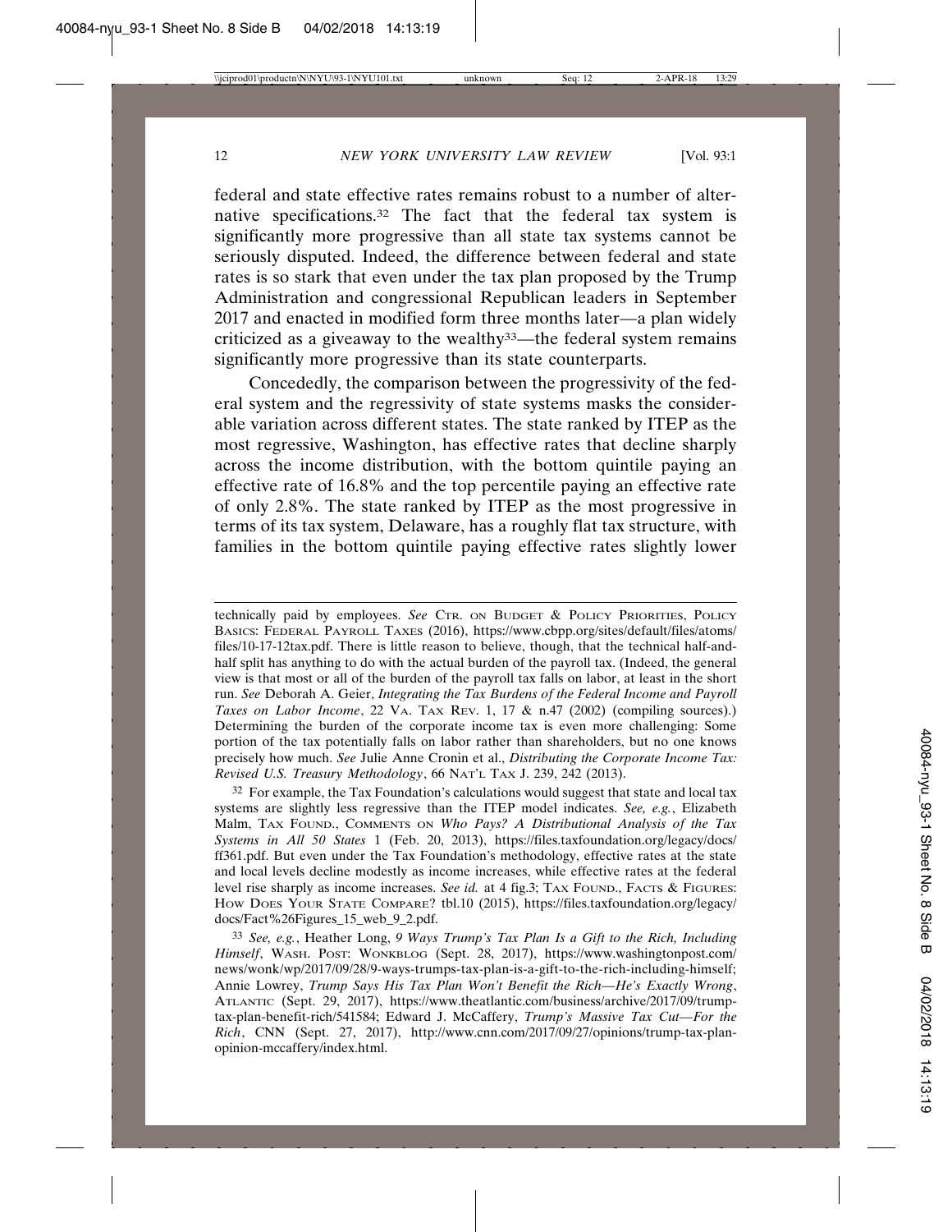federal and state effective rates remains robust to a number of alternative specifications.[32] The fact that the federal tax system is significantly more progressive than all state tax systems cannot be seriously disputed. Indeed, the difference between federal and state rates is so stark that even under the tax plan proposed by the Trump Administration and congressional Republican leaders in September 2017 and enacted in modified form three months later—a plan widely criticized as a giveaway to the wealthy[33]—the federal system remains significantly more progressive than its state counterparts.

Concededly, the comparison between the progressivity of the federal system and the regressivity of state systems masks the considerable variation across different states. The state ranked by ITEP as the most regressive, Washington, has effective rates that decline sharply across the income distribution, with the bottom quintile paying an effective rate of 16.8% and the top percentile paying an effective rate of only 2.8%. The state ranked by ITEP as the most progressive in terms of its tax system, Delaware, has a roughly flat tax structure, with families in the bottom quintile paying effective rates slightly lower

---

technically paid by employees. *See* CTR. ON BUDGET & POLICY PRIORITIES, POLICY BASICS: FEDERAL PAYROLL TAXES (2016), https://www.cbpp.org/sites/default/files/atoms/files/10-17-12tax.pdf. There is little reason to believe, though, that the technical half-and-half split has anything to do with the actual burden of the payroll tax. (Indeed, the general view is that most or all of the burden of the payroll tax falls on labor, at least in the short run. *See* Deborah A. Geier, *Integrating the Tax Burdens of the Federal Income and Payroll Taxes on Labor Income*, 22 VA. TAX REV. 1, 17 & n.47 (2002) (compiling sources).) Determining the burden of the corporate income tax is even more challenging: Some portion of the tax potentially falls on labor rather than shareholders, but no one knows precisely how much. *See* Julie Anne Cronin et al., *Distributing the Corporate Income Tax: Revised U.S. Treasury Methodology*, 66 NAT'L TAX J. 239, 242 (2013).

[32] For example, the Tax Foundation's calculations would suggest that state and local tax systems are slightly less regressive than the ITEP model indicates. *See, e.g.*, Elizabeth Malm, TAX FOUND., COMMENTS ON *Who Pays? A Distributional Analysis of the Tax Systems in All 50 States* 1 (Feb. 20, 2013), https://files.taxfoundation.org/legacy/docs/ff361.pdf. But even under the Tax Foundation's methodology, effective rates at the state and local levels decline modestly as income increases, while effective rates at the federal level rise sharply as income increases. *See id.* at 4 fig.3; TAX FOUND., FACTS & FIGURES: HOW DOES YOUR STATE COMPARE? tbl.10 (2015), https://files.taxfoundation.org/legacy/docs/Fact%26Figures_15_web_9_2.pdf.

[33] *See, e.g.*, Heather Long, *9 Ways Trump's Tax Plan Is a Gift to the Rich, Including Himself*, WASH. POST: WONKBLOG (Sept. 28, 2017), https://www.washingtonpost.com/news/wonk/wp/2017/09/28/9-ways-trumps-tax-plan-is-a-gift-to-the-rich-including-himself; Annie Lowrey, *Trump Says His Tax Plan Won't Benefit the Rich—He's Exactly Wrong*, ATLANTIC (Sept. 29, 2017), https://www.theatlantic.com/business/archive/2017/09/trump-tax-plan-benefit-rich/541584; Edward J. McCaffery, *Trump's Massive Tax Cut—For the Rich*, CNN (Sept. 27, 2017), http://www.cnn.com/2017/09/27/opinions/trump-tax-plan-opinion-mccaffery/index.html.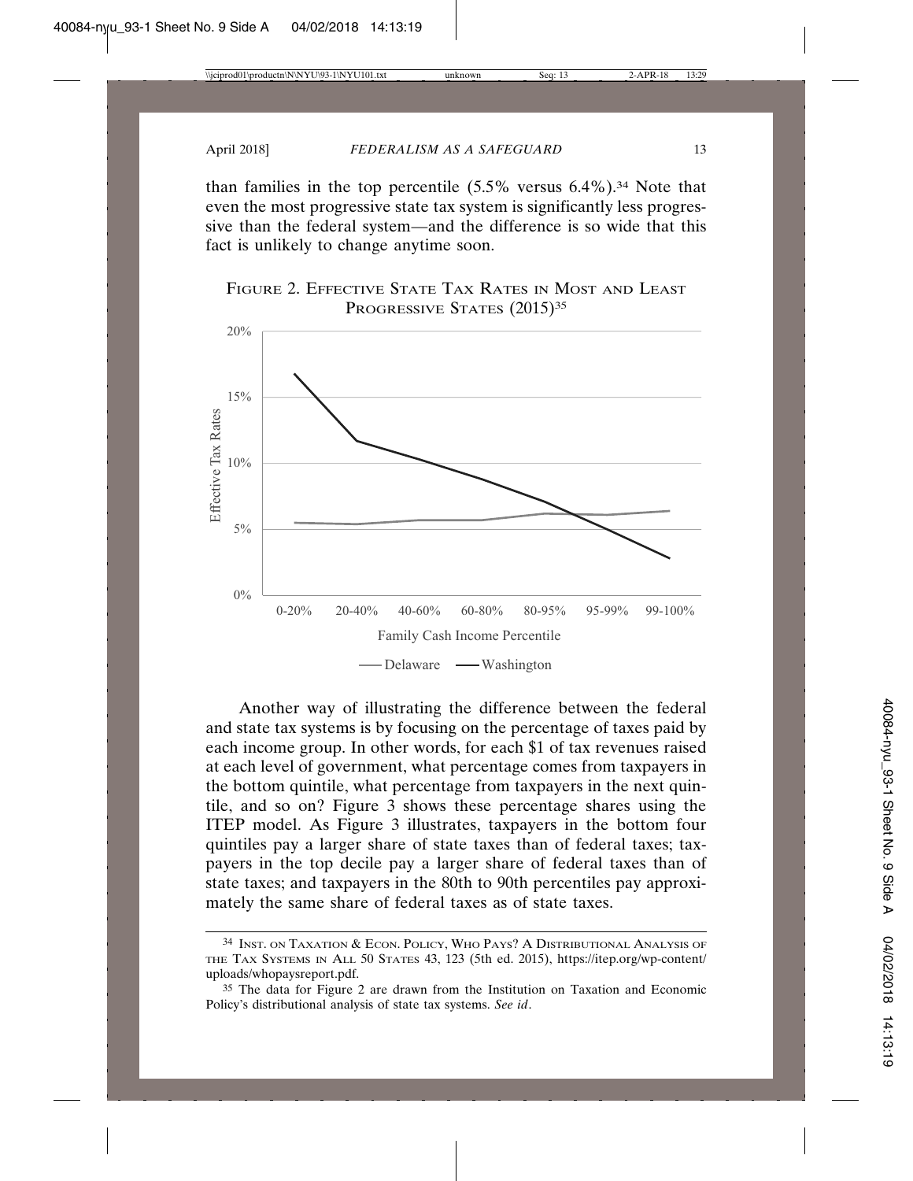than families in the top percentile (5.5% versus 6.4%).[34] Note that even the most progressive state tax system is significantly less progressive than the federal system—and the difference is so wide that this fact is unlikely to change anytime soon.

FIGURE 2. EFFECTIVE STATE TAX RATES IN MOST AND LEAST PROGRESSIVE STATES (2015)[35]

Another way of illustrating the difference between the federal and state tax systems is by focusing on the percentage of taxes paid by each income group. In other words, for each $1 of tax revenues raised at each level of government, what percentage comes from taxpayers in the bottom quintile, what percentage from taxpayers in the next quintile, and so on? Figure 3 shows these percentage shares using the ITEP model. As Figure 3 illustrates, taxpayers in the bottom four quintiles pay a larger share of state taxes than of federal taxes; taxpayers in the top decile pay a larger share of federal taxes than of state taxes; and taxpayers in the 80th to 90th percentiles pay approximately the same share of federal taxes as of state taxes.

---

[34] INST. ON TAXATION & ECON. POLICY, WHO PAYS? A DISTRIBUTIONAL ANALYSIS OF THE TAX SYSTEMS IN ALL 50 STATES 43, 123 (5th ed. 2015), https://itep.org/wp-content/uploads/whopaysreport.pdf.

[35] The data for Figure 2 are drawn from the Institution on Taxation and Economic Policy's distributional analysis of state tax systems. *See id*.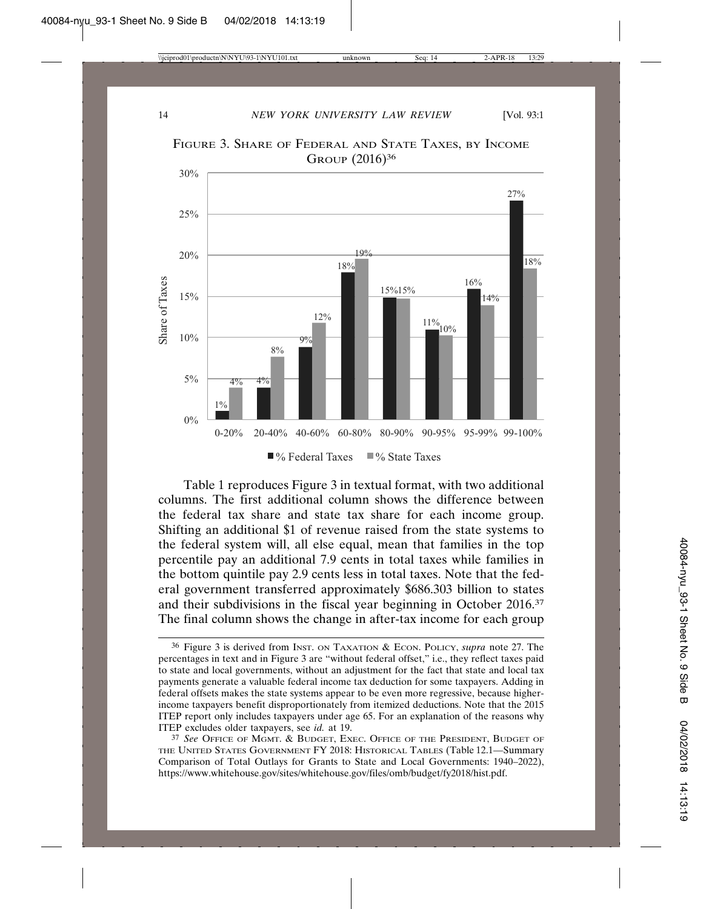FIGURE 3. SHARE OF FEDERAL AND STATE TAXES, BY INCOME GROUP (2016)[36]

| Income Group | % Federal Taxes | % State Taxes |
|---|---|---|
| 0-20% | 1% | 4% |
| 20-40% | 4% | 8% |
| 40-60% | 9% | 12% |
| 60-80% | 18% | 19% |
| 80-90% | 15% | 15% |
| 90-95% | 11% | 10% |
| 95-99% | 16% | 14% |
| 99-100% | 27% | 18% |

Table 1 reproduces Figure 3 in textual format, with two additional columns. The first additional column shows the difference between the federal tax share and state tax share for each income group. Shifting an additional $1 of revenue raised from the state systems to the federal system will, all else equal, mean that families in the top percentile pay an additional 7.9 cents in total taxes while families in the bottom quintile pay 2.9 cents less in total taxes. Note that the federal government transferred approximately $686.303 billion to states and their subdivisions in the fiscal year beginning in October 2016.[37] The final column shows the change in after-tax income for each group

---

[36] Figure 3 is derived from INST. ON TAXATION & ECON. POLICY, *supra* note 27. The percentages in text and in Figure 3 are "without federal offset," i.e., they reflect taxes paid to state and local governments, without an adjustment for the fact that state and local tax payments generate a valuable federal income tax deduction for some taxpayers. Adding in federal offsets makes the state systems appear to be even more regressive, because higher-income taxpayers benefit disproportionately from itemized deductions. Note that the 2015 ITEP report only includes taxpayers under age 65. For an explanation of the reasons why ITEP excludes older taxpayers, see *id.* at 19.

[37] *See* OFFICE OF MGMT. & BUDGET, EXEC. OFFICE OF THE PRESIDENT, BUDGET OF THE UNITED STATES GOVERNMENT FY 2018: HISTORICAL TABLES (Table 12.1—Summary Comparison of Total Outlays for Grants to State and Local Governments: 1940–2022), https://www.whitehouse.gov/sites/whitehouse.gov/files/omb/budget/fy2018/hist.pdf.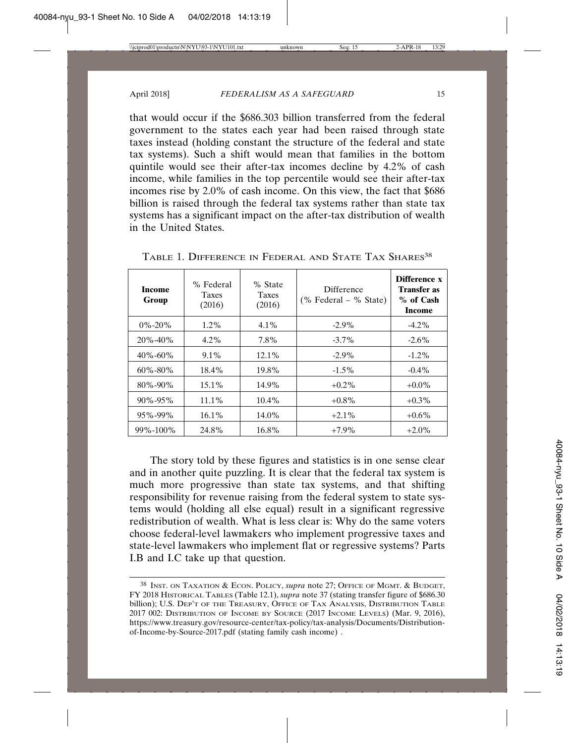that would occur if the $686.303 billion transferred from the federal government to the states each year had been raised through state taxes instead (holding constant the structure of the federal and state tax systems). Such a shift would mean that families in the bottom quintile would see their after-tax incomes decline by 4.2% of cash income, while families in the top percentile would see their after-tax incomes rise by 2.0% of cash income. On this view, the fact that $686 billion is raised through the federal tax systems rather than state tax systems has a significant impact on the after-tax distribution of wealth in the United States.

TABLE 1. DIFFERENCE IN FEDERAL AND STATE TAX SHARES[38]

| **Income Group** | % Federal Taxes (2016) | % State Taxes (2016) | Difference (% Federal – % State) | **Difference x Transfer as % of Cash Income** |
|---|---|---|---|---|
| 0%-20% | 1.2% | 4.1% | -2.9% | -4.2% |
| 20%-40% | 4.2% | 7.8% | -3.7% | -2.6% |
| 40%-60% | 9.1% | 12.1% | -2.9% | -1.2% |
| 60%-80% | 18.4% | 19.8% | -1.5% | -0.4% |
| 80%-90% | 15.1% | 14.9% | +0.2% | +0.0% |
| 90%-95% | 11.1% | 10.4% | +0.8% | +0.3% |
| 95%-99% | 16.1% | 14.0% | +2.1% | +0.6% |
| 99%-100% | 24.8% | 16.8% | +7.9% | +2.0% |

The story told by these figures and statistics is in one sense clear and in another quite puzzling. It is clear that the federal tax system is much more progressive than state tax systems, and that shifting responsibility for revenue raising from the federal system to state systems would (holding all else equal) result in a significant regressive redistribution of wealth. What is less clear is: Why do the same voters choose federal-level lawmakers who implement progressive taxes and state-level lawmakers who implement flat or regressive systems? Parts I.B and I.C take up that question.

[38] INST. ON TAXATION & ECON. POLICY, *supra* note 27; OFFICE OF MGMT. & BUDGET, FY 2018 HISTORICAL TABLES (Table 12.1), *supra* note 37 (stating transfer figure of $686.30 billion); U.S. DEP'T OF THE TREASURY, OFFICE OF TAX ANALYSIS, DISTRIBUTION TABLE 2017 002: DISTRIBUTION OF INCOME BY SOURCE (2017 INCOME LEVELS) (Mar. 9, 2016), https://www.treasury.gov/resource-center/tax-policy/tax-analysis/Documents/Distribution-of-Income-by-Source-2017.pdf (stating family cash income) .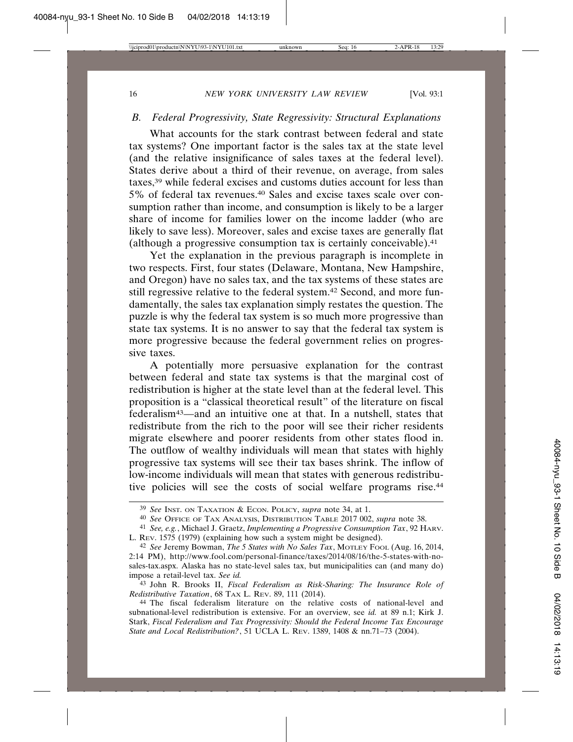### *B. Federal Progressivity, State Regressivity: Structural Explanations*

What accounts for the stark contrast between federal and state tax systems? One important factor is the sales tax at the state level (and the relative insignificance of sales taxes at the federal level). States derive about a third of their revenue, on average, from sales taxes,[39] while federal excises and customs duties account for less than 5% of federal tax revenues.[40] Sales and excise taxes scale over consumption rather than income, and consumption is likely to be a larger share of income for families lower on the income ladder (who are likely to save less). Moreover, sales and excise taxes are generally flat (although a progressive consumption tax is certainly conceivable).[41]

Yet the explanation in the previous paragraph is incomplete in two respects. First, four states (Delaware, Montana, New Hampshire, and Oregon) have no sales tax, and the tax systems of these states are still regressive relative to the federal system.[42] Second, and more fundamentally, the sales tax explanation simply restates the question. The puzzle is why the federal tax system is so much more progressive than state tax systems. It is no answer to say that the federal tax system is more progressive because the federal government relies on progressive taxes.

A potentially more persuasive explanation for the contrast between federal and state tax systems is that the marginal cost of redistribution is higher at the state level than at the federal level. This proposition is a "classical theoretical result" of the literature on fiscal federalism[43]—and an intuitive one at that. In a nutshell, states that redistribute from the rich to the poor will see their richer residents migrate elsewhere and poorer residents from other states flood in. The outflow of wealthy individuals will mean that states with highly progressive tax systems will see their tax bases shrink. The inflow of low-income individuals will mean that states with generous redistributive policies will see the costs of social welfare programs rise.[44]

---

[39] *See* Inst. on Taxation & Econ. Policy, *supra* note 34, at 1.

[40] *See* Office of Tax Analysis, Distribution Table 2017 002, *supra* note 38.

[41] *See, e.g.*, Michael J. Graetz, *Implementing a Progressive Consumption Tax*, 92 Harv. L. Rev. 1575 (1979) (explaining how such a system might be designed).

[42] *See* Jeremy Bowman, *The 5 States with No Sales Tax*, Motley Fool (Aug. 16, 2014, 2:14 PM), http://www.fool.com/personal-finance/taxes/2014/08/16/the-5-states-with-no-sales-tax.aspx. Alaska has no state-level sales tax, but municipalities can (and many do) impose a retail-level tax. *See id.*

[43] John R. Brooks II, *Fiscal Federalism as Risk-Sharing: The Insurance Role of Redistributive Taxation*, 68 Tax L. Rev. 89, 111 (2014).

[44] The fiscal federalism literature on the relative costs of national-level and subnational-level redistribution is extensive. For an overview, see *id.* at 89 n.1; Kirk J. Stark, *Fiscal Federalism and Tax Progressivity: Should the Federal Income Tax Encourage State and Local Redistribution?*, 51 UCLA L. Rev. 1389, 1408 & nn.71–73 (2004).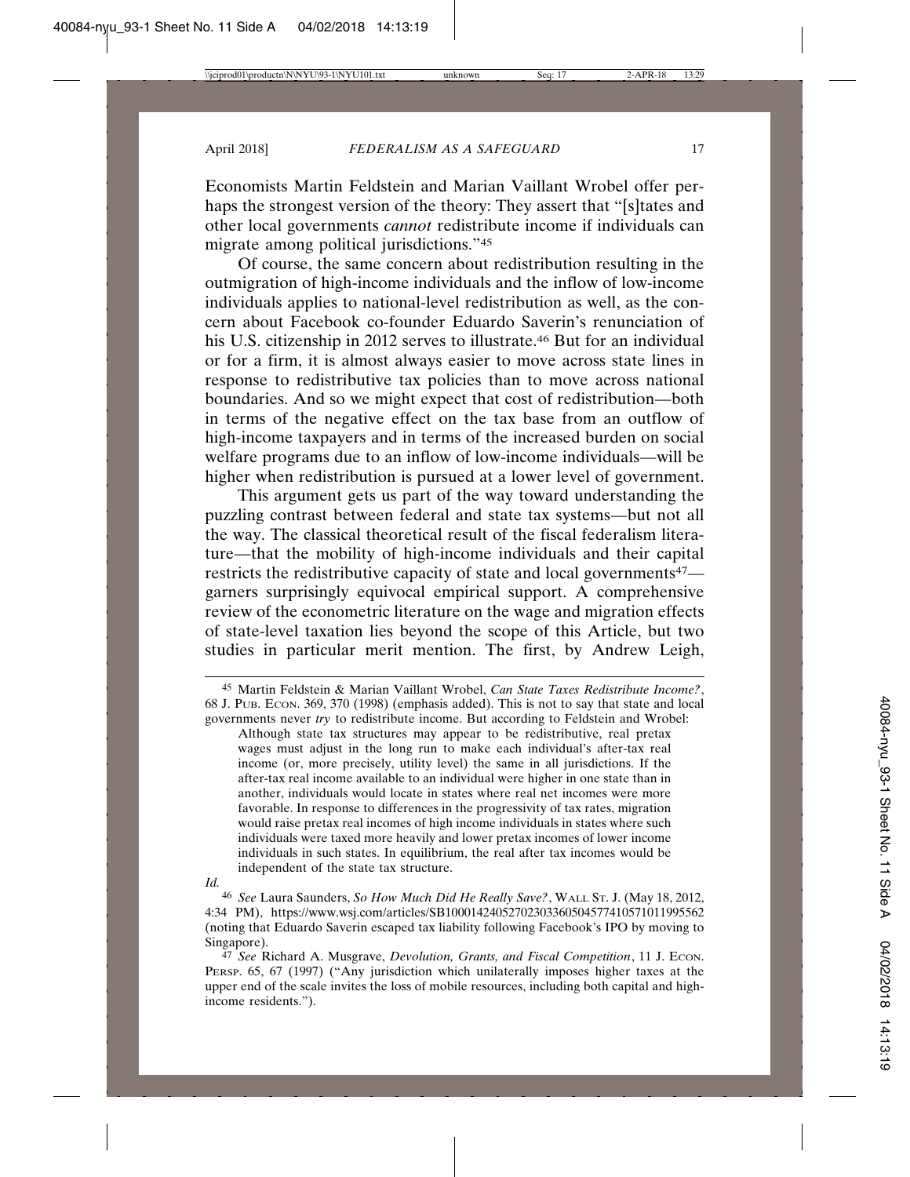Economists Martin Feldstein and Marian Vaillant Wrobel offer perhaps the strongest version of the theory: They assert that "[s]tates and other local governments *cannot* redistribute income if individuals can migrate among political jurisdictions."[45]

Of course, the same concern about redistribution resulting in the outmigration of high-income individuals and the inflow of low-income individuals applies to national-level redistribution as well, as the concern about Facebook co-founder Eduardo Saverin's renunciation of his U.S. citizenship in 2012 serves to illustrate.[46] But for an individual or for a firm, it is almost always easier to move across state lines in response to redistributive tax policies than to move across national boundaries. And so we might expect that cost of redistribution—both in terms of the negative effect on the tax base from an outflow of high-income taxpayers and in terms of the increased burden on social welfare programs due to an inflow of low-income individuals—will be higher when redistribution is pursued at a lower level of government.

This argument gets us part of the way toward understanding the puzzling contrast between federal and state tax systems—but not all the way. The classical theoretical result of the fiscal federalism literature—that the mobility of high-income individuals and their capital restricts the redistributive capacity of state and local governments[47]—garners surprisingly equivocal empirical support. A comprehensive review of the econometric literature on the wage and migration effects of state-level taxation lies beyond the scope of this Article, but two studies in particular merit mention. The first, by Andrew Leigh,

---

[45] Martin Feldstein & Marian Vaillant Wrobel, *Can State Taxes Redistribute Income?*, 68 J. Pub. Econ. 369, 370 (1998) (emphasis added). This is not to say that state and local governments never *try* to redistribute income. But according to Feldstein and Wrobel:

> Although state tax structures may appear to be redistributive, real pretax wages must adjust in the long run to make each individual's after-tax real income (or, more precisely, utility level) the same in all jurisdictions. If the after-tax real income available to an individual were higher in one state than in another, individuals would locate in states where real net incomes were more favorable. In response to differences in the progressivity of tax rates, migration would raise pretax real incomes of high income individuals in states where such individuals were taxed more heavily and lower pretax incomes of lower income individuals in such states. In equilibrium, the real after tax incomes would be independent of the state tax structure.

*Id.*

[46] *See* Laura Saunders, *So How Much Did He Really Save?*, Wall St. J. (May 18, 2012, 4:34 PM), https://www.wsj.com/articles/SB10001424052702303360504577410571011995562 (noting that Eduardo Saverin escaped tax liability following Facebook's IPO by moving to Singapore).

[47] *See* Richard A. Musgrave, *Devolution, Grants, and Fiscal Competition*, 11 J. Econ. Persp. 65, 67 (1997) ("Any jurisdiction which unilaterally imposes higher taxes at the upper end of the scale invites the loss of mobile resources, including both capital and high-income residents.").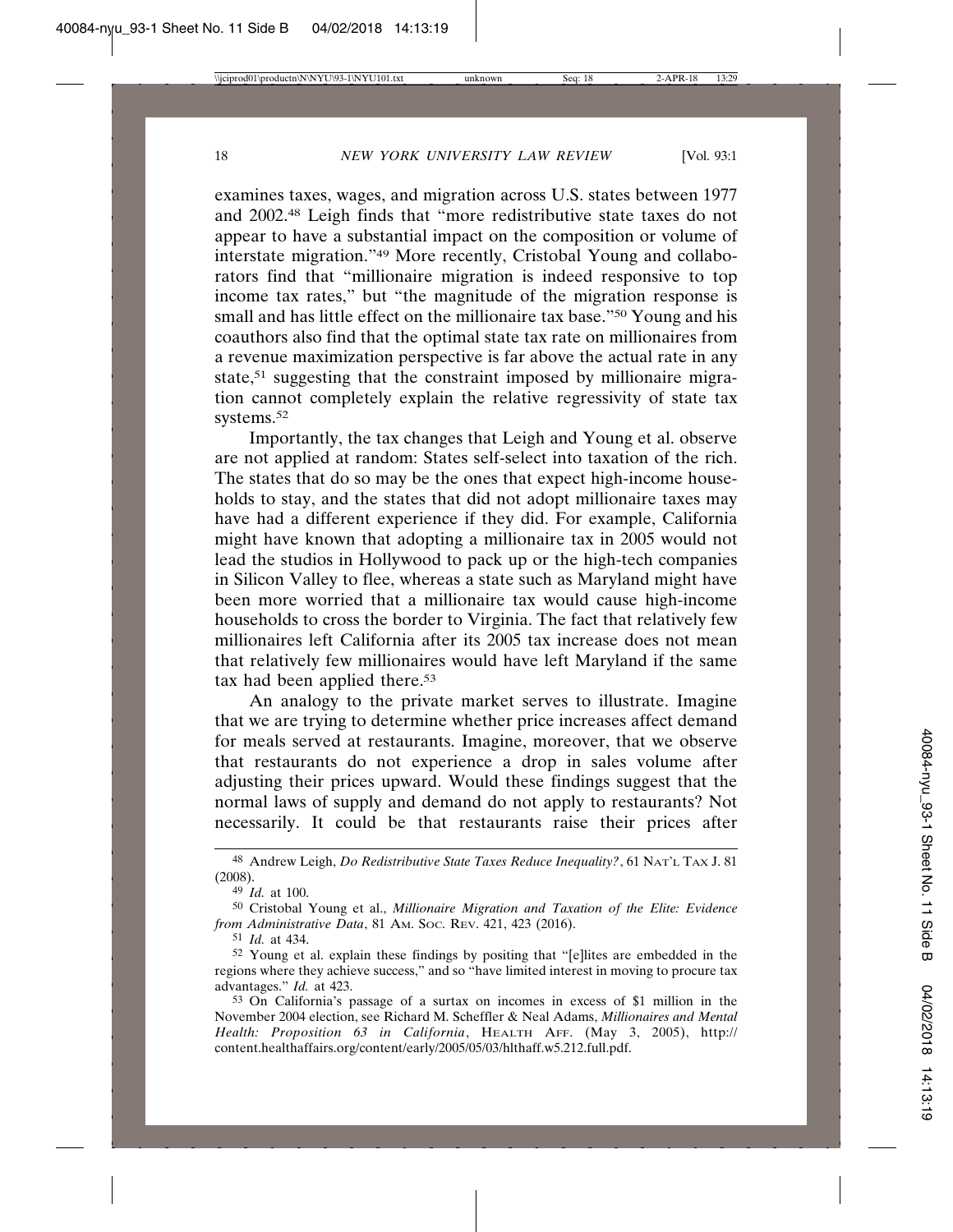examines taxes, wages, and migration across U.S. states between 1977 and 2002.[48] Leigh finds that "more redistributive state taxes do not appear to have a substantial impact on the composition or volume of interstate migration."[49] More recently, Cristobal Young and collaborators find that "millionaire migration is indeed responsive to top income tax rates," but "the magnitude of the migration response is small and has little effect on the millionaire tax base."[50] Young and his coauthors also find that the optimal state tax rate on millionaires from a revenue maximization perspective is far above the actual rate in any state,[51] suggesting that the constraint imposed by millionaire migration cannot completely explain the relative regressivity of state tax systems.[52]

Importantly, the tax changes that Leigh and Young et al. observe are not applied at random: States self-select into taxation of the rich. The states that do so may be the ones that expect high-income households to stay, and the states that did not adopt millionaire taxes may have had a different experience if they did. For example, California might have known that adopting a millionaire tax in 2005 would not lead the studios in Hollywood to pack up or the high-tech companies in Silicon Valley to flee, whereas a state such as Maryland might have been more worried that a millionaire tax would cause high-income households to cross the border to Virginia. The fact that relatively few millionaires left California after its 2005 tax increase does not mean that relatively few millionaires would have left Maryland if the same tax had been applied there.[53]

An analogy to the private market serves to illustrate. Imagine that we are trying to determine whether price increases affect demand for meals served at restaurants. Imagine, moreover, that we observe that restaurants do not experience a drop in sales volume after adjusting their prices upward. Would these findings suggest that the normal laws of supply and demand do not apply to restaurants? Not necessarily. It could be that restaurants raise their prices after

---

[48] Andrew Leigh, *Do Redistributive State Taxes Reduce Inequality?*, 61 NAT'L TAX J. 81 (2008).

[49] *Id.* at 100.

[50] Cristobal Young et al., *Millionaire Migration and Taxation of the Elite: Evidence from Administrative Data*, 81 AM. SOC. REV. 421, 423 (2016).

[51] *Id.* at 434.

[52] Young et al. explain these findings by positing that "[e]lites are embedded in the regions where they achieve success," and so "have limited interest in moving to procure tax advantages." *Id.* at 423.

[53] On California's passage of a surtax on incomes in excess of $1 million in the November 2004 election, see Richard M. Scheffler & Neal Adams, *Millionaires and Mental Health: Proposition 63 in California*, HEALTH AFF. (May 3, 2005), http://content.healthaffairs.org/content/early/2005/05/03/hlthaff.w5.212.full.pdf.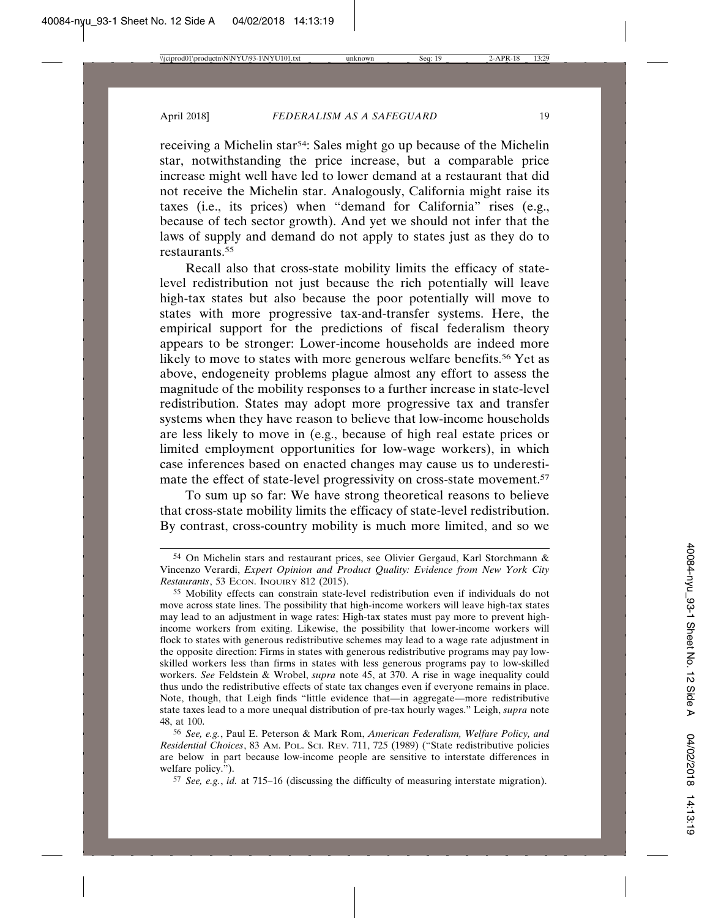receiving a Michelin star[54]: Sales might go up because of the Michelin star, notwithstanding the price increase, but a comparable price increase might well have led to lower demand at a restaurant that did not receive the Michelin star. Analogously, California might raise its taxes (i.e., its prices) when "demand for California" rises (e.g., because of tech sector growth). And yet we should not infer that the laws of supply and demand do not apply to states just as they do to restaurants.[55]

Recall also that cross-state mobility limits the efficacy of state-level redistribution not just because the rich potentially will leave high-tax states but also because the poor potentially will move to states with more progressive tax-and-transfer systems. Here, the empirical support for the predictions of fiscal federalism theory appears to be stronger: Lower-income households are indeed more likely to move to states with more generous welfare benefits.[56] Yet as above, endogeneity problems plague almost any effort to assess the magnitude of the mobility responses to a further increase in state-level redistribution. States may adopt more progressive tax and transfer systems when they have reason to believe that low-income households are less likely to move in (e.g., because of high real estate prices or limited employment opportunities for low-wage workers), in which case inferences based on enacted changes may cause us to underestimate the effect of state-level progressivity on cross-state movement.[57]

To sum up so far: We have strong theoretical reasons to believe that cross-state mobility limits the efficacy of state-level redistribution. By contrast, cross-country mobility is much more limited, and so we

---

[54] On Michelin stars and restaurant prices, see Olivier Gergaud, Karl Storchmann & Vincenzo Verardi, *Expert Opinion and Product Quality: Evidence from New York City Restaurants*, 53 ECON. INQUIRY 812 (2015).

[55] Mobility effects can constrain state-level redistribution even if individuals do not move across state lines. The possibility that high-income workers will leave high-tax states may lead to an adjustment in wage rates: High-tax states must pay more to prevent high-income workers from exiting. Likewise, the possibility that lower-income workers will flock to states with generous redistributive schemes may lead to a wage rate adjustment in the opposite direction: Firms in states with generous redistributive programs may pay low-skilled workers less than firms in states with less generous programs pay to low-skilled workers. *See* Feldstein & Wrobel, *supra* note 45, at 370. A rise in wage inequality could thus undo the redistributive effects of state tax changes even if everyone remains in place. Note, though, that Leigh finds "little evidence that—in aggregate—more redistributive state taxes lead to a more unequal distribution of pre-tax hourly wages." Leigh, *supra* note 48, at 100.

[56] *See, e.g.*, Paul E. Peterson & Mark Rom, *American Federalism, Welfare Policy, and Residential Choices*, 83 AM. POL. SCI. REV. 711, 725 (1989) ("State redistributive policies are below in part because low-income people are sensitive to interstate differences in welfare policy.").

[57] *See, e.g.*, *id.* at 715–16 (discussing the difficulty of measuring interstate migration).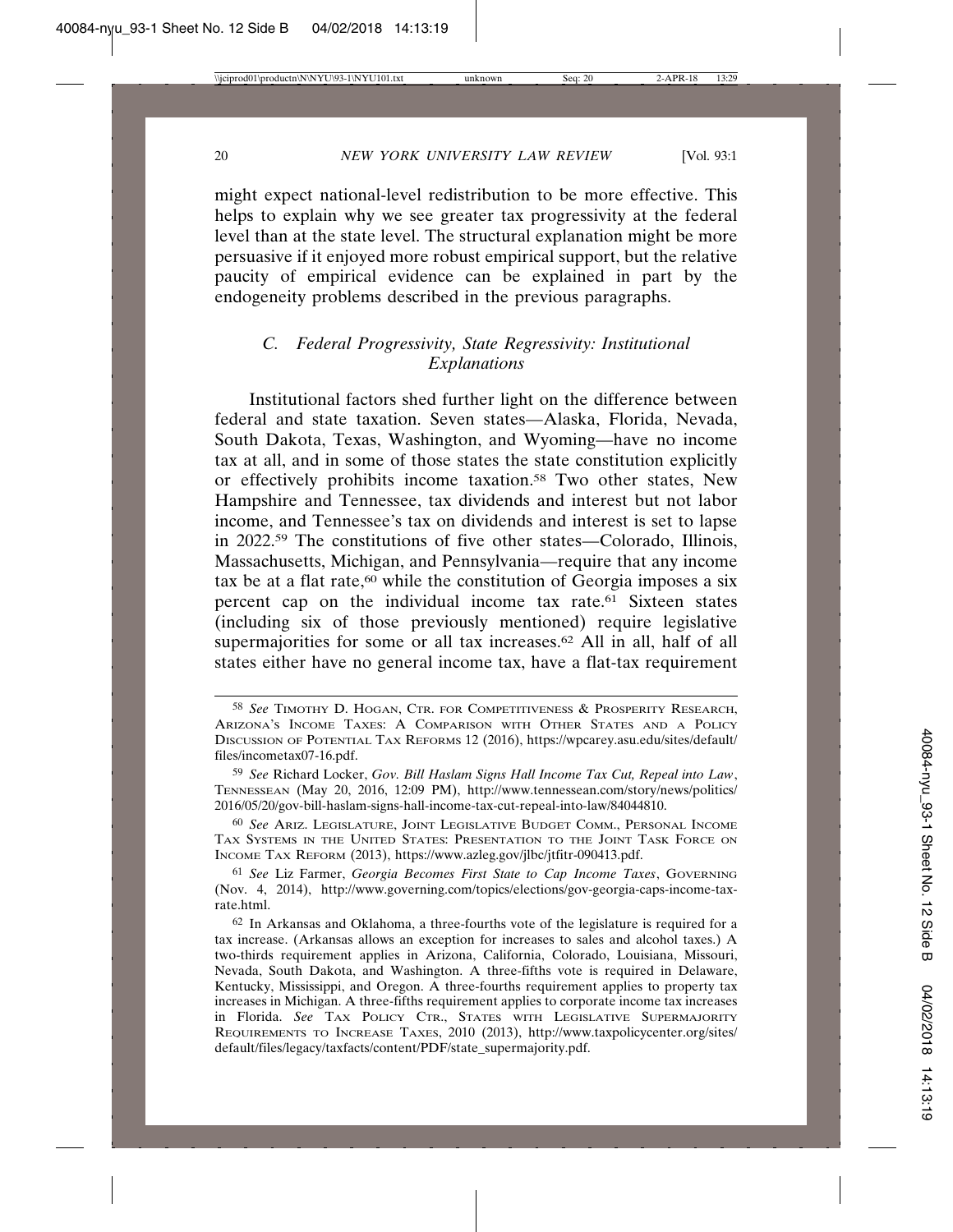might expect national-level redistribution to be more effective. This helps to explain why we see greater tax progressivity at the federal level than at the state level. The structural explanation might be more persuasive if it enjoyed more robust empirical support, but the relative paucity of empirical evidence can be explained in part by the endogeneity problems described in the previous paragraphs.

### C. Federal Progressivity, State Regressivity: Institutional Explanations

Institutional factors shed further light on the difference between federal and state taxation. Seven states—Alaska, Florida, Nevada, South Dakota, Texas, Washington, and Wyoming—have no income tax at all, and in some of those states the state constitution explicitly or effectively prohibits income taxation.[58] Two other states, New Hampshire and Tennessee, tax dividends and interest but not labor income, and Tennessee's tax on dividends and interest is set to lapse in 2022.[59] The constitutions of five other states—Colorado, Illinois, Massachusetts, Michigan, and Pennsylvania—require that any income tax be at a flat rate,[60] while the constitution of Georgia imposes a six percent cap on the individual income tax rate.[61] Sixteen states (including six of those previously mentioned) require legislative supermajorities for some or all tax increases.[62] All in all, half of all states either have no general income tax, have a flat-tax requirement

---

[58] *See* TIMOTHY D. HOGAN, CTR. FOR COMPETITIVENESS & PROSPERITY RESEARCH, ARIZONA'S INCOME TAXES: A COMPARISON WITH OTHER STATES AND A POLICY DISCUSSION OF POTENTIAL TAX REFORMS 12 (2016), https://wpcarey.asu.edu/sites/default/files/incometax07-16.pdf.

[59] *See* Richard Locker, *Gov. Bill Haslam Signs Hall Income Tax Cut, Repeal into Law*, TENNESSEAN (May 20, 2016, 12:09 PM), http://www.tennessean.com/story/news/politics/2016/05/20/gov-bill-haslam-signs-hall-income-tax-cut-repeal-into-law/84044810.

[60] *See* ARIZ. LEGISLATURE, JOINT LEGISLATIVE BUDGET COMM., PERSONAL INCOME TAX SYSTEMS IN THE UNITED STATES: PRESENTATION TO THE JOINT TASK FORCE ON INCOME TAX REFORM (2013), https://www.azleg.gov/jlbc/jtfitr-090413.pdf.

[61] *See* Liz Farmer, *Georgia Becomes First State to Cap Income Taxes*, GOVERNING (Nov. 4, 2014), http://www.governing.com/topics/elections/gov-georgia-caps-income-tax-rate.html.

[62] In Arkansas and Oklahoma, a three-fourths vote of the legislature is required for a tax increase. (Arkansas allows an exception for increases to sales and alcohol taxes.) A two-thirds requirement applies in Arizona, California, Colorado, Louisiana, Missouri, Nevada, South Dakota, and Washington. A three-fifths vote is required in Delaware, Kentucky, Mississippi, and Oregon. A three-fourths requirement applies to property tax increases in Michigan. A three-fifths requirement applies to corporate income tax increases in Florida. *See* TAX POLICY CTR., STATES WITH LEGISLATIVE SUPERMAJORITY REQUIREMENTS TO INCREASE TAXES, 2010 (2013), http://www.taxpolicycenter.org/sites/default/files/legacy/taxfacts/content/PDF/state_supermajority.pdf.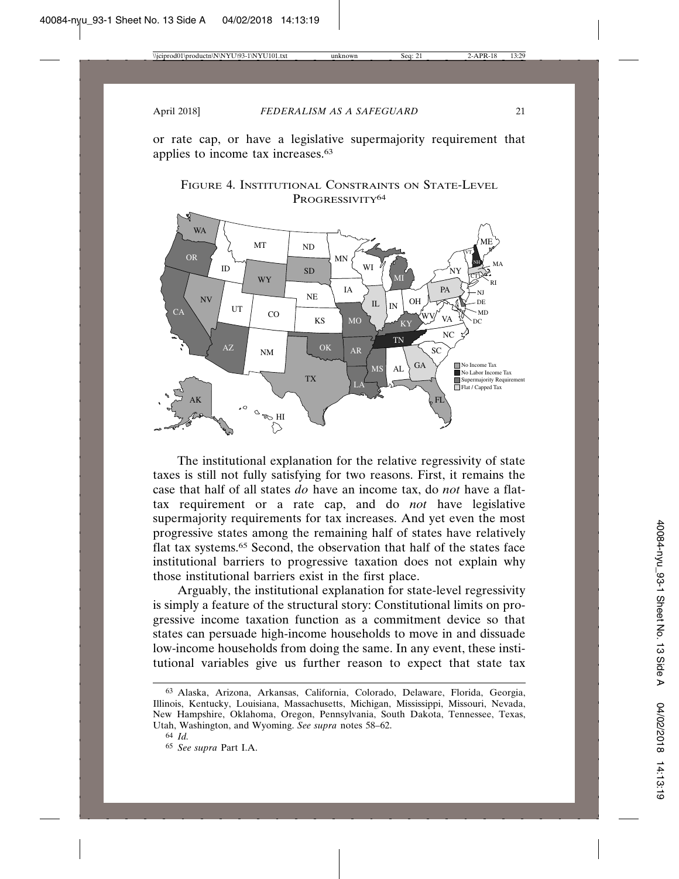or rate cap, or have a legislative supermajority requirement that applies to income tax increases.[63]

FIGURE 4. INSTITUTIONAL CONSTRAINTS ON STATE-LEVEL PROGRESSIVITY[64]

The institutional explanation for the relative regressivity of state taxes is still not fully satisfying for two reasons. First, it remains the case that half of all states *do* have an income tax, do *not* have a flat-tax requirement or a rate cap, and do *not* have legislative supermajority requirements for tax increases. And yet even the most progressive states among the remaining half of states have relatively flat tax systems.[65] Second, the observation that half of the states face institutional barriers to progressive taxation does not explain why those institutional barriers exist in the first place.

Arguably, the institutional explanation for state-level regressivity is simply a feature of the structural story: Constitutional limits on progressive income taxation function as a commitment device so that states can persuade high-income households to move in and dissuade low-income households from doing the same. In any event, these institutional variables give us further reason to expect that state tax

---

[63] Alaska, Arizona, Arkansas, California, Colorado, Delaware, Florida, Georgia, Illinois, Kentucky, Louisiana, Massachusetts, Michigan, Mississippi, Missouri, Nevada, New Hampshire, Oklahoma, Oregon, Pennsylvania, South Dakota, Tennessee, Texas, Utah, Washington, and Wyoming. *See supra* notes 58–62.

[64] *Id.*

[65] *See supra* Part I.A.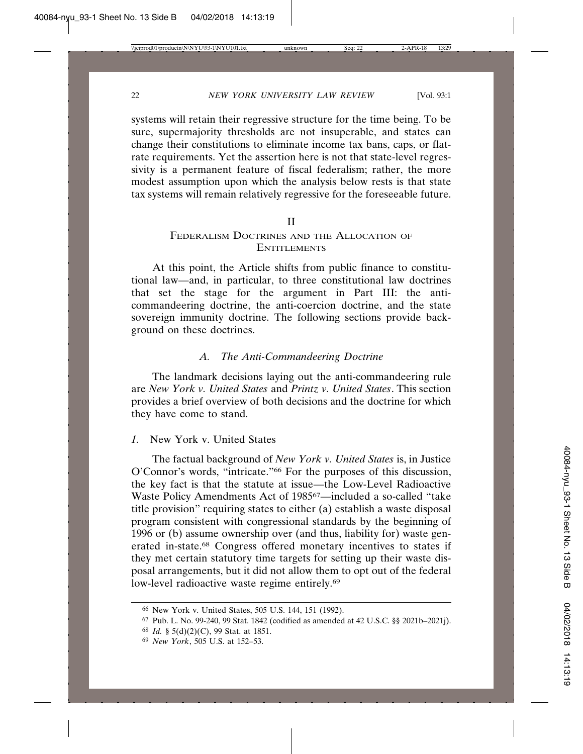systems will retain their regressive structure for the time being. To be sure, supermajority thresholds are not insuperable, and states can change their constitutions to eliminate income tax bans, caps, or flat-rate requirements. Yet the assertion here is not that state-level regressivity is a permanent feature of fiscal federalism; rather, the more modest assumption upon which the analysis below rests is that state tax systems will remain relatively regressive for the foreseeable future.

## II
## Federalism Doctrines and the Allocation of Entitlements

At this point, the Article shifts from public finance to constitutional law—and, in particular, to three constitutional law doctrines that set the stage for the argument in Part III: the anti-commandeering doctrine, the anti-coercion doctrine, and the state sovereign immunity doctrine. The following sections provide background on these doctrines.

### *A. The Anti-Commandeering Doctrine*

The landmark decisions laying out the anti-commandeering rule are *New York v. United States* and *Printz v. United States*. This section provides a brief overview of both decisions and the doctrine for which they have come to stand.

#### *1.* New York v. United States

The factual background of *New York v. United States* is, in Justice O'Connor's words, "intricate."[66] For the purposes of this discussion, the key fact is that the statute at issue—the Low-Level Radioactive Waste Policy Amendments Act of 1985[67]—included a so-called "take title provision" requiring states to either (a) establish a waste disposal program consistent with congressional standards by the beginning of 1996 or (b) assume ownership over (and thus, liability for) waste generated in-state.[68] Congress offered monetary incentives to states if they met certain statutory time targets for setting up their waste disposal arrangements, but it did not allow them to opt out of the federal low-level radioactive waste regime entirely.[69]

---

[66] New York v. United States, 505 U.S. 144, 151 (1992).

[67] Pub. L. No. 99-240, 99 Stat. 1842 (codified as amended at 42 U.S.C. §§ 2021b–2021j).

[68] *Id.* § 5(d)(2)(C), 99 Stat. at 1851.

[69] *New York*, 505 U.S. at 152–53.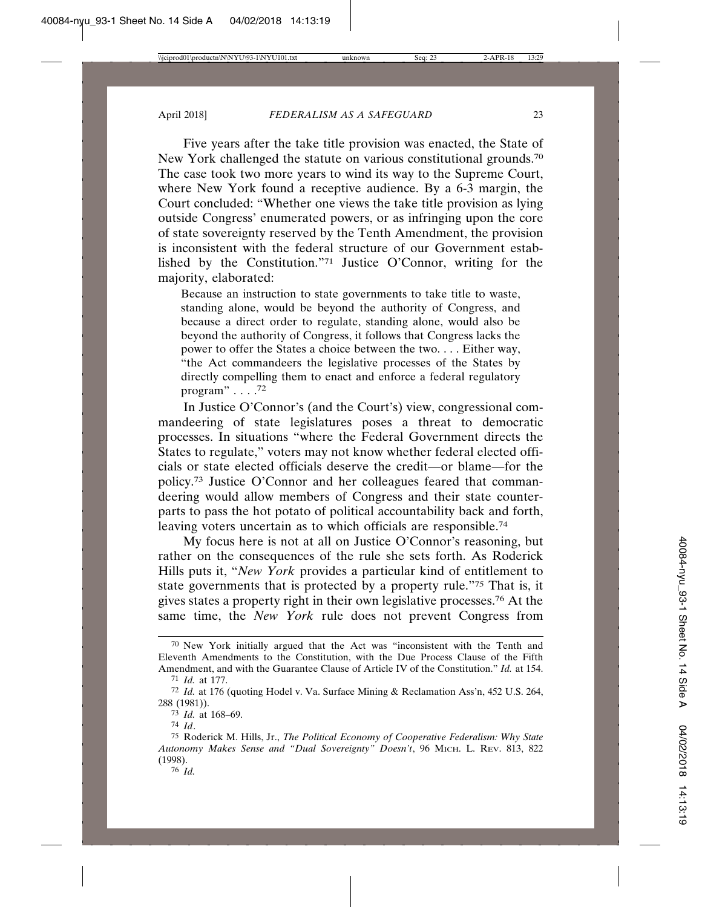Five years after the take title provision was enacted, the State of New York challenged the statute on various constitutional grounds.[70] The case took two more years to wind its way to the Supreme Court, where New York found a receptive audience. By a 6-3 margin, the Court concluded: "Whether one views the take title provision as lying outside Congress' enumerated powers, or as infringing upon the core of state sovereignty reserved by the Tenth Amendment, the provision is inconsistent with the federal structure of our Government established by the Constitution."[71] Justice O'Connor, writing for the majority, elaborated:

> Because an instruction to state governments to take title to waste, standing alone, would be beyond the authority of Congress, and because a direct order to regulate, standing alone, would also be beyond the authority of Congress, it follows that Congress lacks the power to offer the States a choice between the two. . . . Either way, "the Act commandeers the legislative processes of the States by directly compelling them to enact and enforce a federal regulatory program" . . . .[72]

In Justice O'Connor's (and the Court's) view, congressional commandeering of state legislatures poses a threat to democratic processes. In situations "where the Federal Government directs the States to regulate," voters may not know whether federal elected officials or state elected officials deserve the credit—or blame—for the policy.[73] Justice O'Connor and her colleagues feared that commandeering would allow members of Congress and their state counterparts to pass the hot potato of political accountability back and forth, leaving voters uncertain as to which officials are responsible.[74]

My focus here is not at all on Justice O'Connor's reasoning, but rather on the consequences of the rule she sets forth. As Roderick Hills puts it, "*New York* provides a particular kind of entitlement to state governments that is protected by a property rule."[75] That is, it gives states a property right in their own legislative processes.[76] At the same time, the *New York* rule does not prevent Congress from

---

[70] New York initially argued that the Act was "inconsistent with the Tenth and Eleventh Amendments to the Constitution, with the Due Process Clause of the Fifth Amendment, and with the Guarantee Clause of Article IV of the Constitution." *Id.* at 154.

[71] *Id.* at 177.

[72] *Id.* at 176 (quoting Hodel v. Va. Surface Mining & Reclamation Ass'n, 452 U.S. 264, 288 (1981)).

[73] *Id.* at 168–69.

[74] *Id*.

[75] Roderick M. Hills, Jr., *The Political Economy of Cooperative Federalism: Why State Autonomy Makes Sense and "Dual Sovereignty" Doesn't*, 96 MICH. L. REV. 813, 822 (1998).

[76] *Id.*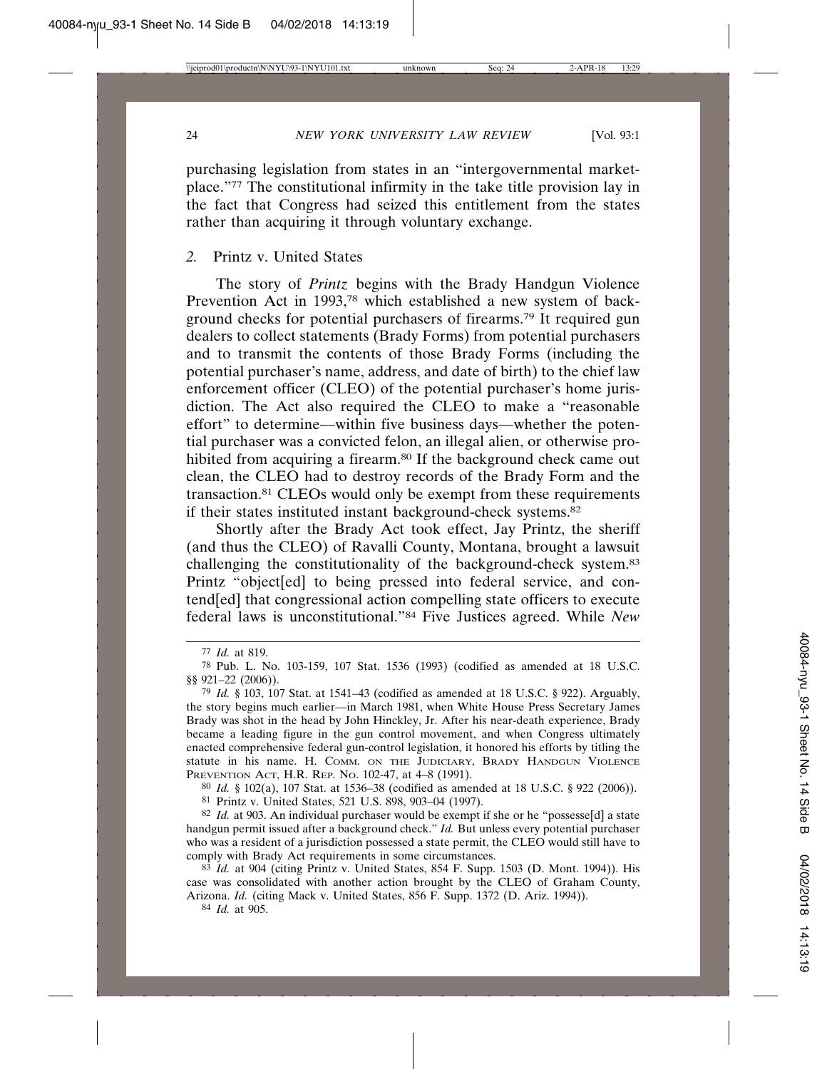purchasing legislation from states in an "intergovernmental marketplace."[77] The constitutional infirmity in the take title provision lay in the fact that Congress had seized this entitlement from the states rather than acquiring it through voluntary exchange.

### *2.* Printz v. United States

The story of *Printz* begins with the Brady Handgun Violence Prevention Act in 1993,[78] which established a new system of background checks for potential purchasers of firearms.[79] It required gun dealers to collect statements (Brady Forms) from potential purchasers and to transmit the contents of those Brady Forms (including the potential purchaser's name, address, and date of birth) to the chief law enforcement officer (CLEO) of the potential purchaser's home jurisdiction. The Act also required the CLEO to make a "reasonable effort" to determine—within five business days—whether the potential purchaser was a convicted felon, an illegal alien, or otherwise prohibited from acquiring a firearm.[80] If the background check came out clean, the CLEO had to destroy records of the Brady Form and the transaction.[81] CLEOs would only be exempt from these requirements if their states instituted instant background-check systems.[82]

Shortly after the Brady Act took effect, Jay Printz, the sheriff (and thus the CLEO) of Ravalli County, Montana, brought a lawsuit challenging the constitutionality of the background-check system.[83] Printz "object[ed] to being pressed into federal service, and contend[ed] that congressional action compelling state officers to execute federal laws is unconstitutional."[84] Five Justices agreed. While *New*

---

[77] *Id.* at 819.

[78] Pub. L. No. 103-159, 107 Stat. 1536 (1993) (codified as amended at 18 U.S.C. §§ 921–22 (2006)).

[79] *Id.* § 103, 107 Stat. at 1541–43 (codified as amended at 18 U.S.C. § 922). Arguably, the story begins much earlier—in March 1981, when White House Press Secretary James Brady was shot in the head by John Hinckley, Jr. After his near-death experience, Brady became a leading figure in the gun control movement, and when Congress ultimately enacted comprehensive federal gun-control legislation, it honored his efforts by titling the statute in his name. H. COMM. ON THE JUDICIARY, BRADY HANDGUN VIOLENCE PREVENTION ACT, H.R. REP. NO. 102-47, at 4–8 (1991).

[80] *Id.* § 102(a), 107 Stat. at 1536–38 (codified as amended at 18 U.S.C. § 922 (2006)).

[81] Printz v. United States, 521 U.S. 898, 903–04 (1997).

[82] *Id.* at 903. An individual purchaser would be exempt if she or he "possesse[d] a state handgun permit issued after a background check." *Id.* But unless every potential purchaser who was a resident of a jurisdiction possessed a state permit, the CLEO would still have to comply with Brady Act requirements in some circumstances.

[83] *Id.* at 904 (citing Printz v. United States, 854 F. Supp. 1503 (D. Mont. 1994)). His case was consolidated with another action brought by the CLEO of Graham County, Arizona. *Id.* (citing Mack v. United States, 856 F. Supp. 1372 (D. Ariz. 1994)).

[84] *Id.* at 905.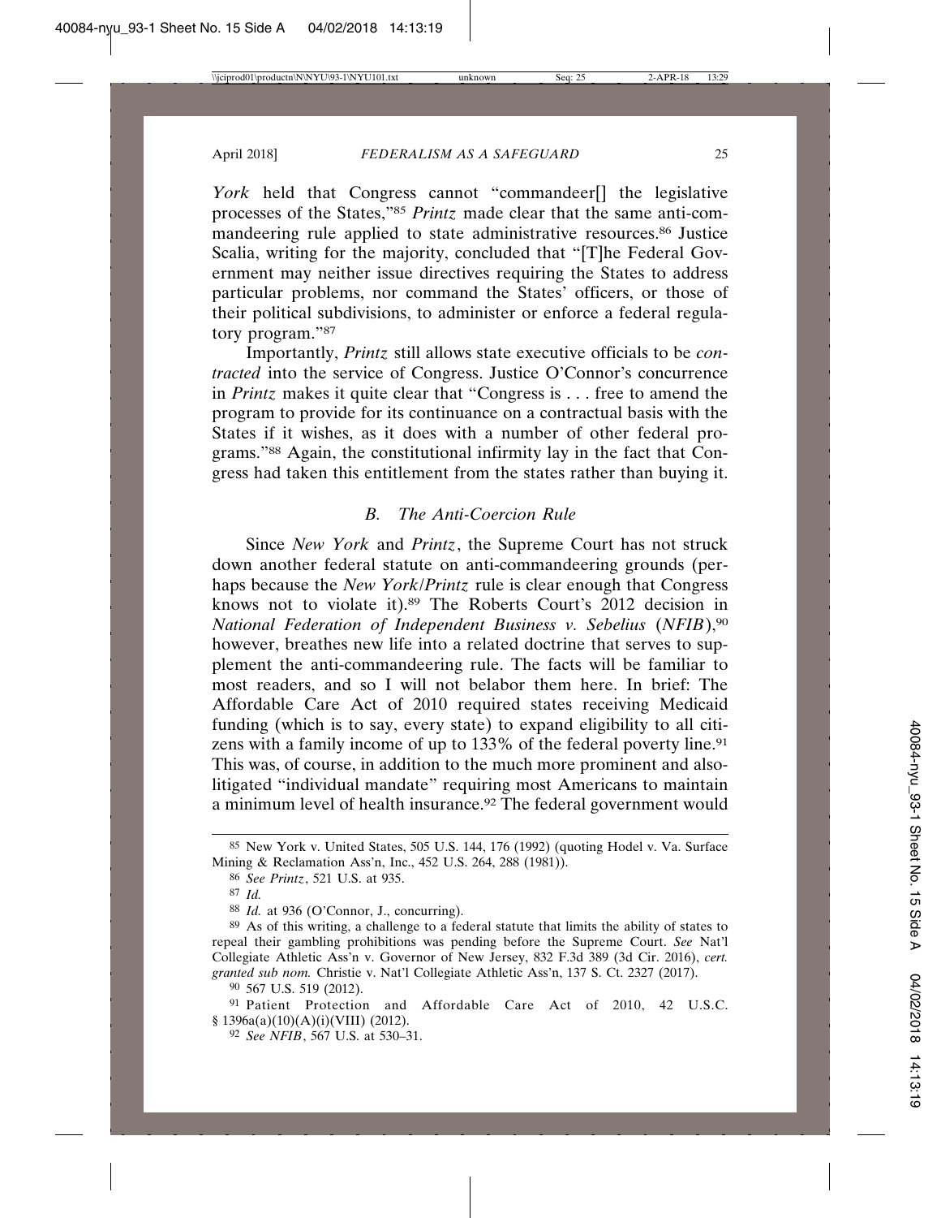*York* held that Congress cannot "commandeer[] the legislative processes of the States,"[85] *Printz* made clear that the same anti-commandeering rule applied to state administrative resources.[86] Justice Scalia, writing for the majority, concluded that "[T]he Federal Government may neither issue directives requiring the States to address particular problems, nor command the States' officers, or those of their political subdivisions, to administer or enforce a federal regulatory program."[87]

Importantly, *Printz* still allows state executive officials to be *contracted* into the service of Congress. Justice O'Connor's concurrence in *Printz* makes it quite clear that "Congress is . . . free to amend the program to provide for its continuance on a contractual basis with the States if it wishes, as it does with a number of other federal programs."[88] Again, the constitutional infirmity lay in the fact that Congress had taken this entitlement from the states rather than buying it.

### *B. The Anti-Coercion Rule*

Since *New York* and *Printz*, the Supreme Court has not struck down another federal statute on anti-commandeering grounds (perhaps because the *New York*/*Printz* rule is clear enough that Congress knows not to violate it).[89] The Roberts Court's 2012 decision in *National Federation of Independent Business v. Sebelius* (*NFIB*),[90] however, breathes new life into a related doctrine that serves to supplement the anti-commandeering rule. The facts will be familiar to most readers, and so I will not belabor them here. In brief: The Affordable Care Act of 2010 required states receiving Medicaid funding (which is to say, every state) to expand eligibility to all citizens with a family income of up to 133% of the federal poverty line.[91] This was, of course, in addition to the much more prominent and also-litigated "individual mandate" requiring most Americans to maintain a minimum level of health insurance.[92] The federal government would

---

[85] New York v. United States, 505 U.S. 144, 176 (1992) (quoting Hodel v. Va. Surface Mining & Reclamation Ass'n, Inc., 452 U.S. 264, 288 (1981)).

[86] *See Printz*, 521 U.S. at 935.

[87] *Id.*

[88] *Id.* at 936 (O'Connor, J., concurring).

[89] As of this writing, a challenge to a federal statute that limits the ability of states to repeal their gambling prohibitions was pending before the Supreme Court. *See* Nat'l Collegiate Athletic Ass'n v. Governor of New Jersey, 832 F.3d 389 (3d Cir. 2016), *cert. granted sub nom.* Christie v. Nat'l Collegiate Athletic Ass'n, 137 S. Ct. 2327 (2017).

[90] 567 U.S. 519 (2012).

[91] Patient Protection and Affordable Care Act of 2010, 42 U.S.C. § 1396a(a)(10)(A)(i)(VIII) (2012).

[92] *See NFIB*, 567 U.S. at 530–31.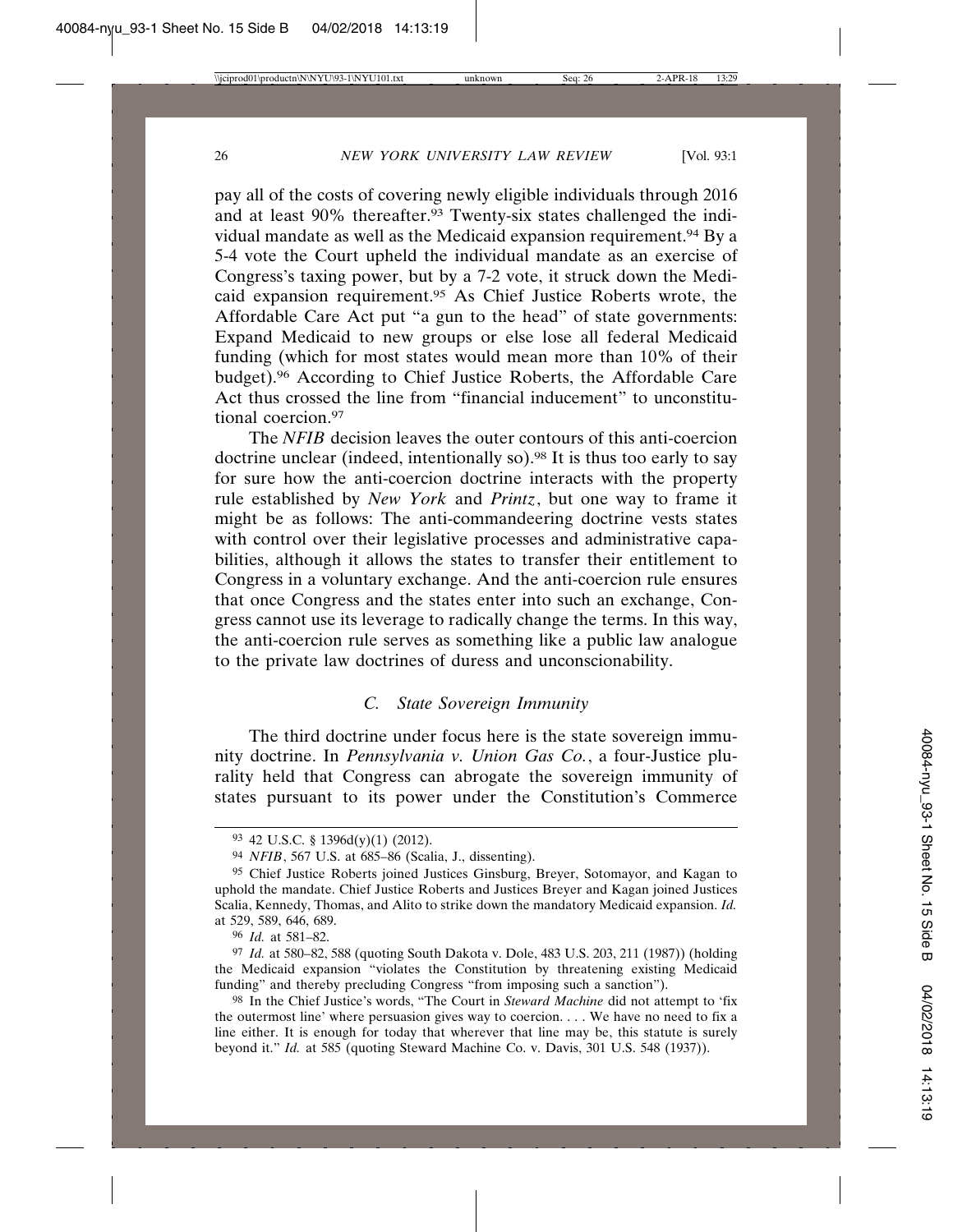pay all of the costs of covering newly eligible individuals through 2016 and at least 90% thereafter.[93] Twenty-six states challenged the individual mandate as well as the Medicaid expansion requirement.[94] By a 5-4 vote the Court upheld the individual mandate as an exercise of Congress's taxing power, but by a 7-2 vote, it struck down the Medicaid expansion requirement.[95] As Chief Justice Roberts wrote, the Affordable Care Act put "a gun to the head" of state governments: Expand Medicaid to new groups or else lose all federal Medicaid funding (which for most states would mean more than 10% of their budget).[96] According to Chief Justice Roberts, the Affordable Care Act thus crossed the line from "financial inducement" to unconstitutional coercion.[97]

The *NFIB* decision leaves the outer contours of this anti-coercion doctrine unclear (indeed, intentionally so).[98] It is thus too early to say for sure how the anti-coercion doctrine interacts with the property rule established by *New York* and *Printz*, but one way to frame it might be as follows: The anti-commandeering doctrine vests states with control over their legislative processes and administrative capabilities, although it allows the states to transfer their entitlement to Congress in a voluntary exchange. And the anti-coercion rule ensures that once Congress and the states enter into such an exchange, Congress cannot use its leverage to radically change the terms. In this way, the anti-coercion rule serves as something like a public law analogue to the private law doctrines of duress and unconscionability.

### *C. State Sovereign Immunity*

The third doctrine under focus here is the state sovereign immunity doctrine. In *Pennsylvania v. Union Gas Co.*, a four-Justice plurality held that Congress can abrogate the sovereign immunity of states pursuant to its power under the Constitution's Commerce

---

[93] 42 U.S.C. § 1396d(y)(1) (2012).

[94] *NFIB*, 567 U.S. at 685–86 (Scalia, J., dissenting).

[95] Chief Justice Roberts joined Justices Ginsburg, Breyer, Sotomayor, and Kagan to uphold the mandate. Chief Justice Roberts and Justices Breyer and Kagan joined Justices Scalia, Kennedy, Thomas, and Alito to strike down the mandatory Medicaid expansion. *Id.* at 529, 589, 646, 689.

[96] *Id.* at 581–82.

[97] *Id.* at 580–82, 588 (quoting South Dakota v. Dole, 483 U.S. 203, 211 (1987)) (holding the Medicaid expansion "violates the Constitution by threatening existing Medicaid funding" and thereby precluding Congress "from imposing such a sanction").

[98] In the Chief Justice's words, "The Court in *Steward Machine* did not attempt to 'fix the outermost line' where persuasion gives way to coercion. . . . We have no need to fix a line either. It is enough for today that wherever that line may be, this statute is surely beyond it." *Id.* at 585 (quoting Steward Machine Co. v. Davis, 301 U.S. 548 (1937)).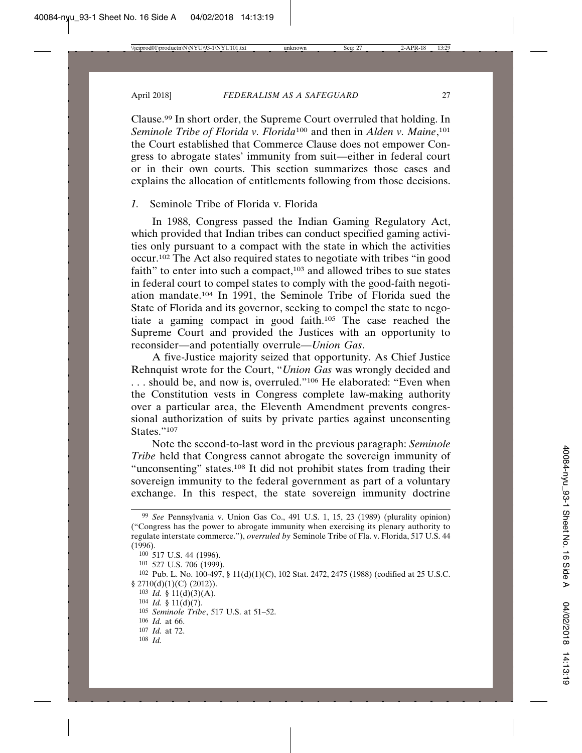Clause.[99] In short order, the Supreme Court overruled that holding. In *Seminole Tribe of Florida v. Florida*[100] and then in *Alden v. Maine*,[101] the Court established that Commerce Clause does not empower Congress to abrogate states' immunity from suit—either in federal court or in their own courts. This section summarizes those cases and explains the allocation of entitlements following from those decisions.

### *1.* Seminole Tribe of Florida v. Florida

In 1988, Congress passed the Indian Gaming Regulatory Act, which provided that Indian tribes can conduct specified gaming activities only pursuant to a compact with the state in which the activities occur.[102] The Act also required states to negotiate with tribes "in good faith" to enter into such a compact,[103] and allowed tribes to sue states in federal court to compel states to comply with the good-faith negotiation mandate.[104] In 1991, the Seminole Tribe of Florida sued the State of Florida and its governor, seeking to compel the state to negotiate a gaming compact in good faith.[105] The case reached the Supreme Court and provided the Justices with an opportunity to reconsider—and potentially overrule—*Union Gas*.

A five-Justice majority seized that opportunity. As Chief Justice Rehnquist wrote for the Court, "*Union Gas* was wrongly decided and . . . should be, and now is, overruled."[106] He elaborated: "Even when the Constitution vests in Congress complete law-making authority over a particular area, the Eleventh Amendment prevents congressional authorization of suits by private parties against unconsenting States."[107]

Note the second-to-last word in the previous paragraph: *Seminole Tribe* held that Congress cannot abrogate the sovereign immunity of "unconsenting" states.[108] It did not prohibit states from trading their sovereign immunity to the federal government as part of a voluntary exchange. In this respect, the state sovereign immunity doctrine

---

[99] *See* Pennsylvania v. Union Gas Co., 491 U.S. 1, 15, 23 (1989) (plurality opinion) ("Congress has the power to abrogate immunity when exercising its plenary authority to regulate interstate commerce."), *overruled by* Seminole Tribe of Fla. v. Florida, 517 U.S. 44 (1996).

[100] 517 U.S. 44 (1996).

[101] 527 U.S. 706 (1999).

[102] Pub. L. No. 100-497, § 11(d)(1)(C), 102 Stat. 2472, 2475 (1988) (codified at 25 U.S.C. § 2710(d)(1)(C) (2012)).

[103] *Id.* § 11(d)(3)(A).

[104] *Id.* § 11(d)(7).

[105] *Seminole Tribe*, 517 U.S. at 51–52.

[106] *Id.* at 66.

[107] *Id.* at 72.

[108] *Id.*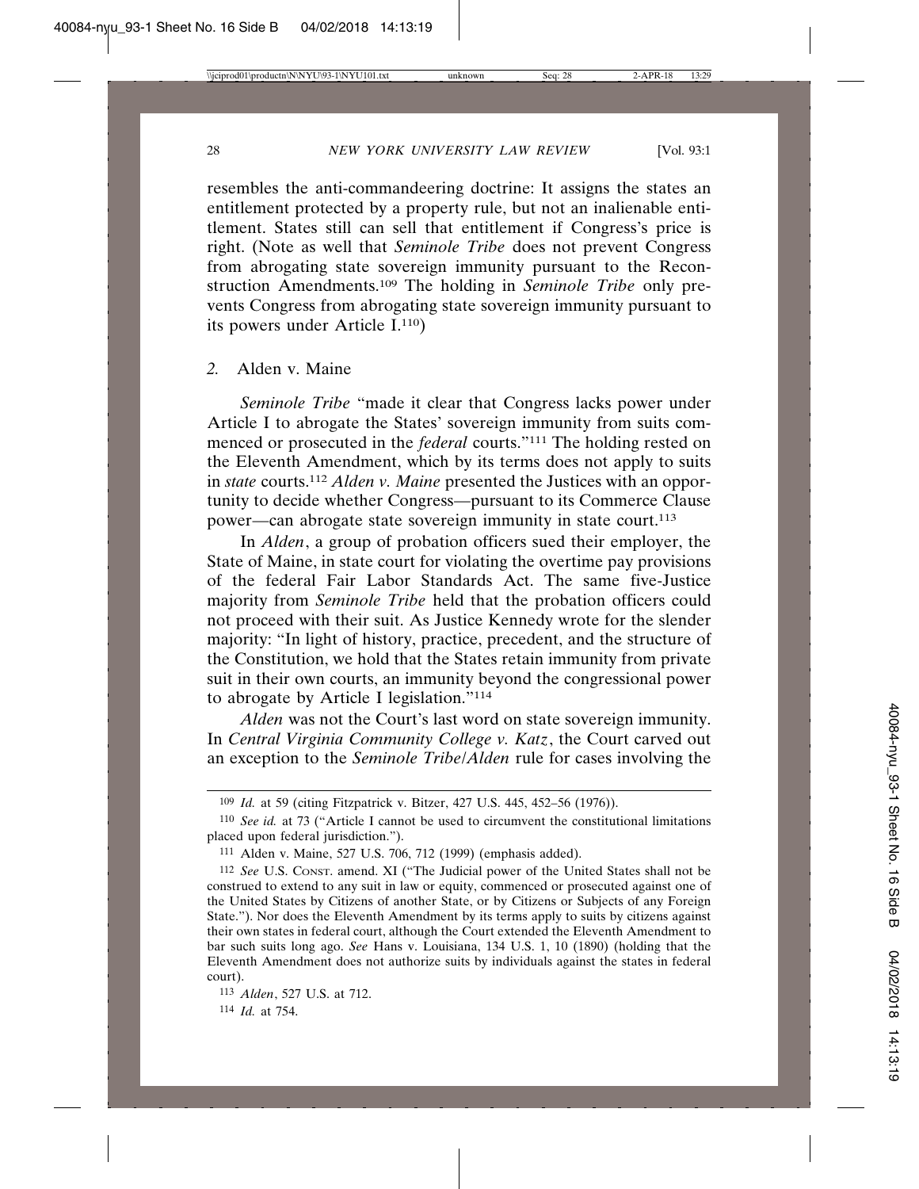resembles the anti-commandeering doctrine: It assigns the states an entitlement protected by a property rule, but not an inalienable entitlement. States still can sell that entitlement if Congress's price is right. (Note as well that *Seminole Tribe* does not prevent Congress from abrogating state sovereign immunity pursuant to the Reconstruction Amendments.[109] The holding in *Seminole Tribe* only prevents Congress from abrogating state sovereign immunity pursuant to its powers under Article I.[110])

### *2.* Alden v. Maine

*Seminole Tribe* "made it clear that Congress lacks power under Article I to abrogate the States' sovereign immunity from suits commenced or prosecuted in the *federal* courts."[111] The holding rested on the Eleventh Amendment, which by its terms does not apply to suits in *state* courts.[112] *Alden v. Maine* presented the Justices with an opportunity to decide whether Congress—pursuant to its Commerce Clause power—can abrogate state sovereign immunity in state court.[113]

In *Alden*, a group of probation officers sued their employer, the State of Maine, in state court for violating the overtime pay provisions of the federal Fair Labor Standards Act. The same five-Justice majority from *Seminole Tribe* held that the probation officers could not proceed with their suit. As Justice Kennedy wrote for the slender majority: "In light of history, practice, precedent, and the structure of the Constitution, we hold that the States retain immunity from private suit in their own courts, an immunity beyond the congressional power to abrogate by Article I legislation."[114]

*Alden* was not the Court's last word on state sovereign immunity. In *Central Virginia Community College v. Katz*, the Court carved out an exception to the *Seminole Tribe*/*Alden* rule for cases involving the

---

[109] *Id.* at 59 (citing Fitzpatrick v. Bitzer, 427 U.S. 445, 452–56 (1976)).

[110] *See id.* at 73 ("Article I cannot be used to circumvent the constitutional limitations placed upon federal jurisdiction.").

[111] Alden v. Maine, 527 U.S. 706, 712 (1999) (emphasis added).

[112] *See* U.S. Const. amend. XI ("The Judicial power of the United States shall not be construed to extend to any suit in law or equity, commenced or prosecuted against one of the United States by Citizens of another State, or by Citizens or Subjects of any Foreign State."). Nor does the Eleventh Amendment by its terms apply to suits by citizens against their own states in federal court, although the Court extended the Eleventh Amendment to bar such suits long ago. *See* Hans v. Louisiana, 134 U.S. 1, 10 (1890) (holding that the Eleventh Amendment does not authorize suits by individuals against the states in federal court).

[113] *Alden*, 527 U.S. at 712.

[114] *Id.* at 754.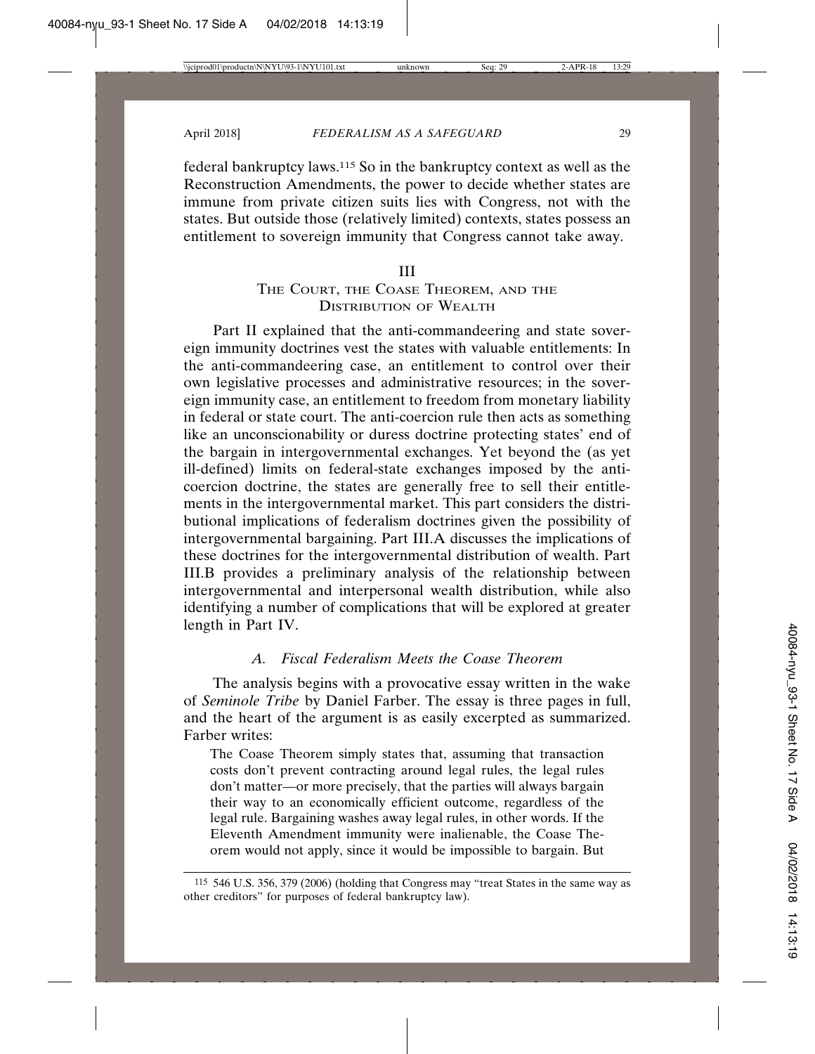federal bankruptcy laws.[115] So in the bankruptcy context as well as the Reconstruction Amendments, the power to decide whether states are immune from private citizen suits lies with Congress, not with the states. But outside those (relatively limited) contexts, states possess an entitlement to sovereign immunity that Congress cannot take away.

## III
## The Court, the Coase Theorem, and the Distribution of Wealth

Part II explained that the anti-commandeering and state sovereign immunity doctrines vest the states with valuable entitlements: In the anti-commandeering case, an entitlement to control over their own legislative processes and administrative resources; in the sovereign immunity case, an entitlement to freedom from monetary liability in federal or state court. The anti-coercion rule then acts as something like an unconscionability or duress doctrine protecting states' end of the bargain in intergovernmental exchanges. Yet beyond the (as yet ill-defined) limits on federal-state exchanges imposed by the anti-coercion doctrine, the states are generally free to sell their entitlements in the intergovernmental market. This part considers the distributional implications of federalism doctrines given the possibility of intergovernmental bargaining. Part III.A discusses the implications of these doctrines for the intergovernmental distribution of wealth. Part III.B provides a preliminary analysis of the relationship between intergovernmental and interpersonal wealth distribution, while also identifying a number of complications that will be explored at greater length in Part IV.

### *A. Fiscal Federalism Meets the Coase Theorem*

The analysis begins with a provocative essay written in the wake of *Seminole Tribe* by Daniel Farber. The essay is three pages in full, and the heart of the argument is as easily excerpted as summarized. Farber writes:

> The Coase Theorem simply states that, assuming that transaction costs don't prevent contracting around legal rules, the legal rules don't matter—or more precisely, that the parties will always bargain their way to an economically efficient outcome, regardless of the legal rule. Bargaining washes away legal rules, in other words. If the Eleventh Amendment immunity were inalienable, the Coase Theorem would not apply, since it would be impossible to bargain. But

---

[115] 546 U.S. 356, 379 (2006) (holding that Congress may "treat States in the same way as other creditors" for purposes of federal bankruptcy law).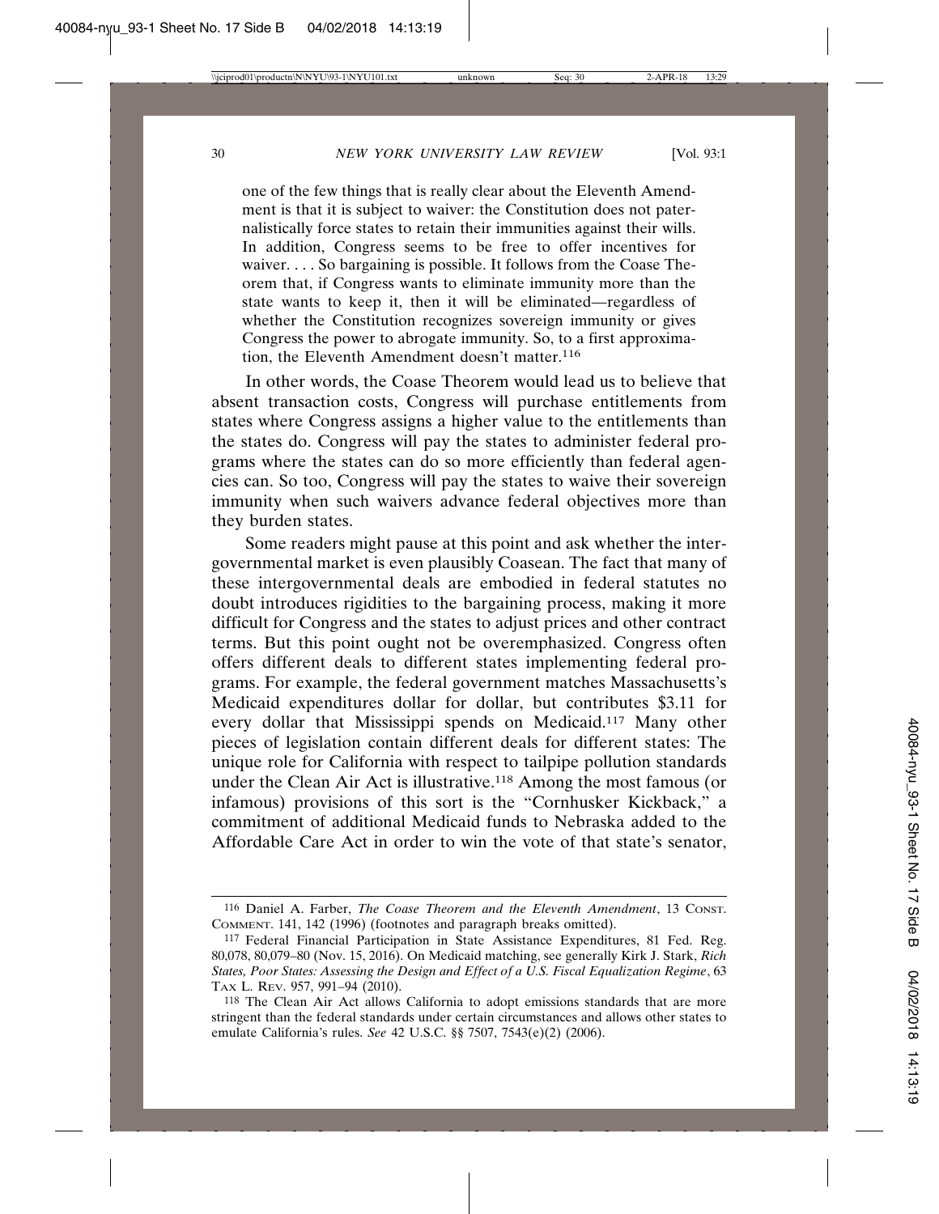> one of the few things that is really clear about the Eleventh Amendment is that it is subject to waiver: the Constitution does not paternalistically force states to retain their immunities against their wills. In addition, Congress seems to be free to offer incentives for waiver. . . . So bargaining is possible. It follows from the Coase Theorem that, if Congress wants to eliminate immunity more than the state wants to keep it, then it will be eliminated—regardless of whether the Constitution recognizes sovereign immunity or gives Congress the power to abrogate immunity. So, to a first approximation, the Eleventh Amendment doesn't matter.[116]

In other words, the Coase Theorem would lead us to believe that absent transaction costs, Congress will purchase entitlements from states where Congress assigns a higher value to the entitlements than the states do. Congress will pay the states to administer federal programs where the states can do so more efficiently than federal agencies can. So too, Congress will pay the states to waive their sovereign immunity when such waivers advance federal objectives more than they burden states.

Some readers might pause at this point and ask whether the intergovernmental market is even plausibly Coasean. The fact that many of these intergovernmental deals are embodied in federal statutes no doubt introduces rigidities to the bargaining process, making it more difficult for Congress and the states to adjust prices and other contract terms. But this point ought not be overemphasized. Congress often offers different deals to different states implementing federal programs. For example, the federal government matches Massachusetts's Medicaid expenditures dollar for dollar, but contributes $3.11 for every dollar that Mississippi spends on Medicaid.[117] Many other pieces of legislation contain different deals for different states: The unique role for California with respect to tailpipe pollution standards under the Clean Air Act is illustrative.[118] Among the most famous (or infamous) provisions of this sort is the "Cornhusker Kickback," a commitment of additional Medicaid funds to Nebraska added to the Affordable Care Act in order to win the vote of that state's senator,

---

116 Daniel A. Farber, *The Coase Theorem and the Eleventh Amendment*, 13 CONST. COMMENT. 141, 142 (1996) (footnotes and paragraph breaks omitted).

117 Federal Financial Participation in State Assistance Expenditures, 81 Fed. Reg. 80,078, 80,079–80 (Nov. 15, 2016). On Medicaid matching, see generally Kirk J. Stark, *Rich States, Poor States: Assessing the Design and Effect of a U.S. Fiscal Equalization Regime*, 63 TAX L. REV. 957, 991–94 (2010).

118 The Clean Air Act allows California to adopt emissions standards that are more stringent than the federal standards under certain circumstances and allows other states to emulate California's rules. *See* 42 U.S.C. §§ 7507, 7543(e)(2) (2006).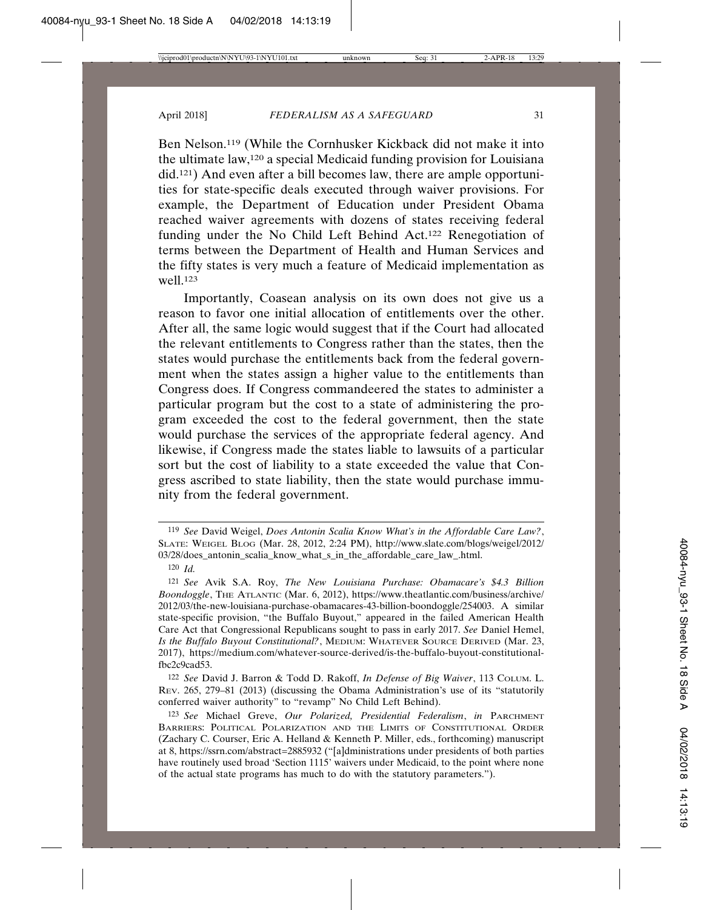Ben Nelson.[119] (While the Cornhusker Kickback did not make it into the ultimate law,[120] a special Medicaid funding provision for Louisiana did.[121]) And even after a bill becomes law, there are ample opportunities for state-specific deals executed through waiver provisions. For example, the Department of Education under President Obama reached waiver agreements with dozens of states receiving federal funding under the No Child Left Behind Act.[122] Renegotiation of terms between the Department of Health and Human Services and the fifty states is very much a feature of Medicaid implementation as well.[123]

Importantly, Coasean analysis on its own does not give us a reason to favor one initial allocation of entitlements over the other. After all, the same logic would suggest that if the Court had allocated the relevant entitlements to Congress rather than the states, then the states would purchase the entitlements back from the federal government when the states assign a higher value to the entitlements than Congress does. If Congress commandeered the states to administer a particular program but the cost to a state of administering the program exceeded the cost to the federal government, then the state would purchase the services of the appropriate federal agency. And likewise, if Congress made the states liable to lawsuits of a particular sort but the cost of liability to a state exceeded the value that Congress ascribed to state liability, then the state would purchase immunity from the federal government.

---

[119] *See* David Weigel, *Does Antonin Scalia Know What's in the Affordable Care Law?*, SLATE: WEIGEL BLOG (Mar. 28, 2012, 2:24 PM), http://www.slate.com/blogs/weigel/2012/03/28/does_antonin_scalia_know_what_s_in_the_affordable_care_law_.html.

[120] *Id.*

[121] *See* Avik S.A. Roy, *The New Louisiana Purchase: Obamacare's $4.3 Billion Boondoggle*, THE ATLANTIC (Mar. 6, 2012), https://www.theatlantic.com/business/archive/2012/03/the-new-louisiana-purchase-obamacares-43-billion-boondoggle/254003. A similar state-specific provision, "the Buffalo Buyout," appeared in the failed American Health Care Act that Congressional Republicans sought to pass in early 2017. *See* Daniel Hemel, *Is the Buffalo Buyout Constitutional?*, MEDIUM: WHATEVER SOURCE DERIVED (Mar. 23, 2017), https://medium.com/whatever-source-derived/is-the-buffalo-buyout-constitutional-fbc2c9cad53.

[122] *See* David J. Barron & Todd D. Rakoff, *In Defense of Big Waiver*, 113 COLUM. L. REV. 265, 279–81 (2013) (discussing the Obama Administration's use of its "statutorily conferred waiver authority" to "revamp" No Child Left Behind).

[123] *See* Michael Greve, *Our Polarized, Presidential Federalism*, *in* PARCHMENT BARRIERS: POLITICAL POLARIZATION AND THE LIMITS OF CONSTITUTIONAL ORDER (Zachary C. Courser, Eric A. Helland & Kenneth P. Miller, eds., forthcoming) manuscript at 8, https://ssrn.com/abstract=2885932 ("[a]dministrations under presidents of both parties have routinely used broad 'Section 1115' waivers under Medicaid, to the point where none of the actual state programs has much to do with the statutory parameters.").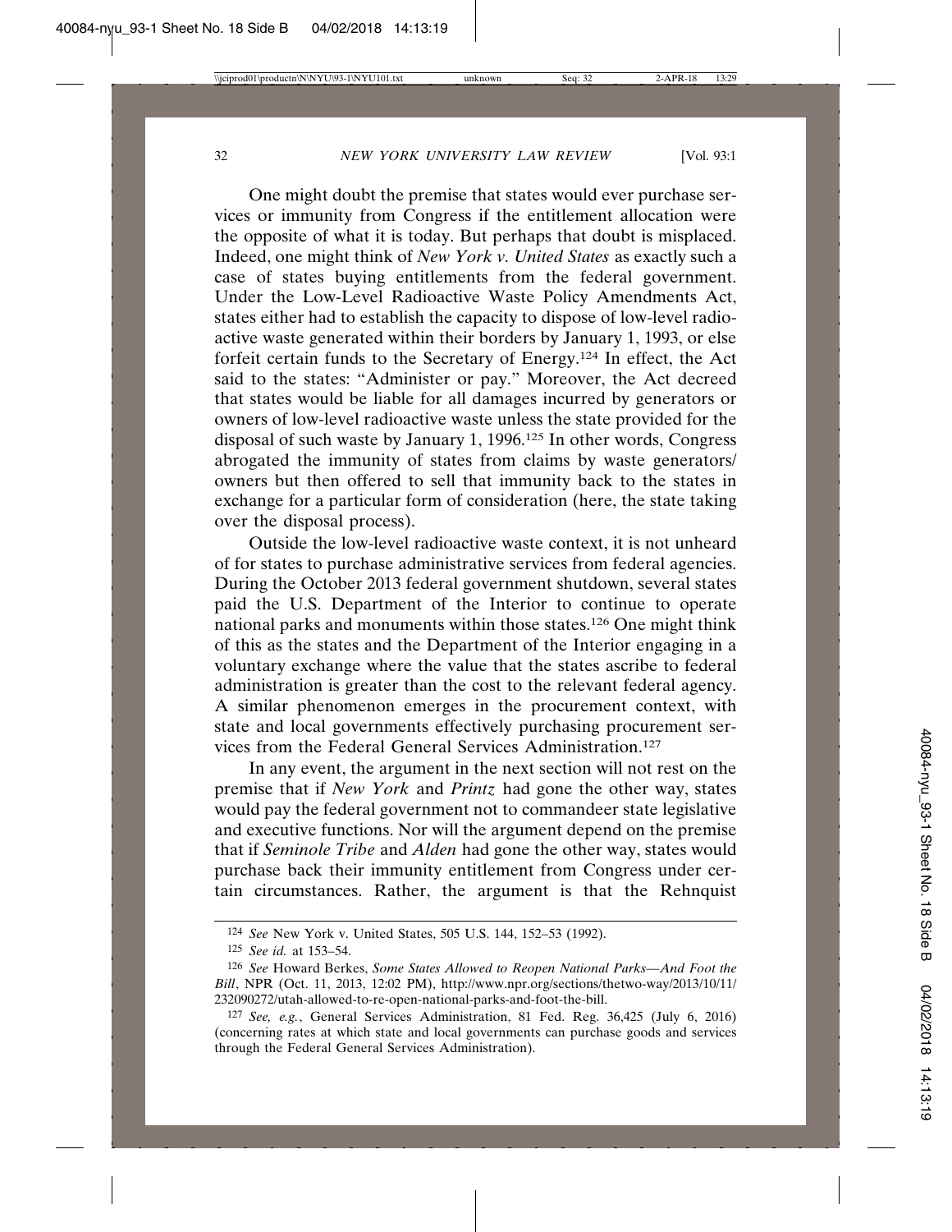One might doubt the premise that states would ever purchase services or immunity from Congress if the entitlement allocation were the opposite of what it is today. But perhaps that doubt is misplaced. Indeed, one might think of *New York v. United States* as exactly such a case of states buying entitlements from the federal government. Under the Low-Level Radioactive Waste Policy Amendments Act, states either had to establish the capacity to dispose of low-level radioactive waste generated within their borders by January 1, 1993, or else forfeit certain funds to the Secretary of Energy.[124] In effect, the Act said to the states: "Administer or pay." Moreover, the Act decreed that states would be liable for all damages incurred by generators or owners of low-level radioactive waste unless the state provided for the disposal of such waste by January 1, 1996.[125] In other words, Congress abrogated the immunity of states from claims by waste generators/owners but then offered to sell that immunity back to the states in exchange for a particular form of consideration (here, the state taking over the disposal process).

Outside the low-level radioactive waste context, it is not unheard of for states to purchase administrative services from federal agencies. During the October 2013 federal government shutdown, several states paid the U.S. Department of the Interior to continue to operate national parks and monuments within those states.[126] One might think of this as the states and the Department of the Interior engaging in a voluntary exchange where the value that the states ascribe to federal administration is greater than the cost to the relevant federal agency. A similar phenomenon emerges in the procurement context, with state and local governments effectively purchasing procurement services from the Federal General Services Administration.[127]

In any event, the argument in the next section will not rest on the premise that if *New York* and *Printz* had gone the other way, states would pay the federal government not to commandeer state legislative and executive functions. Nor will the argument depend on the premise that if *Seminole Tribe* and *Alden* had gone the other way, states would purchase back their immunity entitlement from Congress under certain circumstances. Rather, the argument is that the Rehnquist

---

[124] *See* New York v. United States, 505 U.S. 144, 152–53 (1992).

[125] *See id.* at 153–54.

[126] *See* Howard Berkes, *Some States Allowed to Reopen National Parks—And Foot the Bill*, NPR (Oct. 11, 2013, 12:02 PM), http://www.npr.org/sections/thetwo-way/2013/10/11/232090272/utah-allowed-to-re-open-national-parks-and-foot-the-bill.

[127] *See, e.g.*, General Services Administration, 81 Fed. Reg. 36,425 (July 6, 2016) (concerning rates at which state and local governments can purchase goods and services through the Federal General Services Administration).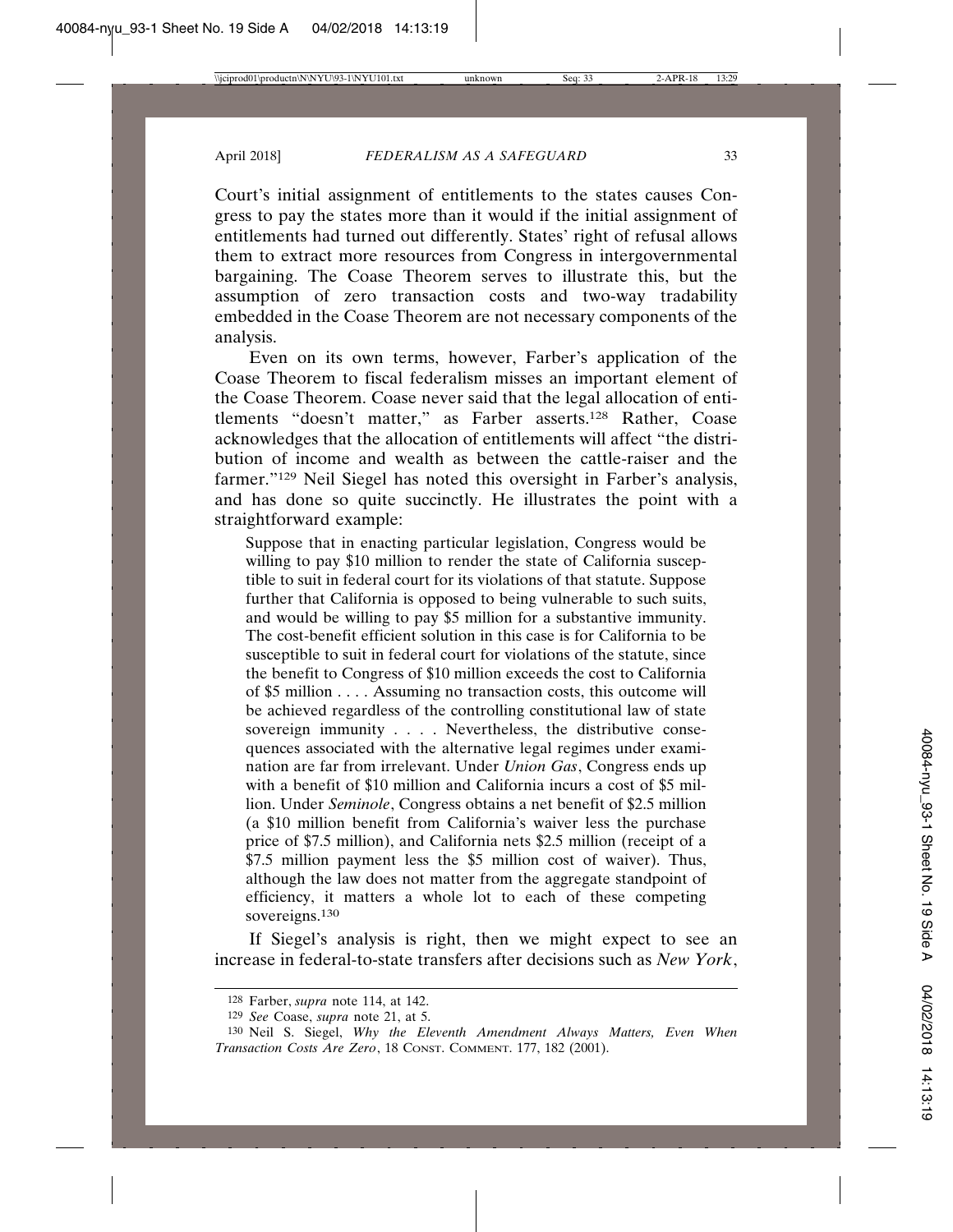Court's initial assignment of entitlements to the states causes Congress to pay the states more than it would if the initial assignment of entitlements had turned out differently. States' right of refusal allows them to extract more resources from Congress in intergovernmental bargaining. The Coase Theorem serves to illustrate this, but the assumption of zero transaction costs and two-way tradability embedded in the Coase Theorem are not necessary components of the analysis.

Even on its own terms, however, Farber's application of the Coase Theorem to fiscal federalism misses an important element of the Coase Theorem. Coase never said that the legal allocation of entitlements "doesn't matter," as Farber asserts.[128] Rather, Coase acknowledges that the allocation of entitlements will affect "the distribution of income and wealth as between the cattle-raiser and the farmer."[129] Neil Siegel has noted this oversight in Farber's analysis, and has done so quite succinctly. He illustrates the point with a straightforward example:

> Suppose that in enacting particular legislation, Congress would be willing to pay $10 million to render the state of California susceptible to suit in federal court for its violations of that statute. Suppose further that California is opposed to being vulnerable to such suits, and would be willing to pay $5 million for a substantive immunity. The cost-benefit efficient solution in this case is for California to be susceptible to suit in federal court for violations of the statute, since the benefit to Congress of $10 million exceeds the cost to California of $5 million . . . . Assuming no transaction costs, this outcome will be achieved regardless of the controlling constitutional law of state sovereign immunity . . . . Nevertheless, the distributive consequences associated with the alternative legal regimes under examination are far from irrelevant. Under *Union Gas*, Congress ends up with a benefit of $10 million and California incurs a cost of $5 million. Under *Seminole*, Congress obtains a net benefit of $2.5 million (a $10 million benefit from California's waiver less the purchase price of $7.5 million), and California nets $2.5 million (receipt of a $7.5 million payment less the $5 million cost of waiver). Thus, although the law does not matter from the aggregate standpoint of efficiency, it matters a whole lot to each of these competing sovereigns.[130]

If Siegel's analysis is right, then we might expect to see an increase in federal-to-state transfers after decisions such as *New York*,

---

[128] Farber, *supra* note 114, at 142.

[129] *See* Coase, *supra* note 21, at 5.

[130] Neil S. Siegel, *Why the Eleventh Amendment Always Matters, Even When Transaction Costs Are Zero*, 18 Const. Comment. 177, 182 (2001).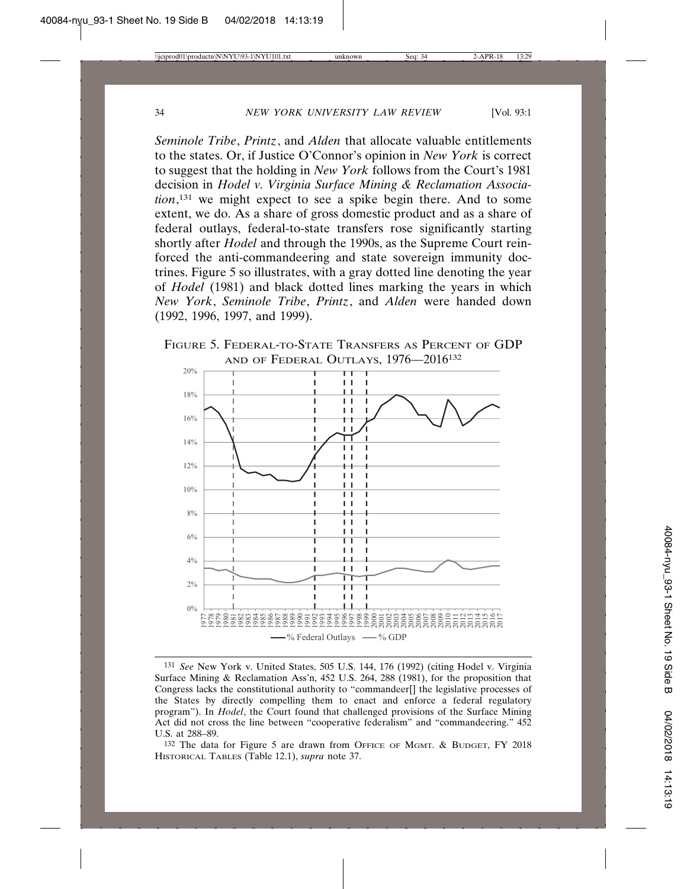*Seminole Tribe*, *Printz*, and *Alden* that allocate valuable entitlements to the states. Or, if Justice O'Connor's opinion in *New York* is correct to suggest that the holding in *New York* follows from the Court's 1981 decision in *Hodel v. Virginia Surface Mining & Reclamation Association*,[131] we might expect to see a spike begin there. And to some extent, we do. As a share of gross domestic product and as a share of federal outlays, federal-to-state transfers rose significantly starting shortly after *Hodel* and through the 1990s, as the Supreme Court reinforced the anti-commandeering and state sovereign immunity doctrines. Figure 5 so illustrates, with a gray dotted line denoting the year of *Hodel* (1981) and black dotted lines marking the years in which *New York*, *Seminole Tribe*, *Printz*, and *Alden* were handed down (1992, 1996, 1997, and 1999).

FIGURE 5. FEDERAL-TO-STATE TRANSFERS AS PERCENT OF GDP AND OF FEDERAL OUTLAYS, 1976—2016[132]

---

[131] *See* New York v. United States, 505 U.S. 144, 176 (1992) (citing Hodel v. Virginia Surface Mining & Reclamation Ass'n, 452 U.S. 264, 288 (1981), for the proposition that Congress lacks the constitutional authority to "commandeer[] the legislative processes of the States by directly compelling them to enact and enforce a federal regulatory program"). In *Hodel*, the Court found that challenged provisions of the Surface Mining Act did not cross the line between "cooperative federalism" and "commandeering." 452 U.S. at 288–89.

[132] The data for Figure 5 are drawn from OFFICE OF MGMT. & BUDGET, FY 2018 HISTORICAL TABLES (Table 12.1), *supra* note 37.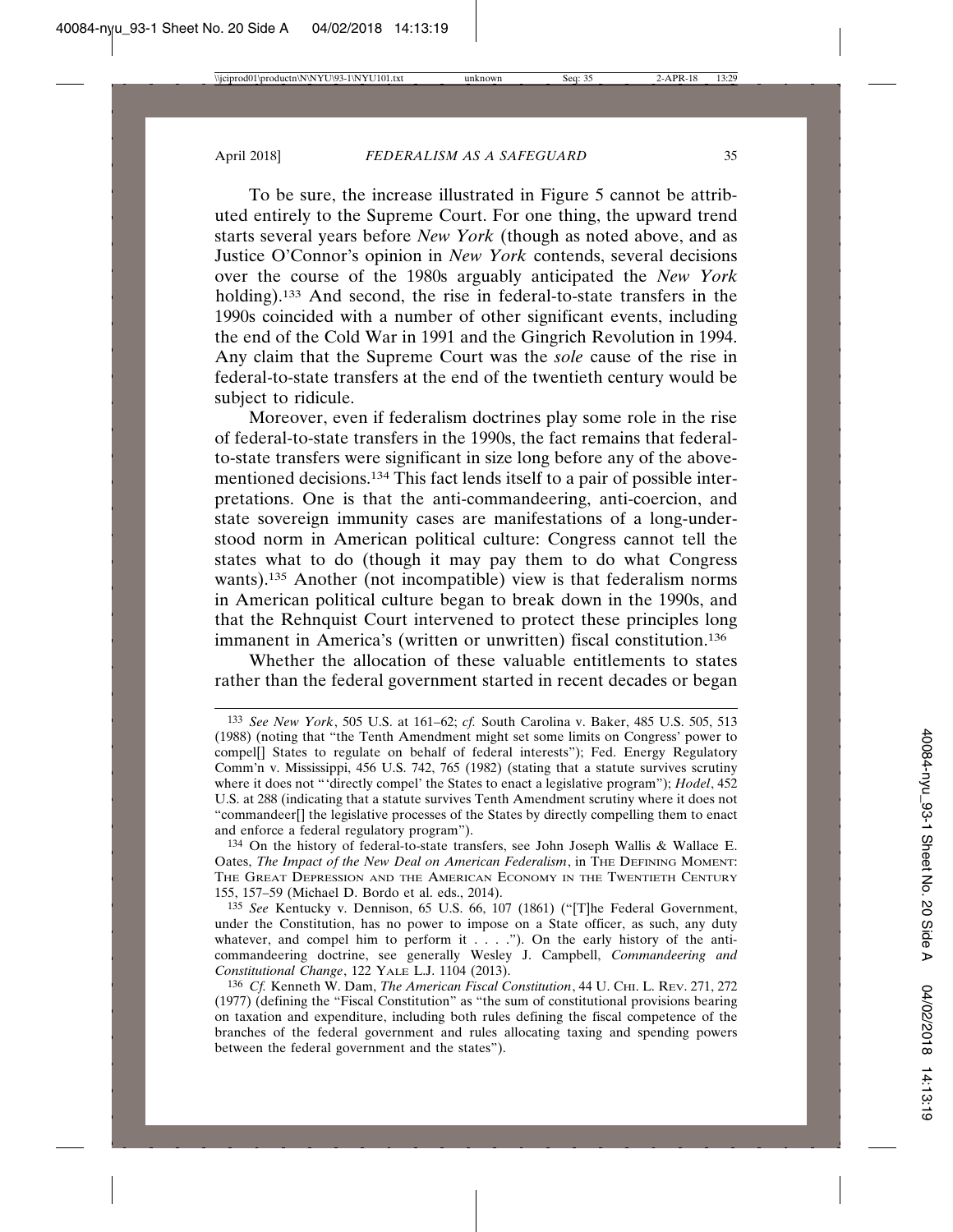To be sure, the increase illustrated in Figure 5 cannot be attributed entirely to the Supreme Court. For one thing, the upward trend starts several years before *New York* (though as noted above, and as Justice O'Connor's opinion in *New York* contends, several decisions over the course of the 1980s arguably anticipated the *New York* holding).[133] And second, the rise in federal-to-state transfers in the 1990s coincided with a number of other significant events, including the end of the Cold War in 1991 and the Gingrich Revolution in 1994. Any claim that the Supreme Court was the *sole* cause of the rise in federal-to-state transfers at the end of the twentieth century would be subject to ridicule.

Moreover, even if federalism doctrines play some role in the rise of federal-to-state transfers in the 1990s, the fact remains that federal-to-state transfers were significant in size long before any of the above-mentioned decisions.[134] This fact lends itself to a pair of possible interpretations. One is that the anti-commandeering, anti-coercion, and state sovereign immunity cases are manifestations of a long-understood norm in American political culture: Congress cannot tell the states what to do (though it may pay them to do what Congress wants).[135] Another (not incompatible) view is that federalism norms in American political culture began to break down in the 1990s, and that the Rehnquist Court intervened to protect these principles long immanent in America's (written or unwritten) fiscal constitution.[136]

Whether the allocation of these valuable entitlements to states rather than the federal government started in recent decades or began

---

[133] *See New York*, 505 U.S. at 161–62; *cf.* South Carolina v. Baker, 485 U.S. 505, 513 (1988) (noting that "the Tenth Amendment might set some limits on Congress' power to compel[] States to regulate on behalf of federal interests"); Fed. Energy Regulatory Comm'n v. Mississippi, 456 U.S. 742, 765 (1982) (stating that a statute survives scrutiny where it does not "'directly compel' the States to enact a legislative program"); *Hodel*, 452 U.S. at 288 (indicating that a statute survives Tenth Amendment scrutiny where it does not "commandeer[] the legislative processes of the States by directly compelling them to enact and enforce a federal regulatory program").

[134] On the history of federal-to-state transfers, see John Joseph Wallis & Wallace E. Oates, *The Impact of the New Deal on American Federalism*, in THE DEFINING MOMENT: THE GREAT DEPRESSION AND THE AMERICAN ECONOMY IN THE TWENTIETH CENTURY 155, 157–59 (Michael D. Bordo et al. eds., 2014).

[135] *See* Kentucky v. Dennison, 65 U.S. 66, 107 (1861) ("[T]he Federal Government, under the Constitution, has no power to impose on a State officer, as such, any duty whatever, and compel him to perform it . . . ."). On the early history of the anti-commandeering doctrine, see generally Wesley J. Campbell, *Commandeering and Constitutional Change*, 122 YALE L.J. 1104 (2013).

[136] *Cf.* Kenneth W. Dam, *The American Fiscal Constitution*, 44 U. CHI. L. REV. 271, 272 (1977) (defining the "Fiscal Constitution" as "the sum of constitutional provisions bearing on taxation and expenditure, including both rules defining the fiscal competence of the branches of the federal government and rules allocating taxing and spending powers between the federal government and the states").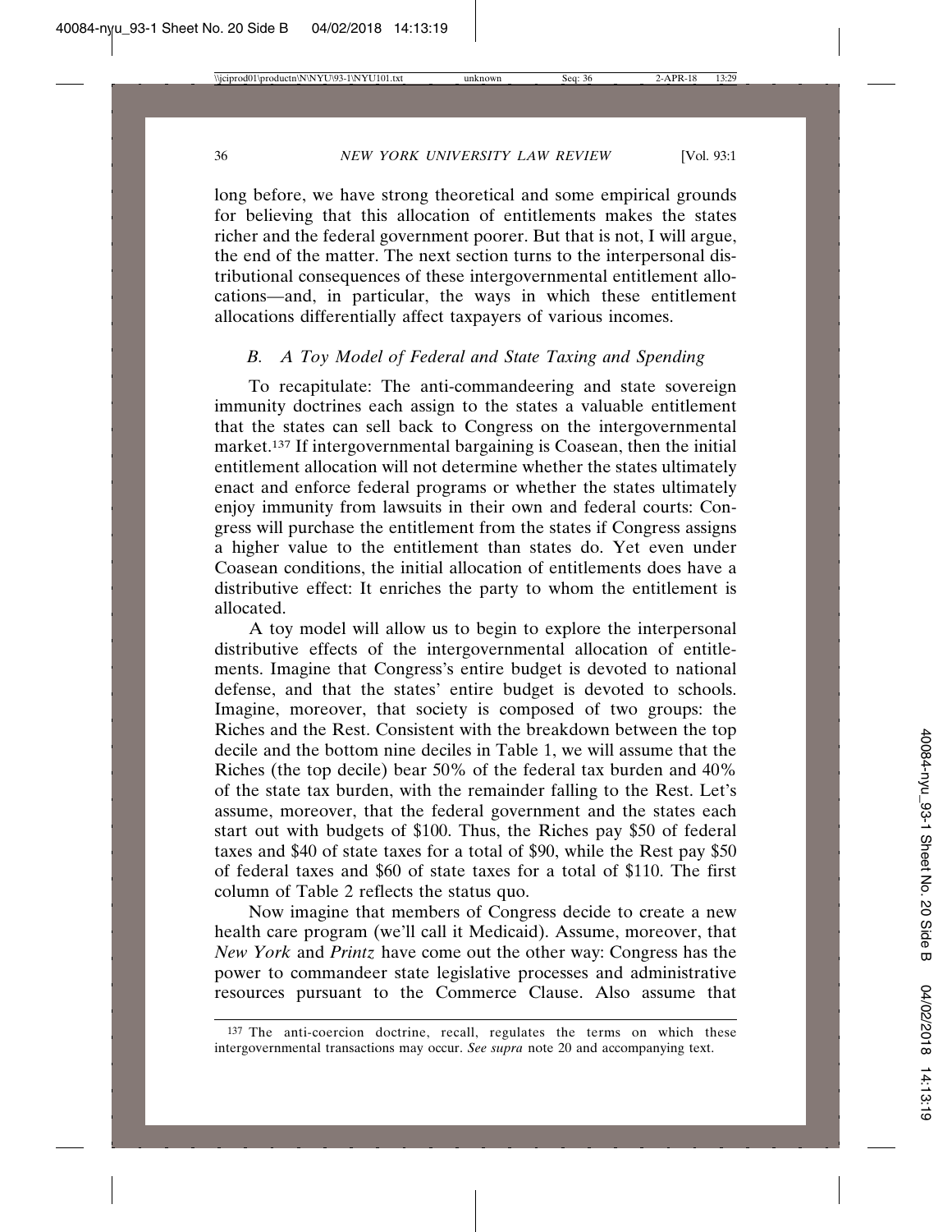long before, we have strong theoretical and some empirical grounds for believing that this allocation of entitlements makes the states richer and the federal government poorer. But that is not, I will argue, the end of the matter. The next section turns to the interpersonal distributional consequences of these intergovernmental entitlement allocations—and, in particular, the ways in which these entitlement allocations differentially affect taxpayers of various incomes.

### B. A Toy Model of Federal and State Taxing and Spending

To recapitulate: The anti-commandeering and state sovereign immunity doctrines each assign to the states a valuable entitlement that the states can sell back to Congress on the intergovernmental market.[137] If intergovernmental bargaining is Coasean, then the initial entitlement allocation will not determine whether the states ultimately enact and enforce federal programs or whether the states ultimately enjoy immunity from lawsuits in their own and federal courts: Congress will purchase the entitlement from the states if Congress assigns a higher value to the entitlement than states do. Yet even under Coasean conditions, the initial allocation of entitlements does have a distributive effect: It enriches the party to whom the entitlement is allocated.

A toy model will allow us to begin to explore the interpersonal distributive effects of the intergovernmental allocation of entitlements. Imagine that Congress's entire budget is devoted to national defense, and that the states' entire budget is devoted to schools. Imagine, moreover, that society is composed of two groups: the Riches and the Rest. Consistent with the breakdown between the top decile and the bottom nine deciles in Table 1, we will assume that the Riches (the top decile) bear 50% of the federal tax burden and 40% of the state tax burden, with the remainder falling to the Rest. Let's assume, moreover, that the federal government and the states each start out with budgets of $100. Thus, the Riches pay $50 of federal taxes and $40 of state taxes for a total of $90, while the Rest pay $50 of federal taxes and $60 of state taxes for a total of $110. The first column of Table 2 reflects the status quo.

Now imagine that members of Congress decide to create a new health care program (we'll call it Medicaid). Assume, moreover, that *New York* and *Printz* have come out the other way: Congress has the power to commandeer state legislative processes and administrative resources pursuant to the Commerce Clause. Also assume that

[137] The anti-coercion doctrine, recall, regulates the terms on which these intergovernmental transactions may occur. *See supra* note 20 and accompanying text.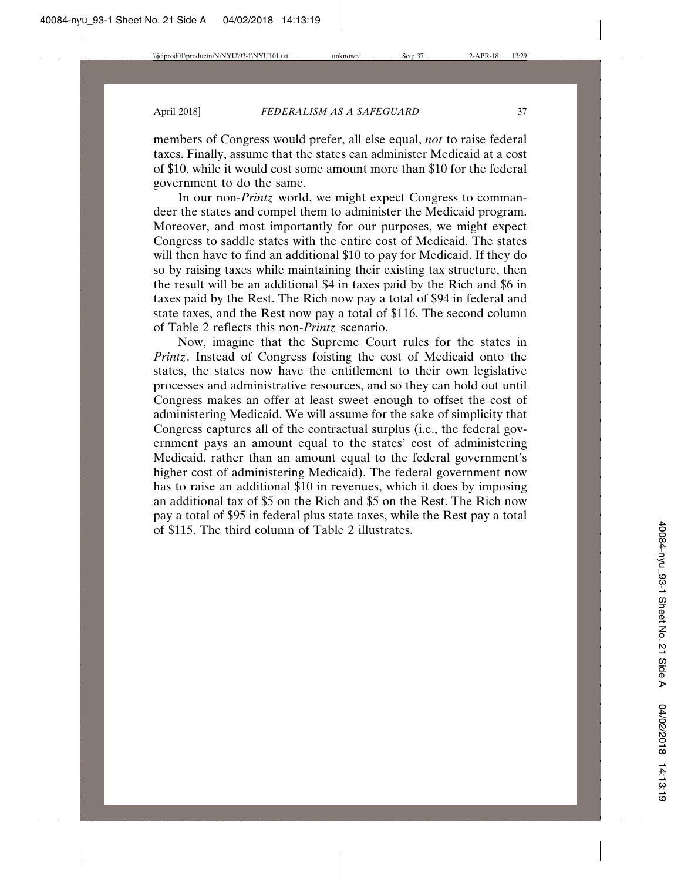members of Congress would prefer, all else equal, *not* to raise federal taxes. Finally, assume that the states can administer Medicaid at a cost of $10, while it would cost some amount more than $10 for the federal government to do the same.

In our non-*Printz* world, we might expect Congress to commandeer the states and compel them to administer the Medicaid program. Moreover, and most importantly for our purposes, we might expect Congress to saddle states with the entire cost of Medicaid. The states will then have to find an additional $10 to pay for Medicaid. If they do so by raising taxes while maintaining their existing tax structure, then the result will be an additional $4 in taxes paid by the Rich and $6 in taxes paid by the Rest. The Rich now pay a total of $94 in federal and state taxes, and the Rest now pay a total of $116. The second column of Table 2 reflects this non-*Printz* scenario.

Now, imagine that the Supreme Court rules for the states in *Printz*. Instead of Congress foisting the cost of Medicaid onto the states, the states now have the entitlement to their own legislative processes and administrative resources, and so they can hold out until Congress makes an offer at least sweet enough to offset the cost of administering Medicaid. We will assume for the sake of simplicity that Congress captures all of the contractual surplus (i.e., the federal government pays an amount equal to the states' cost of administering Medicaid, rather than an amount equal to the federal government's higher cost of administering Medicaid). The federal government now has to raise an additional $10 in revenues, which it does by imposing an additional tax of $5 on the Rich and $5 on the Rest. The Rich now pay a total of $95 in federal plus state taxes, while the Rest pay a total of $115. The third column of Table 2 illustrates.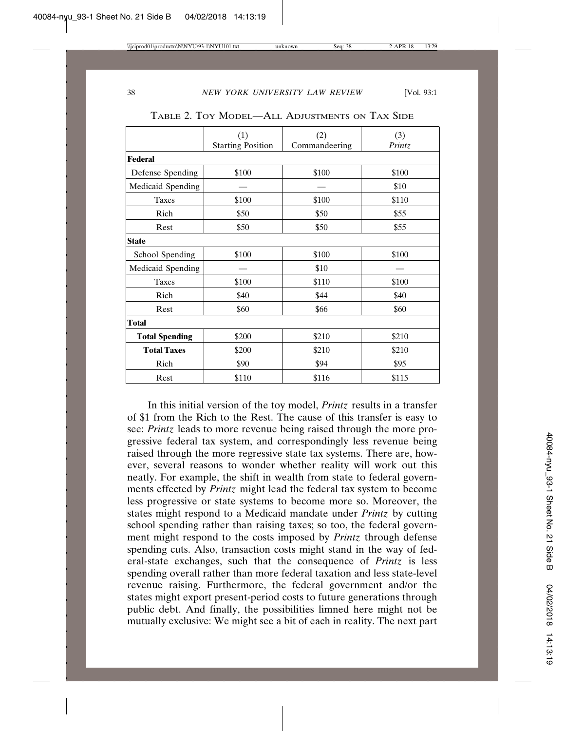TABLE 2. TOY MODEL—ALL ADJUSTMENTS ON TAX SIDE

| | (1) Starting Position | (2) Commandeering | (3) *Printz* |
|---|---|---|---|
| **Federal** | | | |
| Defense Spending | $100 | $100 | $100 |
| Medicaid Spending | — | — | $10 |
| Taxes | $100 | $100 | $110 |
| Rich | $50 | $50 | $55 |
| Rest | $50 | $50 | $55 |
| **State** | | | |
| School Spending | $100 | $100 | $100 |
| Medicaid Spending | — | $10 | — |
| Taxes | $100 | $110 | $100 |
| Rich | $40 | $44 | $40 |
| Rest | $60 | $66 | $60 |
| **Total** | | | |
| **Total Spending** | $200 | $210 | $210 |
| **Total Taxes** | $200 | $210 | $210 |
| Rich | $90 | $94 | $95 |
| Rest | $110 | $116 | $115 |

In this initial version of the toy model, *Printz* results in a transfer of $1 from the Rich to the Rest. The cause of this transfer is easy to see: *Printz* leads to more revenue being raised through the more progressive federal tax system, and correspondingly less revenue being raised through the more regressive state tax systems. There are, however, several reasons to wonder whether reality will work out this neatly. For example, the shift in wealth from state to federal governments effected by *Printz* might lead the federal tax system to become less progressive or state systems to become more so. Moreover, the states might respond to a Medicaid mandate under *Printz* by cutting school spending rather than raising taxes; so too, the federal government might respond to the costs imposed by *Printz* through defense spending cuts. Also, transaction costs might stand in the way of federal-state exchanges, such that the consequence of *Printz* is less spending overall rather than more federal taxation and less state-level revenue raising. Furthermore, the federal government and/or the states might export present-period costs to future generations through public debt. And finally, the possibilities limned here might not be mutually exclusive: We might see a bit of each in reality. The next part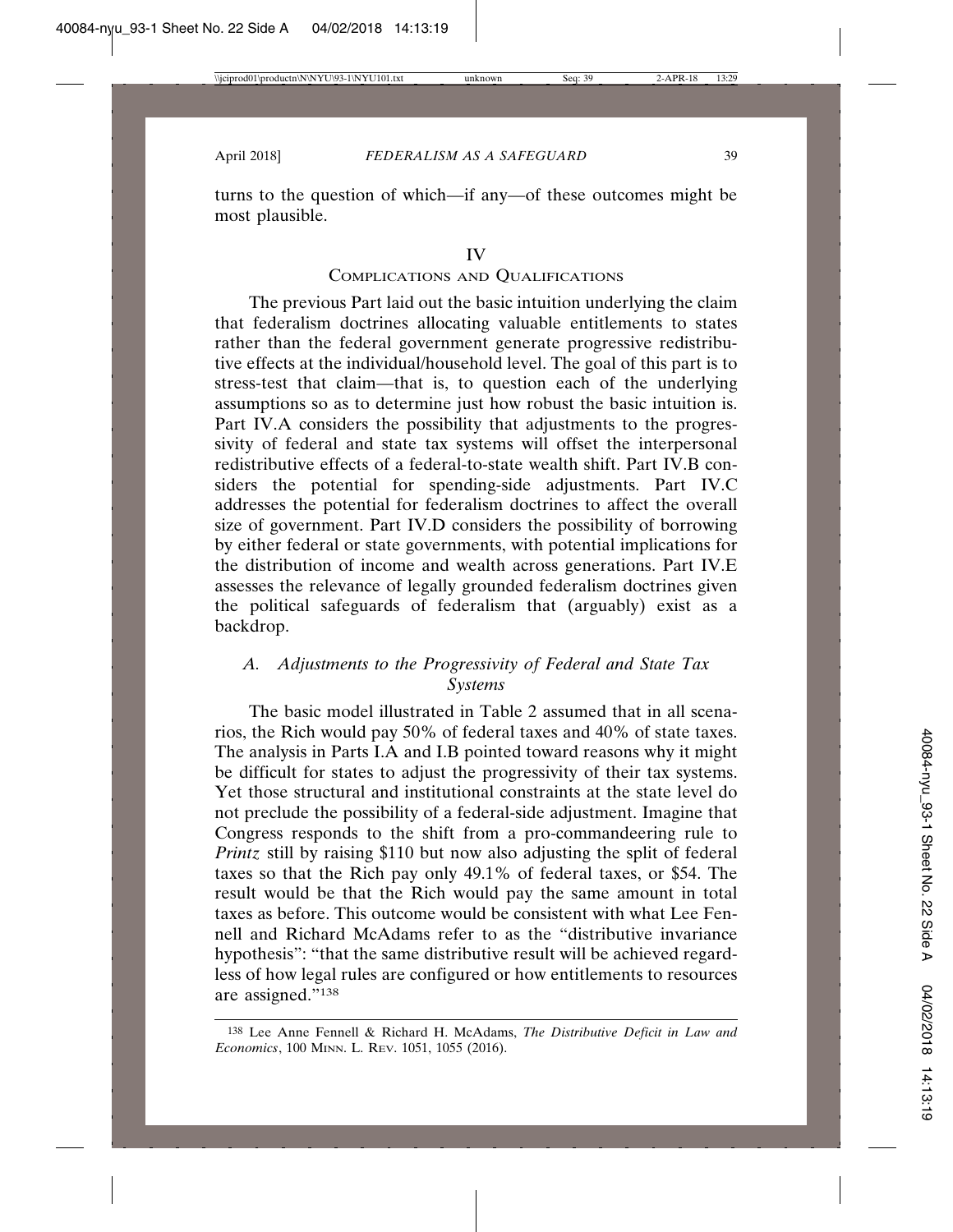turns to the question of which—if any—of these outcomes might be most plausible.

# IV
# Complications and Qualifications

The previous Part laid out the basic intuition underlying the claim that federalism doctrines allocating valuable entitlements to states rather than the federal government generate progressive redistributive effects at the individual/household level. The goal of this part is to stress-test that claim—that is, to question each of the underlying assumptions so as to determine just how robust the basic intuition is. Part IV.A considers the possibility that adjustments to the progressivity of federal and state tax systems will offset the interpersonal redistributive effects of a federal-to-state wealth shift. Part IV.B considers the potential for spending-side adjustments. Part IV.C addresses the potential for federalism doctrines to affect the overall size of government. Part IV.D considers the possibility of borrowing by either federal or state governments, with potential implications for the distribution of income and wealth across generations. Part IV.E assesses the relevance of legally grounded federalism doctrines given the political safeguards of federalism that (arguably) exist as a backdrop.

## *A. Adjustments to the Progressivity of Federal and State Tax Systems*

The basic model illustrated in Table 2 assumed that in all scenarios, the Rich would pay 50% of federal taxes and 40% of state taxes. The analysis in Parts I.A and I.B pointed toward reasons why it might be difficult for states to adjust the progressivity of their tax systems. Yet those structural and institutional constraints at the state level do not preclude the possibility of a federal-side adjustment. Imagine that Congress responds to the shift from a pro-commandeering rule to *Printz* still by raising \$110 but now also adjusting the split of federal taxes so that the Rich pay only 49.1% of federal taxes, or \$54. The result would be that the Rich would pay the same amount in total taxes as before. This outcome would be consistent with what Lee Fennell and Richard McAdams refer to as the "distributive invariance hypothesis": "that the same distributive result will be achieved regardless of how legal rules are configured or how entitlements to resources are assigned."[138]

---

[138] Lee Anne Fennell & Richard H. McAdams, *The Distributive Deficit in Law and Economics*, 100 Minn. L. Rev. 1051, 1055 (2016).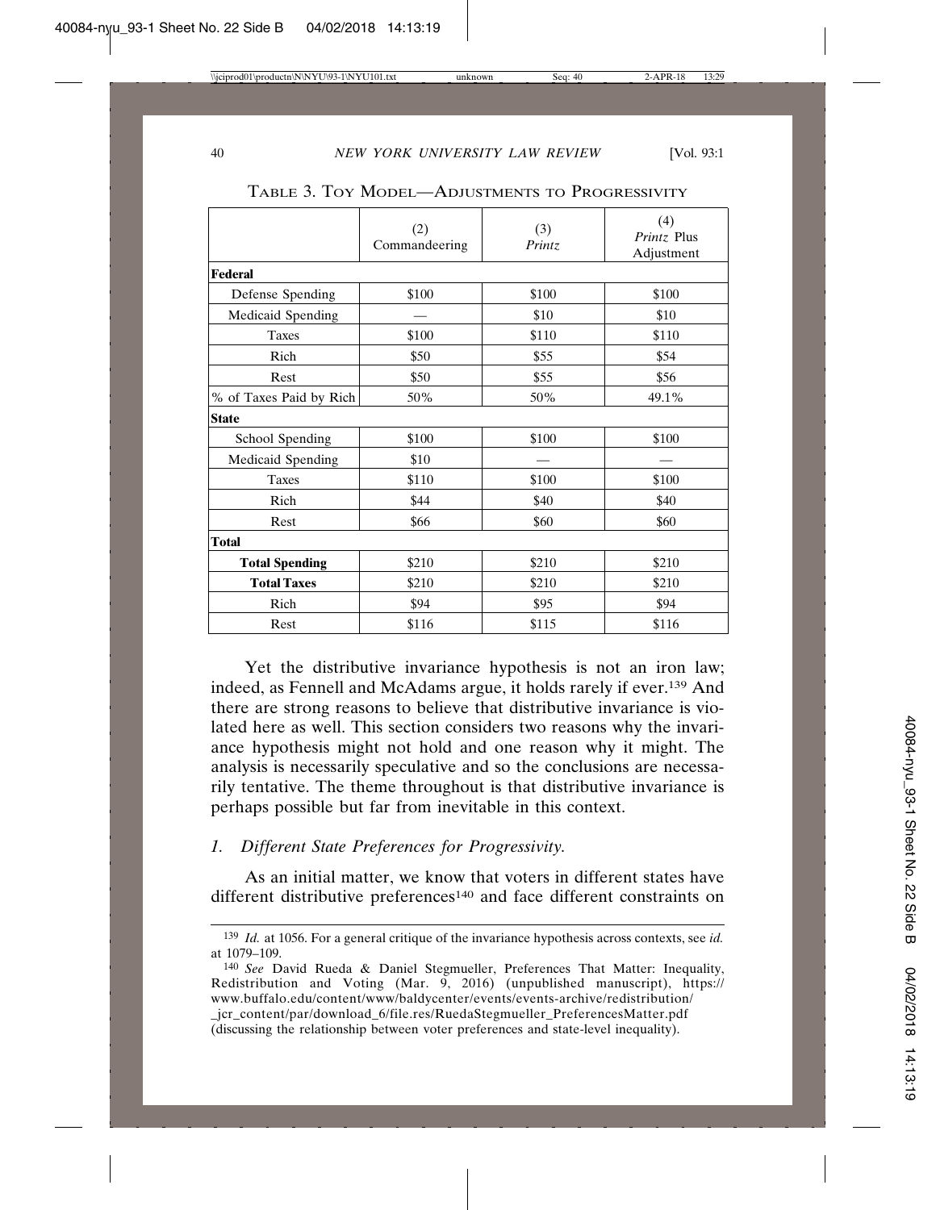Table 3. Toy Model—Adjustments to Progressivity

| | (2) Commandeering | (3) *Printz* | (4) *Printz* Plus Adjustment |
|---|---|---|---|
| **Federal** | | | |
| Defense Spending | $100 | $100 | $100 |
| Medicaid Spending | — | $10 | $10 |
| Taxes | $100 | $110 | $110 |
| Rich | $50 | $55 | $54 |
| Rest | $50 | $55 | $56 |
| % of Taxes Paid by Rich | 50% | 50% | 49.1% |
| **State** | | | |
| School Spending | $100 | $100 | $100 |
| Medicaid Spending | $10 | — | — |
| Taxes | $110 | $100 | $100 |
| Rich | $44 | $40 | $40 |
| Rest | $66 | $60 | $60 |
| **Total** | | | |
| **Total Spending** | $210 | $210 | $210 |
| **Total Taxes** | $210 | $210 | $210 |
| Rich | $94 | $95 | $94 |
| Rest | $116 | $115 | $116 |

Yet the distributive invariance hypothesis is not an iron law; indeed, as Fennell and McAdams argue, it holds rarely if ever.[139] And there are strong reasons to believe that distributive invariance is violated here as well. This section considers two reasons why the invariance hypothesis might not hold and one reason why it might. The analysis is necessarily speculative and so the conclusions are necessarily tentative. The theme throughout is that distributive invariance is perhaps possible but far from inevitable in this context.

### *1. Different State Preferences for Progressivity.*

As an initial matter, we know that voters in different states have different distributive preferences[140] and face different constraints on

---

[139] *Id.* at 1056. For a general critique of the invariance hypothesis across contexts, see *id.* at 1079–109.

[140] *See* David Rueda & Daniel Stegmueller, Preferences That Matter: Inequality, Redistribution and Voting (Mar. 9, 2016) (unpublished manuscript), https://www.buffalo.edu/content/www/baldycenter/events/events-archive/redistribution/_jcr_content/par/download_6/file.res/RuedaStegmueller_PreferencesMatter.pdf (discussing the relationship between voter preferences and state-level inequality).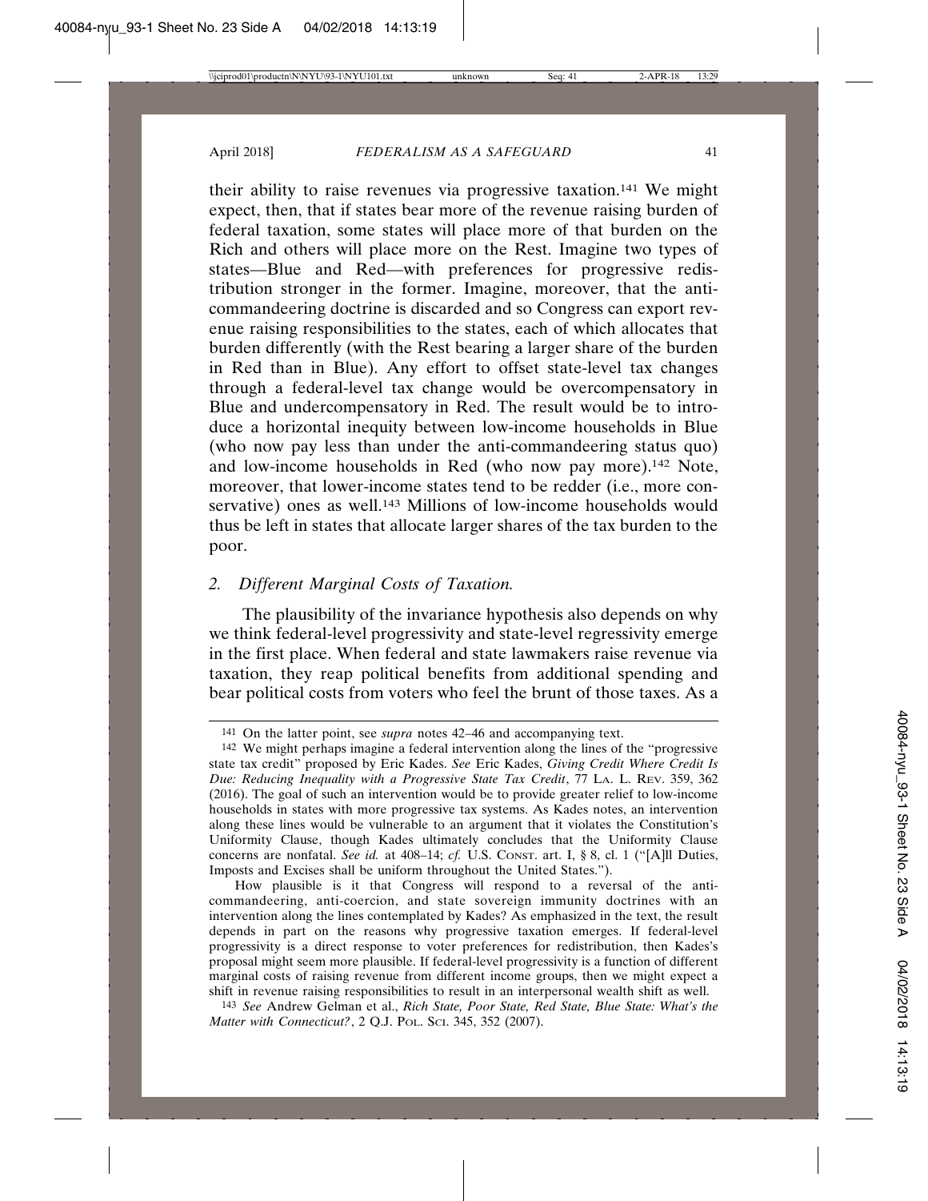their ability to raise revenues via progressive taxation.[141] We might expect, then, that if states bear more of the revenue raising burden of federal taxation, some states will place more of that burden on the Rich and others will place more on the Rest. Imagine two types of states—Blue and Red—with preferences for progressive redistribution stronger in the former. Imagine, moreover, that the anti-commandeering doctrine is discarded and so Congress can export revenue raising responsibilities to the states, each of which allocates that burden differently (with the Rest bearing a larger share of the burden in Red than in Blue). Any effort to offset state-level tax changes through a federal-level tax change would be overcompensatory in Blue and undercompensatory in Red. The result would be to introduce a horizontal inequity between low-income households in Blue (who now pay less than under the anti-commandeering status quo) and low-income households in Red (who now pay more).[142] Note, moreover, that lower-income states tend to be redder (i.e., more conservative) ones as well.[143] Millions of low-income households would thus be left in states that allocate larger shares of the tax burden to the poor.

### 2. *Different Marginal Costs of Taxation.*

The plausibility of the invariance hypothesis also depends on why we think federal-level progressivity and state-level regressivity emerge in the first place. When federal and state lawmakers raise revenue via taxation, they reap political benefits from additional spending and bear political costs from voters who feel the brunt of those taxes. As a

---

141 On the latter point, see *supra* notes 42–46 and accompanying text.

142 We might perhaps imagine a federal intervention along the lines of the "progressive state tax credit" proposed by Eric Kades. *See* Eric Kades, *Giving Credit Where Credit Is Due: Reducing Inequality with a Progressive State Tax Credit*, 77 LA. L. REV. 359, 362 (2016). The goal of such an intervention would be to provide greater relief to low-income households in states with more progressive tax systems. As Kades notes, an intervention along these lines would be vulnerable to an argument that it violates the Constitution's Uniformity Clause, though Kades ultimately concludes that the Uniformity Clause concerns are nonfatal. *See id.* at 408–14; *cf.* U.S. CONST. art. I, § 8, cl. 1 ("[A]ll Duties, Imposts and Excises shall be uniform throughout the United States.").

How plausible is it that Congress will respond to a reversal of the anti-commandeering, anti-coercion, and state sovereign immunity doctrines with an intervention along the lines contemplated by Kades? As emphasized in the text, the result depends in part on the reasons why progressive taxation emerges. If federal-level progressivity is a direct response to voter preferences for redistribution, then Kades's proposal might seem more plausible. If federal-level progressivity is a function of different marginal costs of raising revenue from different income groups, then we might expect a shift in revenue raising responsibilities to result in an interpersonal wealth shift as well.

143 *See* Andrew Gelman et al., *Rich State, Poor State, Red State, Blue State: What's the Matter with Connecticut?*, 2 Q.J. POL. SCI. 345, 352 (2007).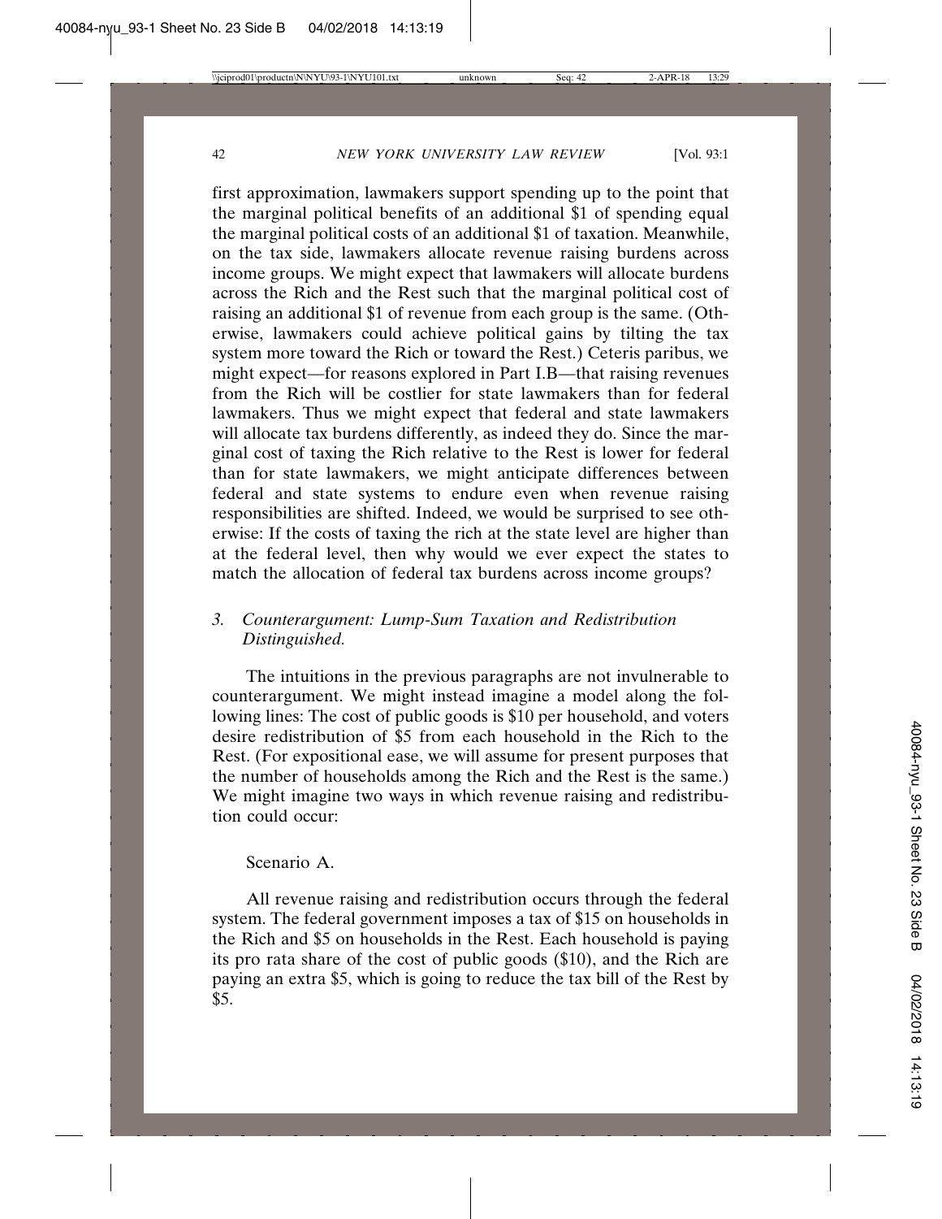first approximation, lawmakers support spending up to the point that the marginal political benefits of an additional $1 of spending equal the marginal political costs of an additional $1 of taxation. Meanwhile, on the tax side, lawmakers allocate revenue raising burdens across income groups. We might expect that lawmakers will allocate burdens across the Rich and the Rest such that the marginal political cost of raising an additional $1 of revenue from each group is the same. (Otherwise, lawmakers could achieve political gains by tilting the tax system more toward the Rich or toward the Rest.) Ceteris paribus, we might expect—for reasons explored in Part I.B—that raising revenues from the Rich will be costlier for state lawmakers than for federal lawmakers. Thus we might expect that federal and state lawmakers will allocate tax burdens differently, as indeed they do. Since the marginal cost of taxing the Rich relative to the Rest is lower for federal than for state lawmakers, we might anticipate differences between federal and state systems to endure even when revenue raising responsibilities are shifted. Indeed, we would be surprised to see otherwise: If the costs of taxing the rich at the state level are higher than at the federal level, then why would we ever expect the states to match the allocation of federal tax burdens across income groups?

### *3. Counterargument: Lump-Sum Taxation and Redistribution Distinguished.*

The intuitions in the previous paragraphs are not invulnerable to counterargument. We might instead imagine a model along the following lines: The cost of public goods is $10 per household, and voters desire redistribution of $5 from each household in the Rich to the Rest. (For expositional ease, we will assume for present purposes that the number of households among the Rich and the Rest is the same.) We might imagine two ways in which revenue raising and redistribution could occur:

Scenario A.

All revenue raising and redistribution occurs through the federal system. The federal government imposes a tax of $15 on households in the Rich and $5 on households in the Rest. Each household is paying its pro rata share of the cost of public goods ($10), and the Rich are paying an extra $5, which is going to reduce the tax bill of the Rest by $5.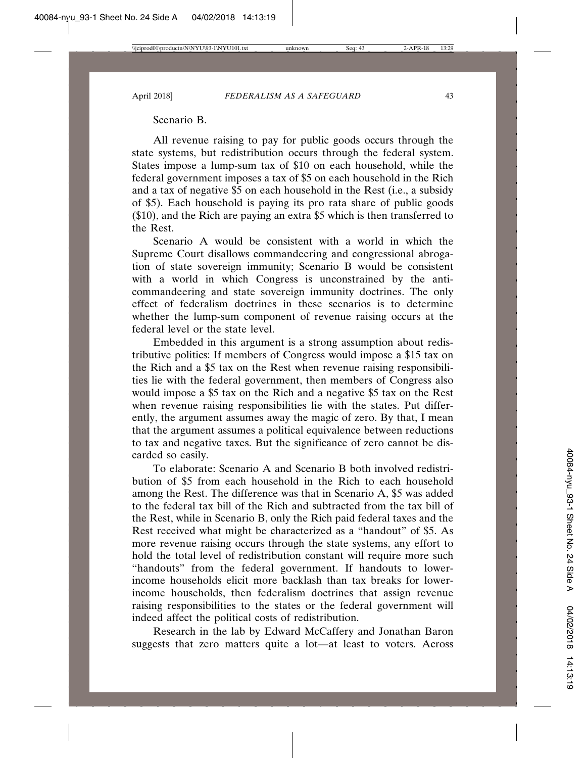Scenario B.

All revenue raising to pay for public goods occurs through the state systems, but redistribution occurs through the federal system. States impose a lump-sum tax of $10 on each household, while the federal government imposes a tax of $5 on each household in the Rich and a tax of negative $5 on each household in the Rest (i.e., a subsidy of $5). Each household is paying its pro rata share of public goods ($10), and the Rich are paying an extra $5 which is then transferred to the Rest.

Scenario A would be consistent with a world in which the Supreme Court disallows commandeering and congressional abrogation of state sovereign immunity; Scenario B would be consistent with a world in which Congress is unconstrained by the anti-commandeering and state sovereign immunity doctrines. The only effect of federalism doctrines in these scenarios is to determine whether the lump-sum component of revenue raising occurs at the federal level or the state level.

Embedded in this argument is a strong assumption about redistributive politics: If members of Congress would impose a $15 tax on the Rich and a $5 tax on the Rest when revenue raising responsibilities lie with the federal government, then members of Congress also would impose a $5 tax on the Rich and a negative $5 tax on the Rest when revenue raising responsibilities lie with the states. Put differently, the argument assumes away the magic of zero. By that, I mean that the argument assumes a political equivalence between reductions to tax and negative taxes. But the significance of zero cannot be discarded so easily.

To elaborate: Scenario A and Scenario B both involved redistribution of $5 from each household in the Rich to each household among the Rest. The difference was that in Scenario A, $5 was added to the federal tax bill of the Rich and subtracted from the tax bill of the Rest, while in Scenario B, only the Rich paid federal taxes and the Rest received what might be characterized as a "handout" of $5. As more revenue raising occurs through the state systems, any effort to hold the total level of redistribution constant will require more such "handouts" from the federal government. If handouts to lower-income households elicit more backlash than tax breaks for lower-income households, then federalism doctrines that assign revenue raising responsibilities to the states or the federal government will indeed affect the political costs of redistribution.

Research in the lab by Edward McCaffery and Jonathan Baron suggests that zero matters quite a lot—at least to voters. Across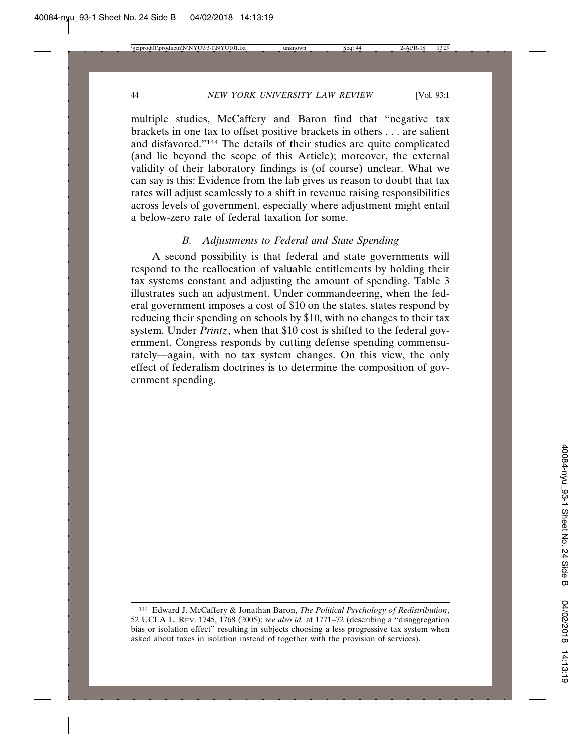multiple studies, McCaffery and Baron find that "negative tax brackets in one tax to offset positive brackets in others . . . are salient and disfavored."[144] The details of their studies are quite complicated (and lie beyond the scope of this Article); moreover, the external validity of their laboratory findings is (of course) unclear. What we can say is this: Evidence from the lab gives us reason to doubt that tax rates will adjust seamlessly to a shift in revenue raising responsibilities across levels of government, especially where adjustment might entail a below-zero rate of federal taxation for some.

### *B. Adjustments to Federal and State Spending*

A second possibility is that federal and state governments will respond to the reallocation of valuable entitlements by holding their tax systems constant and adjusting the amount of spending. Table 3 illustrates such an adjustment. Under commandeering, when the federal government imposes a cost of $10 on the states, states respond by reducing their spending on schools by $10, with no changes to their tax system. Under *Printz*, when that $10 cost is shifted to the federal government, Congress responds by cutting defense spending commensurately—again, with no tax system changes. On this view, the only effect of federalism doctrines is to determine the composition of government spending.

---

[144] Edward J. McCaffery & Jonathan Baron, *The Political Psychology of Redistribution*, 52 UCLA L. REV. 1745, 1768 (2005); *see also id.* at 1771–72 (describing a "disaggregation bias or isolation effect" resulting in subjects choosing a less progressive tax system when asked about taxes in isolation instead of together with the provision of services).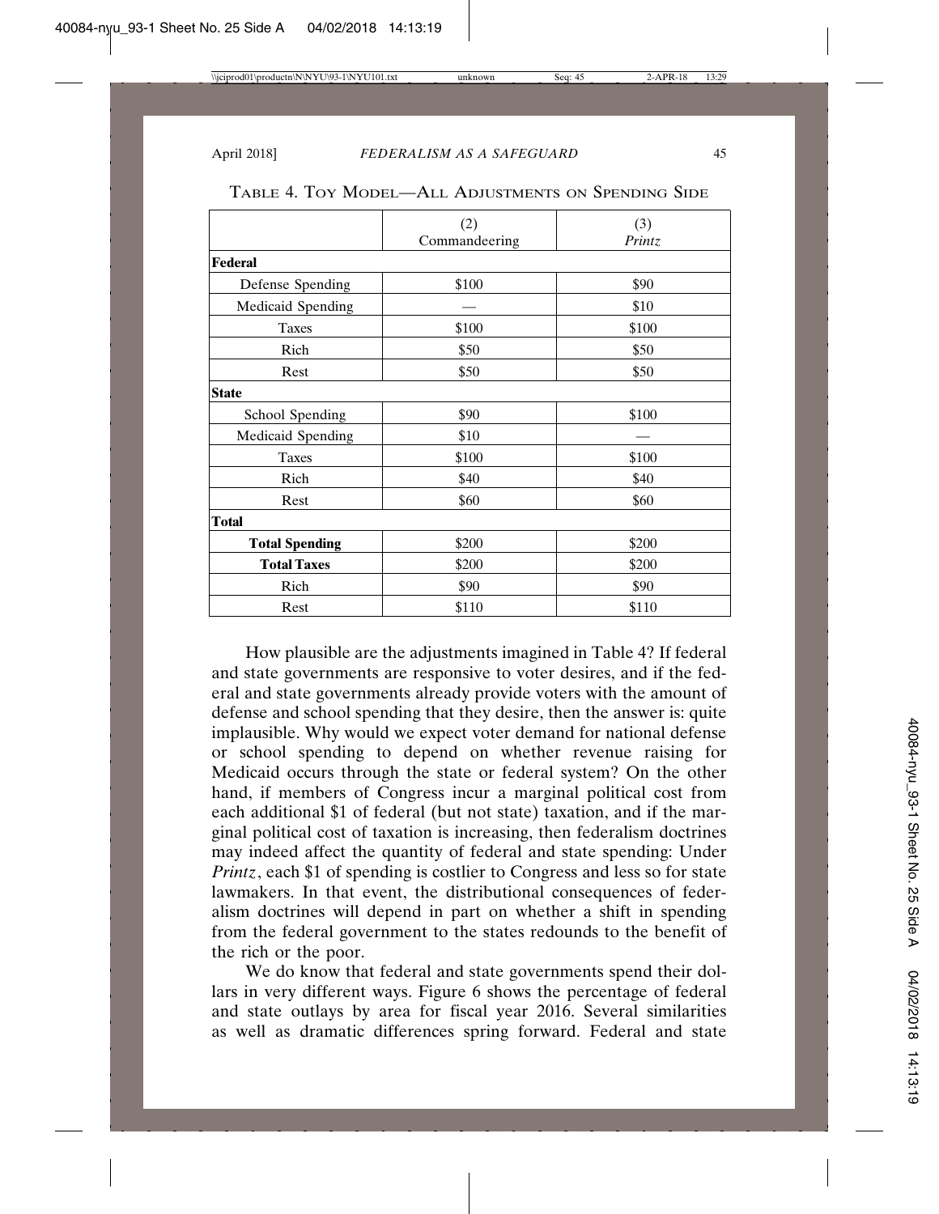Table 4. Toy Model—All Adjustments on Spending Side

| | (2) Commandeering | (3) *Printz* |
|---|---|---|
| **Federal** | | |
| Defense Spending | \$100 | \$90 |
| Medicaid Spending | — | \$10 |
| Taxes | \$100 | \$100 |
| Rich | \$50 | \$50 |
| Rest | \$50 | \$50 |
| **State** | | |
| School Spending | \$90 | \$100 |
| Medicaid Spending | \$10 | — |
| Taxes | \$100 | \$100 |
| Rich | \$40 | \$40 |
| Rest | \$60 | \$60 |
| **Total** | | |
| **Total Spending** | \$200 | \$200 |
| **Total Taxes** | \$200 | \$200 |
| Rich | \$90 | \$90 |
| Rest | \$110 | \$110 |

How plausible are the adjustments imagined in Table 4? If federal and state governments are responsive to voter desires, and if the federal and state governments already provide voters with the amount of defense and school spending that they desire, then the answer is: quite implausible. Why would we expect voter demand for national defense or school spending to depend on whether revenue raising for Medicaid occurs through the state or federal system? On the other hand, if members of Congress incur a marginal political cost from each additional \$1 of federal (but not state) taxation, and if the marginal political cost of taxation is increasing, then federalism doctrines may indeed affect the quantity of federal and state spending: Under *Printz*, each \$1 of spending is costlier to Congress and less so for state lawmakers. In that event, the distributional consequences of federalism doctrines will depend in part on whether a shift in spending from the federal government to the states redounds to the benefit of the rich or the poor.

We do know that federal and state governments spend their dollars in very different ways. Figure 6 shows the percentage of federal and state outlays by area for fiscal year 2016. Several similarities as well as dramatic differences spring forward. Federal and state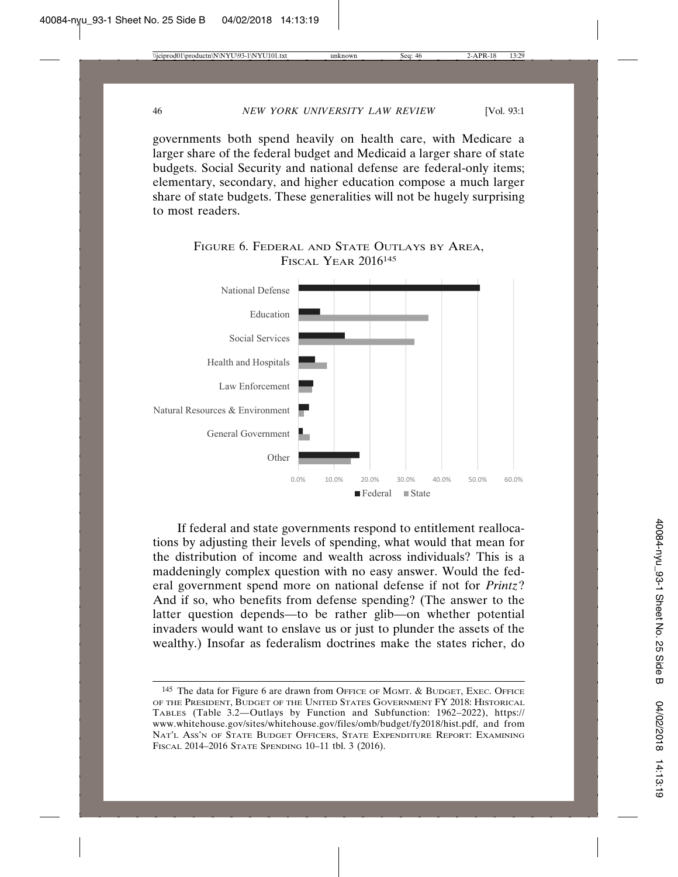governments both spend heavily on health care, with Medicare a larger share of the federal budget and Medicaid a larger share of state budgets. Social Security and national defense are federal-only items; elementary, secondary, and higher education compose a much larger share of state budgets. These generalities will not be hugely surprising to most readers.

FIGURE 6. FEDERAL AND STATE OUTLAYS BY AREA, FISCAL YEAR 2016[145]

If federal and state governments respond to entitlement reallocations by adjusting their levels of spending, what would that mean for the distribution of income and wealth across individuals? This is a maddeningly complex question with no easy answer. Would the federal government spend more on national defense if not for *Printz*? And if so, who benefits from defense spending? (The answer to the latter question depends—to be rather glib—on whether potential invaders would want to enslave us or just to plunder the assets of the wealthy.) Insofar as federalism doctrines make the states richer, do

---

[145] The data for Figure 6 are drawn from OFFICE OF MGMT. & BUDGET, EXEC. OFFICE OF THE PRESIDENT, BUDGET OF THE UNITED STATES GOVERNMENT FY 2018: HISTORICAL TABLES (Table 3.2—Outlays by Function and Subfunction: 1962–2022), https://www.whitehouse.gov/sites/whitehouse.gov/files/omb/budget/fy2018/hist.pdf, and from NAT'L ASS'N OF STATE BUDGET OFFICERS, STATE EXPENDITURE REPORT: EXAMINING FISCAL 2014–2016 STATE SPENDING 10–11 tbl. 3 (2016).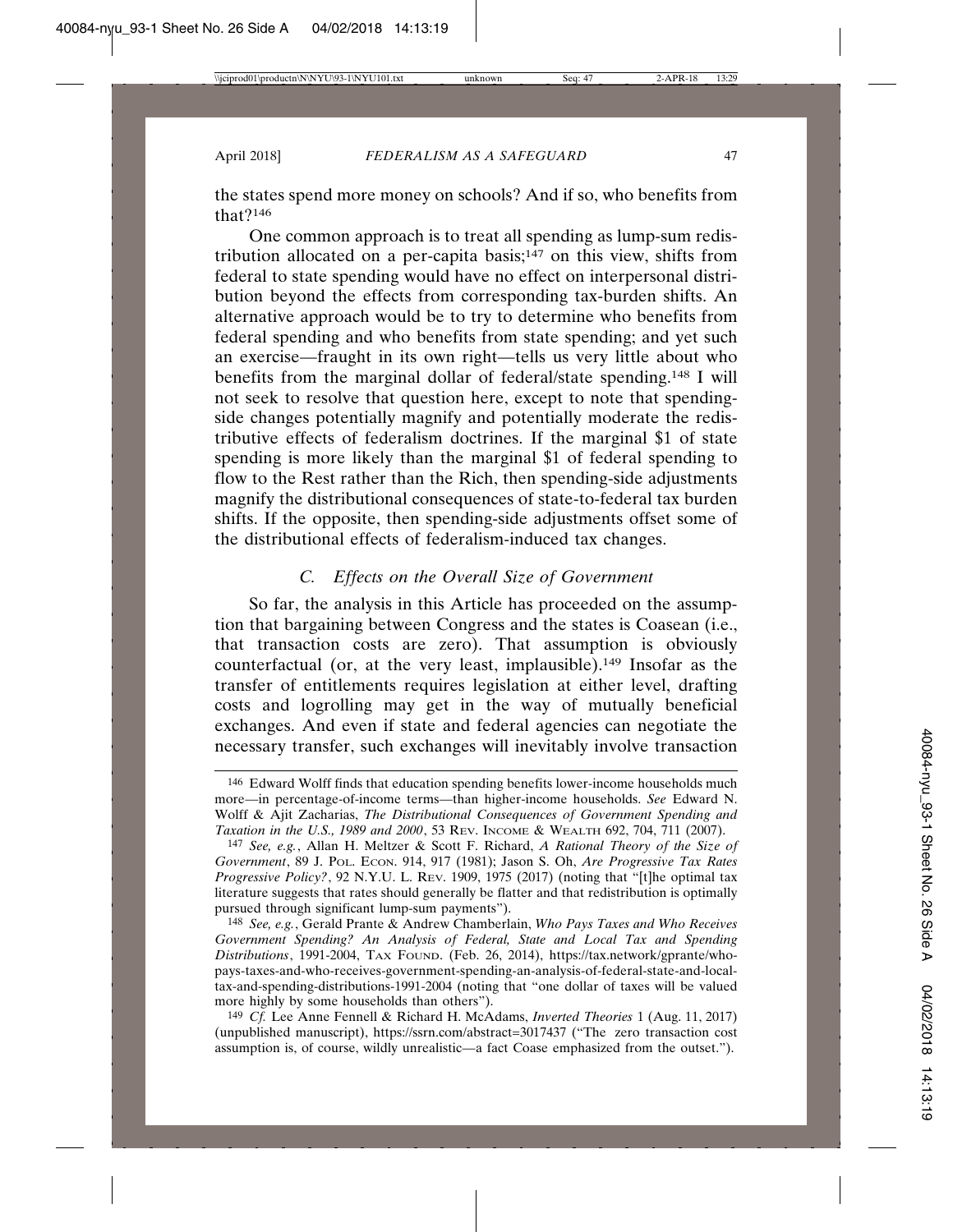the states spend more money on schools? And if so, who benefits from that?[146]

One common approach is to treat all spending as lump-sum redistribution allocated on a per-capita basis;[147] on this view, shifts from federal to state spending would have no effect on interpersonal distribution beyond the effects from corresponding tax-burden shifts. An alternative approach would be to try to determine who benefits from federal spending and who benefits from state spending; and yet such an exercise—fraught in its own right—tells us very little about who benefits from the marginal dollar of federal/state spending.[148] I will not seek to resolve that question here, except to note that spending-side changes potentially magnify and potentially moderate the redistributive effects of federalism doctrines. If the marginal $1 of state spending is more likely than the marginal $1 of federal spending to flow to the Rest rather than the Rich, then spending-side adjustments magnify the distributional consequences of state-to-federal tax burden shifts. If the opposite, then spending-side adjustments offset some of the distributional effects of federalism-induced tax changes.

### *C. Effects on the Overall Size of Government*

So far, the analysis in this Article has proceeded on the assumption that bargaining between Congress and the states is Coasean (i.e., that transaction costs are zero). That assumption is obviously counterfactual (or, at the very least, implausible).[149] Insofar as the transfer of entitlements requires legislation at either level, drafting costs and logrolling may get in the way of mutually beneficial exchanges. And even if state and federal agencies can negotiate the necessary transfer, such exchanges will inevitably involve transaction

---

[146] Edward Wolff finds that education spending benefits lower-income households much more—in percentage-of-income terms—than higher-income households. *See* Edward N. Wolff & Ajit Zacharias, *The Distributional Consequences of Government Spending and Taxation in the U.S., 1989 and 2000*, 53 REV. INCOME & WEALTH 692, 704, 711 (2007).

[147] *See, e.g.*, Allan H. Meltzer & Scott F. Richard, *A Rational Theory of the Size of Government*, 89 J. POL. ECON. 914, 917 (1981); Jason S. Oh, *Are Progressive Tax Rates Progressive Policy?*, 92 N.Y.U. L. REV. 1909, 1975 (2017) (noting that "[t]he optimal tax literature suggests that rates should generally be flatter and that redistribution is optimally pursued through significant lump-sum payments").

[148] *See, e.g.*, Gerald Prante & Andrew Chamberlain, *Who Pays Taxes and Who Receives Government Spending? An Analysis of Federal, State and Local Tax and Spending Distributions*, 1991-2004, TAX FOUND. (Feb. 26, 2014), https://tax.network/gprante/who-pays-taxes-and-who-receives-government-spending-an-analysis-of-federal-state-and-local-tax-and-spending-distributions-1991-2004 (noting that "one dollar of taxes will be valued more highly by some households than others").

[149] *Cf.* Lee Anne Fennell & Richard H. McAdams, *Inverted Theories* 1 (Aug. 11, 2017) (unpublished manuscript), https://ssrn.com/abstract=3017437 ("The zero transaction cost assumption is, of course, wildly unrealistic—a fact Coase emphasized from the outset.").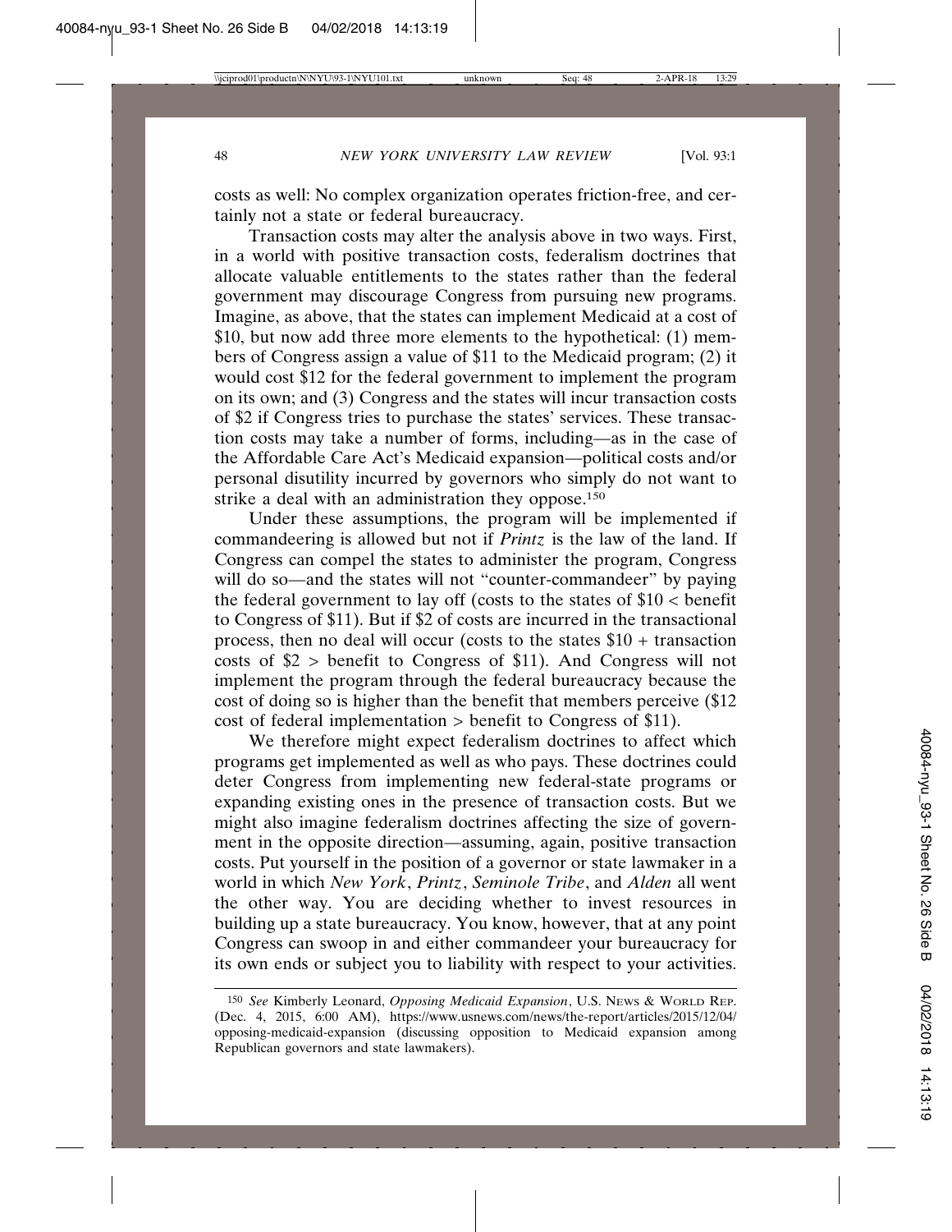costs as well: No complex organization operates friction-free, and certainly not a state or federal bureaucracy.

Transaction costs may alter the analysis above in two ways. First, in a world with positive transaction costs, federalism doctrines that allocate valuable entitlements to the states rather than the federal government may discourage Congress from pursuing new programs. Imagine, as above, that the states can implement Medicaid at a cost of $10, but now add three more elements to the hypothetical: (1) members of Congress assign a value of $11 to the Medicaid program; (2) it would cost $12 for the federal government to implement the program on its own; and (3) Congress and the states will incur transaction costs of $2 if Congress tries to purchase the states' services. These transaction costs may take a number of forms, including—as in the case of the Affordable Care Act's Medicaid expansion—political costs and/or personal disutility incurred by governors who simply do not want to strike a deal with an administration they oppose.[150]

Under these assumptions, the program will be implemented if commandeering is allowed but not if *Printz* is the law of the land. If Congress can compel the states to administer the program, Congress will do so—and the states will not "counter-commandeer" by paying the federal government to lay off (costs to the states of $10 < benefit to Congress of $11). But if $2 of costs are incurred in the transactional process, then no deal will occur (costs to the states $10 + transaction costs of $2 > benefit to Congress of $11). And Congress will not implement the program through the federal bureaucracy because the cost of doing so is higher than the benefit that members perceive ($12 cost of federal implementation > benefit to Congress of $11).

We therefore might expect federalism doctrines to affect which programs get implemented as well as who pays. These doctrines could deter Congress from implementing new federal-state programs or expanding existing ones in the presence of transaction costs. But we might also imagine federalism doctrines affecting the size of government in the opposite direction—assuming, again, positive transaction costs. Put yourself in the position of a governor or state lawmaker in a world in which *New York*, *Printz*, *Seminole Tribe*, and *Alden* all went the other way. You are deciding whether to invest resources in building up a state bureaucracy. You know, however, that at any point Congress can swoop in and either commandeer your bureaucracy for its own ends or subject you to liability with respect to your activities.

[150] *See* Kimberly Leonard, *Opposing Medicaid Expansion*, U.S. NEWS & WORLD REP. (Dec. 4, 2015, 6:00 AM), https://www.usnews.com/news/the-report/articles/2015/12/04/opposing-medicaid-expansion (discussing opposition to Medicaid expansion among Republican governors and state lawmakers).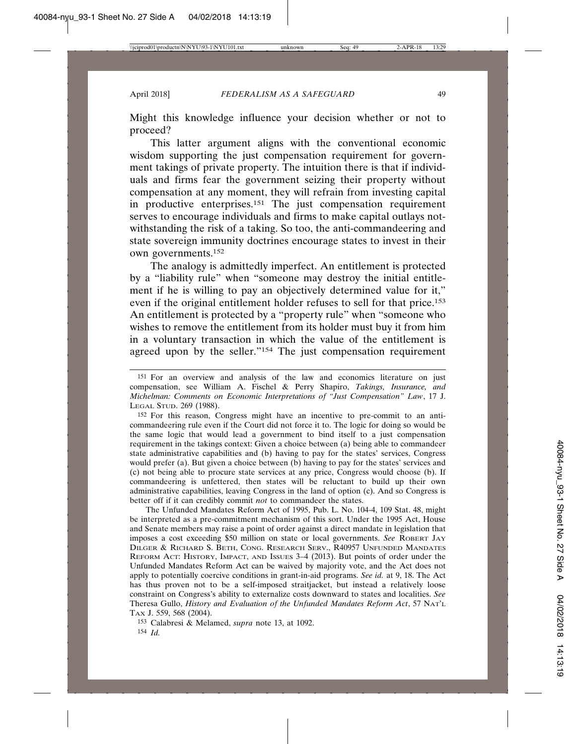Might this knowledge influence your decision whether or not to proceed?

This latter argument aligns with the conventional economic wisdom supporting the just compensation requirement for government takings of private property. The intuition there is that if individuals and firms fear the government seizing their property without compensation at any moment, they will refrain from investing capital in productive enterprises.[151] The just compensation requirement serves to encourage individuals and firms to make capital outlays notwithstanding the risk of a taking. So too, the anti-commandeering and state sovereign immunity doctrines encourage states to invest in their own governments.[152]

The analogy is admittedly imperfect. An entitlement is protected by a "liability rule" when "someone may destroy the initial entitlement if he is willing to pay an objectively determined value for it," even if the original entitlement holder refuses to sell for that price.[153] An entitlement is protected by a "property rule" when "someone who wishes to remove the entitlement from its holder must buy it from him in a voluntary transaction in which the value of the entitlement is agreed upon by the seller."[154] The just compensation requirement

---

151 For an overview and analysis of the law and economics literature on just compensation, see William A. Fischel & Perry Shapiro, *Takings, Insurance, and Michelman: Comments on Economic Interpretations of "Just Compensation" Law*, 17 J. LEGAL STUD. 269 (1988).

152 For this reason, Congress might have an incentive to pre-commit to an anti-commandeering rule even if the Court did not force it to. The logic for doing so would be the same logic that would lead a government to bind itself to a just compensation requirement in the takings context: Given a choice between (a) being able to commandeer state administrative capabilities and (b) having to pay for the states' services, Congress would prefer (a). But given a choice between (b) having to pay for the states' services and (c) not being able to procure state services at any price, Congress would choose (b). If commandeering is unfettered, then states will be reluctant to build up their own administrative capabilities, leaving Congress in the land of option (c). And so Congress is better off if it can credibly commit *not* to commandeer the states.

The Unfunded Mandates Reform Act of 1995, Pub. L. No. 104-4, 109 Stat. 48, might be interpreted as a pre-commitment mechanism of this sort. Under the 1995 Act, House and Senate members may raise a point of order against a direct mandate in legislation that imposes a cost exceeding $50 million on state or local governments. *See* ROBERT JAY DILGER & RICHARD S. BETH, CONG. RESEARCH SERV., R40957 UNFUNDED MANDATES REFORM ACT: HISTORY, IMPACT, AND ISSUES 3–4 (2013). But points of order under the Unfunded Mandates Reform Act can be waived by majority vote, and the Act does not apply to potentially coercive conditions in grant-in-aid programs. *See id.* at 9, 18. The Act has thus proven not to be a self-imposed straitjacket, but instead a relatively loose constraint on Congress's ability to externalize costs downward to states and localities. *See* Theresa Gullo, *History and Evaluation of the Unfunded Mandates Reform Act*, 57 NAT'L TAX J. 559, 568 (2004).

153 Calabresi & Melamed, *supra* note 13, at 1092.

154 *Id.*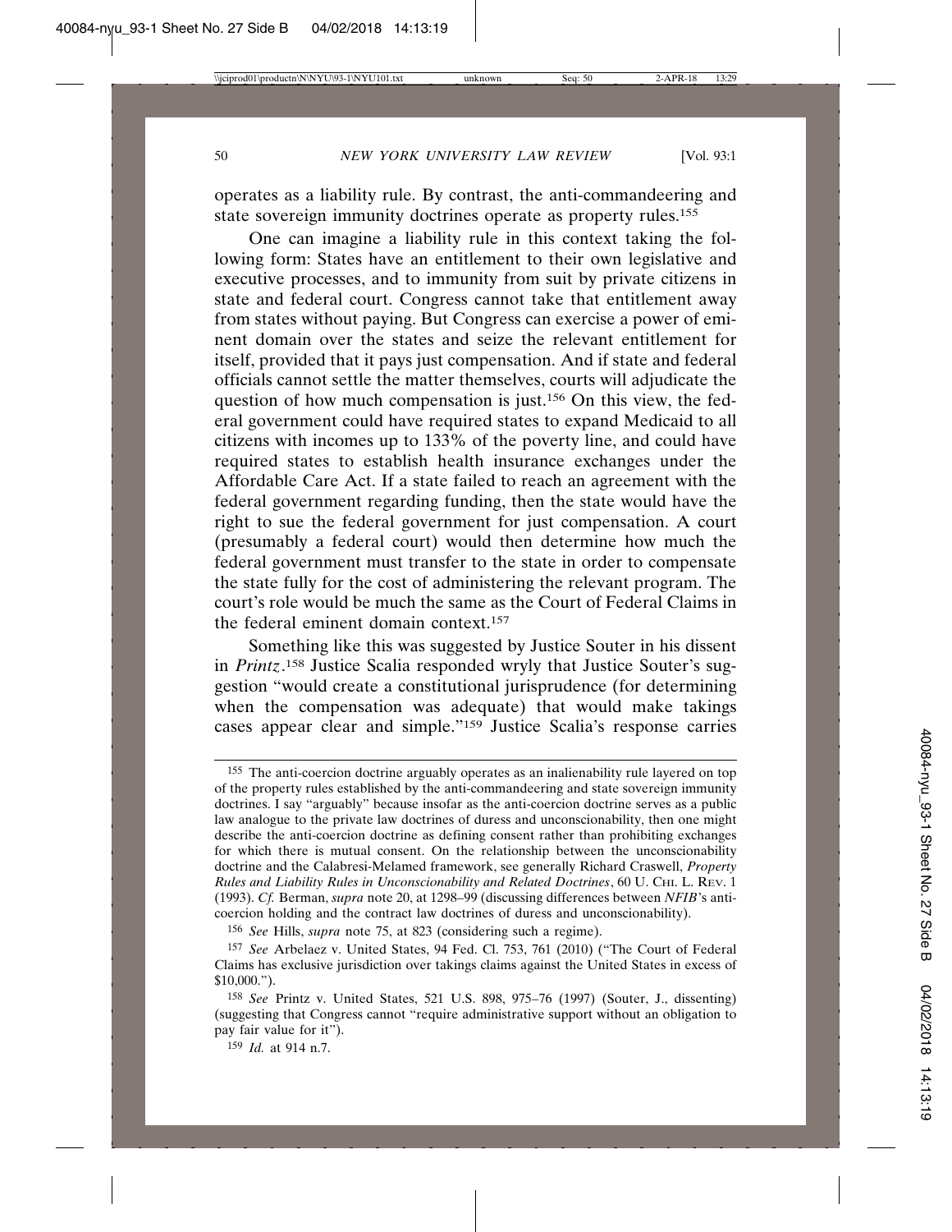operates as a liability rule. By contrast, the anti-commandeering and state sovereign immunity doctrines operate as property rules.[155]

One can imagine a liability rule in this context taking the following form: States have an entitlement to their own legislative and executive processes, and to immunity from suit by private citizens in state and federal court. Congress cannot take that entitlement away from states without paying. But Congress can exercise a power of eminent domain over the states and seize the relevant entitlement for itself, provided that it pays just compensation. And if state and federal officials cannot settle the matter themselves, courts will adjudicate the question of how much compensation is just.[156] On this view, the federal government could have required states to expand Medicaid to all citizens with incomes up to 133% of the poverty line, and could have required states to establish health insurance exchanges under the Affordable Care Act. If a state failed to reach an agreement with the federal government regarding funding, then the state would have the right to sue the federal government for just compensation. A court (presumably a federal court) would then determine how much the federal government must transfer to the state in order to compensate the state fully for the cost of administering the relevant program. The court's role would be much the same as the Court of Federal Claims in the federal eminent domain context.[157]

Something like this was suggested by Justice Souter in his dissent in *Printz*.[158] Justice Scalia responded wryly that Justice Souter's suggestion "would create a constitutional jurisprudence (for determining when the compensation was adequate) that would make takings cases appear clear and simple."[159] Justice Scalia's response carries

---

[155] The anti-coercion doctrine arguably operates as an inalienability rule layered on top of the property rules established by the anti-commandeering and state sovereign immunity doctrines. I say "arguably" because insofar as the anti-coercion doctrine serves as a public law analogue to the private law doctrines of duress and unconscionability, then one might describe the anti-coercion doctrine as defining consent rather than prohibiting exchanges for which there is mutual consent. On the relationship between the unconscionability doctrine and the Calabresi-Melamed framework, see generally Richard Craswell, *Property Rules and Liability Rules in Unconscionability and Related Doctrines*, 60 U. CHI. L. REV. 1 (1993). *Cf.* Berman, *supra* note 20, at 1298–99 (discussing differences between *NFIB*'s anti-coercion holding and the contract law doctrines of duress and unconscionability).

[156] *See* Hills, *supra* note 75, at 823 (considering such a regime).

[157] *See* Arbelaez v. United States, 94 Fed. Cl. 753, 761 (2010) ("The Court of Federal Claims has exclusive jurisdiction over takings claims against the United States in excess of $10,000.").

[158] *See* Printz v. United States, 521 U.S. 898, 975–76 (1997) (Souter, J., dissenting) (suggesting that Congress cannot "require administrative support without an obligation to pay fair value for it").

[159] *Id.* at 914 n.7.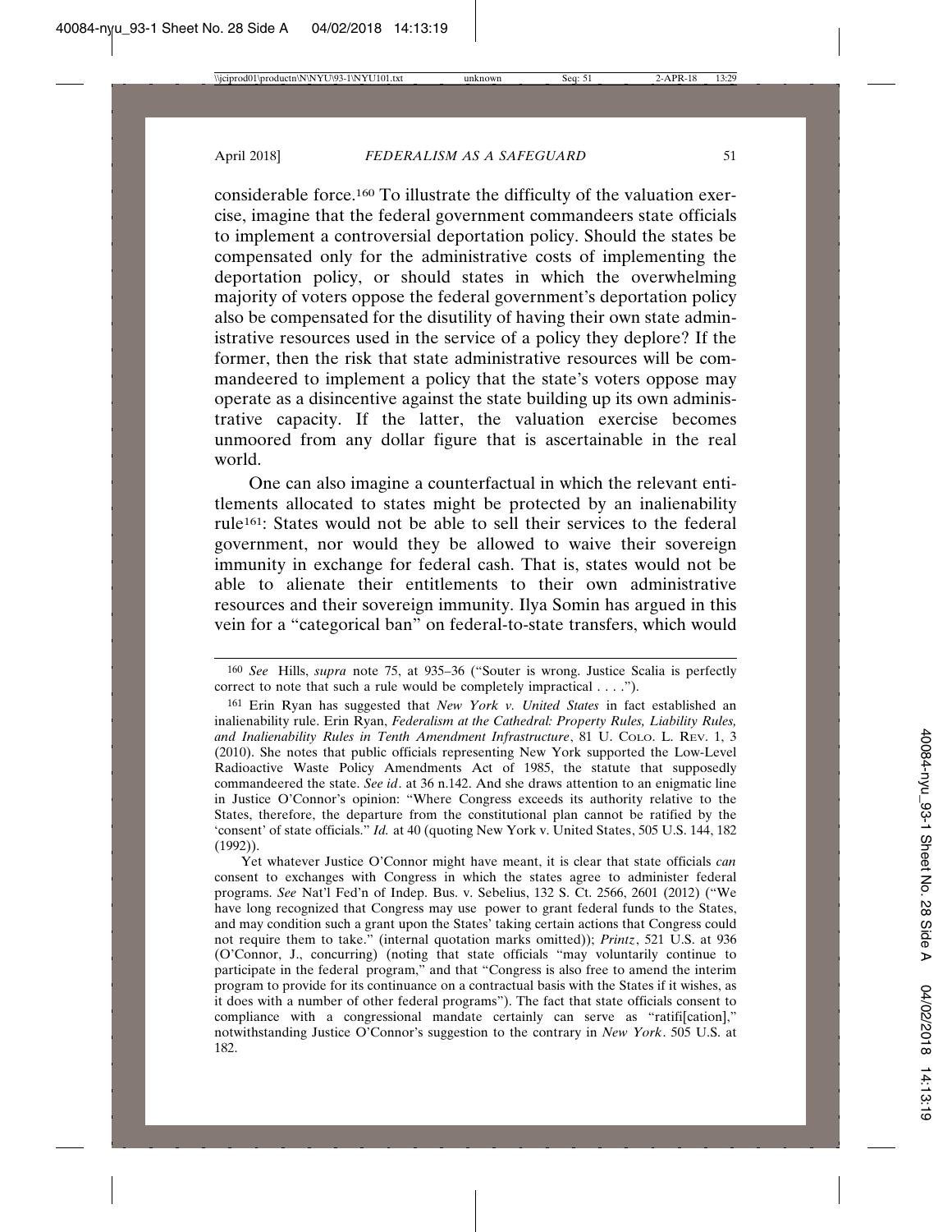considerable force.[160] To illustrate the difficulty of the valuation exercise, imagine that the federal government commandeers state officials to implement a controversial deportation policy. Should the states be compensated only for the administrative costs of implementing the deportation policy, or should states in which the overwhelming majority of voters oppose the federal government's deportation policy also be compensated for the disutility of having their own state administrative resources used in the service of a policy they deplore? If the former, then the risk that state administrative resources will be commandeered to implement a policy that the state's voters oppose may operate as a disincentive against the state building up its own administrative capacity. If the latter, the valuation exercise becomes unmoored from any dollar figure that is ascertainable in the real world.

One can also imagine a counterfactual in which the relevant entitlements allocated to states might be protected by an inalienability rule[161]: States would not be able to sell their services to the federal government, nor would they be allowed to waive their sovereign immunity in exchange for federal cash. That is, states would not be able to alienate their entitlements to their own administrative resources and their sovereign immunity. Ilya Somin has argued in this vein for a "categorical ban" on federal-to-state transfers, which would

---

[160] *See* Hills, *supra* note 75, at 935–36 ("Souter is wrong. Justice Scalia is perfectly correct to note that such a rule would be completely impractical . . . .").

[161] Erin Ryan has suggested that *New York v. United States* in fact established an inalienability rule. Erin Ryan, *Federalism at the Cathedral: Property Rules, Liability Rules, and Inalienability Rules in Tenth Amendment Infrastructure*, 81 U. Colo. L. Rev. 1, 3 (2010). She notes that public officials representing New York supported the Low-Level Radioactive Waste Policy Amendments Act of 1985, the statute that supposedly commandeered the state. *See id*. at 36 n.142. And she draws attention to an enigmatic line in Justice O'Connor's opinion: "Where Congress exceeds its authority relative to the States, therefore, the departure from the constitutional plan cannot be ratified by the 'consent' of state officials." *Id.* at 40 (quoting New York v. United States, 505 U.S. 144, 182 (1992)).

Yet whatever Justice O'Connor might have meant, it is clear that state officials *can* consent to exchanges with Congress in which the states agree to administer federal programs. *See* Nat'l Fed'n of Indep. Bus. v. Sebelius, 132 S. Ct. 2566, 2601 (2012) ("We have long recognized that Congress may use power to grant federal funds to the States, and may condition such a grant upon the States' taking certain actions that Congress could not require them to take." (internal quotation marks omitted)); *Printz*, 521 U.S. at 936 (O'Connor, J., concurring) (noting that state officials "may voluntarily continue to participate in the federal program," and that "Congress is also free to amend the interim program to provide for its continuance on a contractual basis with the States if it wishes, as it does with a number of other federal programs"). The fact that state officials consent to compliance with a congressional mandate certainly can serve as "ratifi[cation]," notwithstanding Justice O'Connor's suggestion to the contrary in *New York*. 505 U.S. at 182.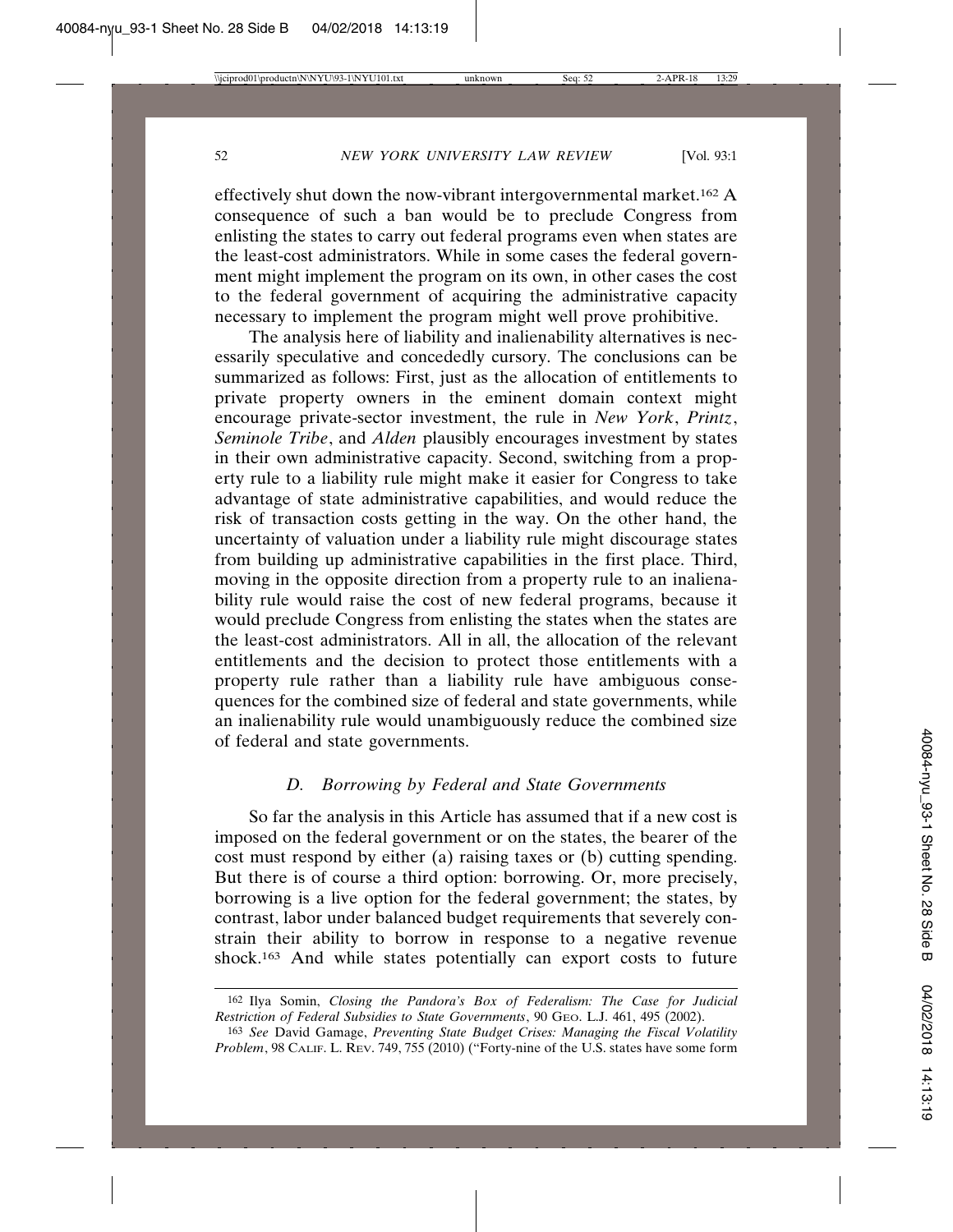effectively shut down the now-vibrant intergovernmental market.[162] A consequence of such a ban would be to preclude Congress from enlisting the states to carry out federal programs even when states are the least-cost administrators. While in some cases the federal government might implement the program on its own, in other cases the cost to the federal government of acquiring the administrative capacity necessary to implement the program might well prove prohibitive.

The analysis here of liability and inalienability alternatives is necessarily speculative and concededly cursory. The conclusions can be summarized as follows: First, just as the allocation of entitlements to private property owners in the eminent domain context might encourage private-sector investment, the rule in *New York*, *Printz*, *Seminole Tribe*, and *Alden* plausibly encourages investment by states in their own administrative capacity. Second, switching from a property rule to a liability rule might make it easier for Congress to take advantage of state administrative capabilities, and would reduce the risk of transaction costs getting in the way. On the other hand, the uncertainty of valuation under a liability rule might discourage states from building up administrative capabilities in the first place. Third, moving in the opposite direction from a property rule to an inalienability rule would raise the cost of new federal programs, because it would preclude Congress from enlisting the states when the states are the least-cost administrators. All in all, the allocation of the relevant entitlements and the decision to protect those entitlements with a property rule rather than a liability rule have ambiguous consequences for the combined size of federal and state governments, while an inalienability rule would unambiguously reduce the combined size of federal and state governments.

### *D. Borrowing by Federal and State Governments*

So far the analysis in this Article has assumed that if a new cost is imposed on the federal government or on the states, the bearer of the cost must respond by either (a) raising taxes or (b) cutting spending. But there is of course a third option: borrowing. Or, more precisely, borrowing is a live option for the federal government; the states, by contrast, labor under balanced budget requirements that severely constrain their ability to borrow in response to a negative revenue shock.[163] And while states potentially can export costs to future

---

[162] Ilya Somin, *Closing the Pandora's Box of Federalism: The Case for Judicial Restriction of Federal Subsidies to State Governments*, 90 GEO. L.J. 461, 495 (2002).

[163] *See* David Gamage, *Preventing State Budget Crises: Managing the Fiscal Volatility Problem*, 98 CALIF. L. REV. 749, 755 (2010) ("Forty-nine of the U.S. states have some form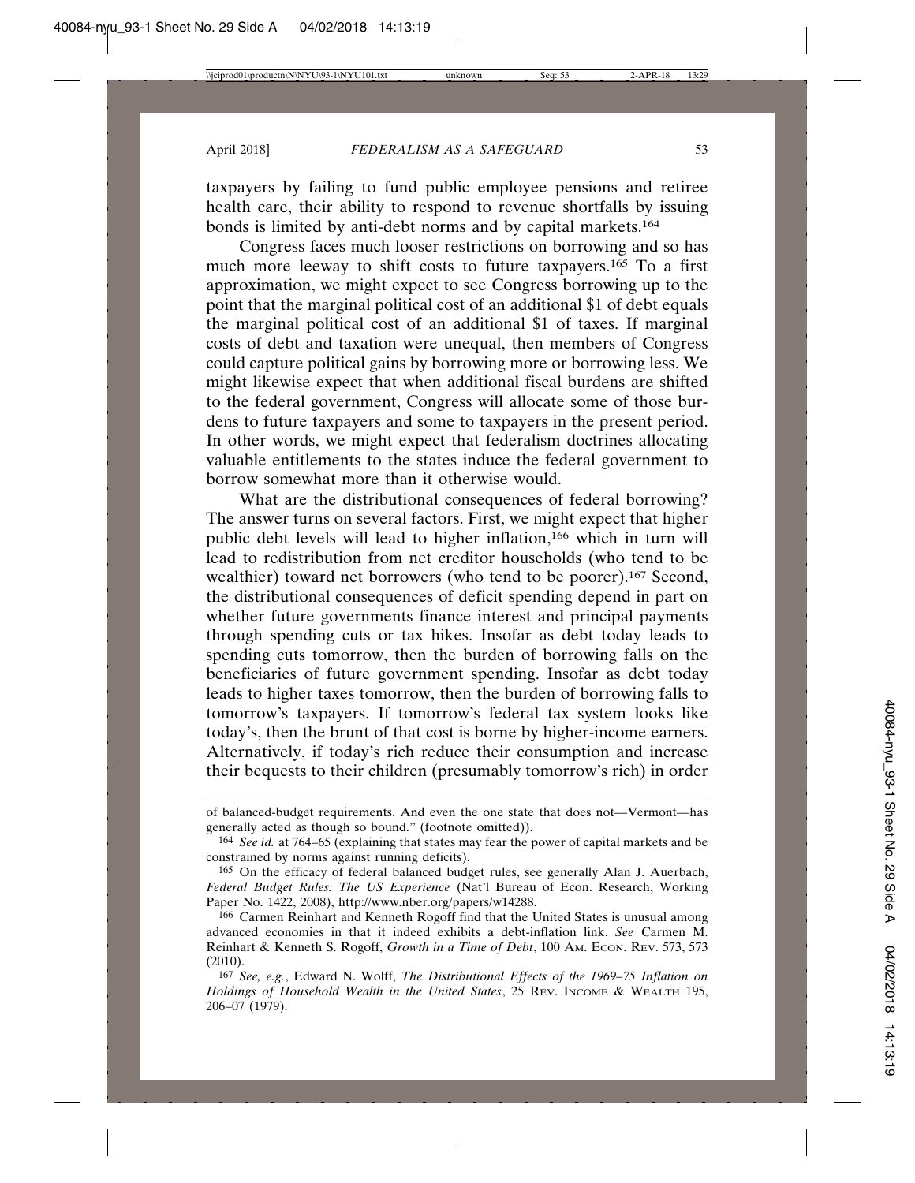taxpayers by failing to fund public employee pensions and retiree health care, their ability to respond to revenue shortfalls by issuing bonds is limited by anti-debt norms and by capital markets.[164]

Congress faces much looser restrictions on borrowing and so has much more leeway to shift costs to future taxpayers.[165] To a first approximation, we might expect to see Congress borrowing up to the point that the marginal political cost of an additional $1 of debt equals the marginal political cost of an additional $1 of taxes. If marginal costs of debt and taxation were unequal, then members of Congress could capture political gains by borrowing more or borrowing less. We might likewise expect that when additional fiscal burdens are shifted to the federal government, Congress will allocate some of those burdens to future taxpayers and some to taxpayers in the present period. In other words, we might expect that federalism doctrines allocating valuable entitlements to the states induce the federal government to borrow somewhat more than it otherwise would.

What are the distributional consequences of federal borrowing? The answer turns on several factors. First, we might expect that higher public debt levels will lead to higher inflation,[166] which in turn will lead to redistribution from net creditor households (who tend to be wealthier) toward net borrowers (who tend to be poorer).[167] Second, the distributional consequences of deficit spending depend in part on whether future governments finance interest and principal payments through spending cuts or tax hikes. Insofar as debt today leads to spending cuts tomorrow, then the burden of borrowing falls on the beneficiaries of future government spending. Insofar as debt today leads to higher taxes tomorrow, then the burden of borrowing falls to tomorrow's taxpayers. If tomorrow's federal tax system looks like today's, then the brunt of that cost is borne by higher-income earners. Alternatively, if today's rich reduce their consumption and increase their bequests to their children (presumably tomorrow's rich) in order

---

of balanced-budget requirements. And even the one state that does not—Vermont—has generally acted as though so bound." (footnote omitted)).

164 *See id.* at 764–65 (explaining that states may fear the power of capital markets and be constrained by norms against running deficits).

165 On the efficacy of federal balanced budget rules, see generally Alan J. Auerbach, *Federal Budget Rules: The US Experience* (Nat'l Bureau of Econ. Research, Working Paper No. 1422, 2008), http://www.nber.org/papers/w14288.

166 Carmen Reinhart and Kenneth Rogoff find that the United States is unusual among advanced economies in that it indeed exhibits a debt-inflation link. *See* Carmen M. Reinhart & Kenneth S. Rogoff, *Growth in a Time of Debt*, 100 Am. Econ. Rev. 573, 573 (2010).

167 *See, e.g.*, Edward N. Wolff, *The Distributional Effects of the 1969–75 Inflation on Holdings of Household Wealth in the United States*, 25 Rev. Income & Wealth 195, 206–07 (1979).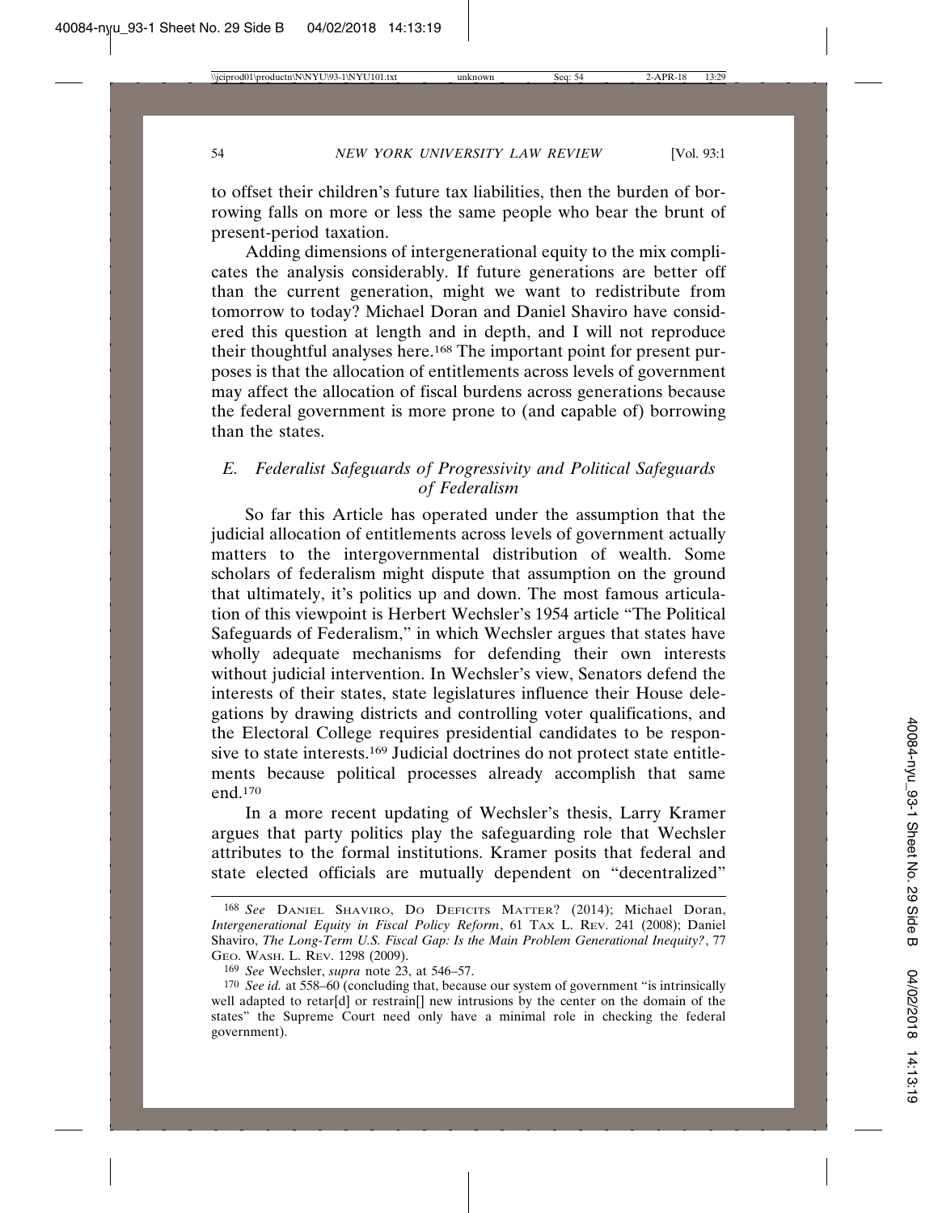to offset their children's future tax liabilities, then the burden of borrowing falls on more or less the same people who bear the brunt of present-period taxation.

Adding dimensions of intergenerational equity to the mix complicates the analysis considerably. If future generations are better off than the current generation, might we want to redistribute from tomorrow to today? Michael Doran and Daniel Shaviro have considered this question at length and in depth, and I will not reproduce their thoughtful analyses here.[168] The important point for present purposes is that the allocation of entitlements across levels of government may affect the allocation of fiscal burdens across generations because the federal government is more prone to (and capable of) borrowing than the states.

### *E. Federalist Safeguards of Progressivity and Political Safeguards of Federalism*

So far this Article has operated under the assumption that the judicial allocation of entitlements across levels of government actually matters to the intergovernmental distribution of wealth. Some scholars of federalism might dispute that assumption on the ground that ultimately, it's politics up and down. The most famous articulation of this viewpoint is Herbert Wechsler's 1954 article "The Political Safeguards of Federalism," in which Wechsler argues that states have wholly adequate mechanisms for defending their own interests without judicial intervention. In Wechsler's view, Senators defend the interests of their states, state legislatures influence their House delegations by drawing districts and controlling voter qualifications, and the Electoral College requires presidential candidates to be responsive to state interests.[169] Judicial doctrines do not protect state entitlements because political processes already accomplish that same end.[170]

In a more recent updating of Wechsler's thesis, Larry Kramer argues that party politics play the safeguarding role that Wechsler attributes to the formal institutions. Kramer posits that federal and state elected officials are mutually dependent on "decentralized"

---

[168] *See* DANIEL SHAVIRO, DO DEFICITS MATTER? (2014); Michael Doran, *Intergenerational Equity in Fiscal Policy Reform*, 61 TAX L. REV. 241 (2008); Daniel Shaviro, *The Long-Term U.S. Fiscal Gap: Is the Main Problem Generational Inequity?*, 77 GEO. WASH. L. REV. 1298 (2009).

[169] *See* Wechsler, *supra* note 23, at 546–57.

[170] *See id.* at 558–60 (concluding that, because our system of government "is intrinsically well adapted to retar[d] or restrain[] new intrusions by the center on the domain of the states" the Supreme Court need only have a minimal role in checking the federal government).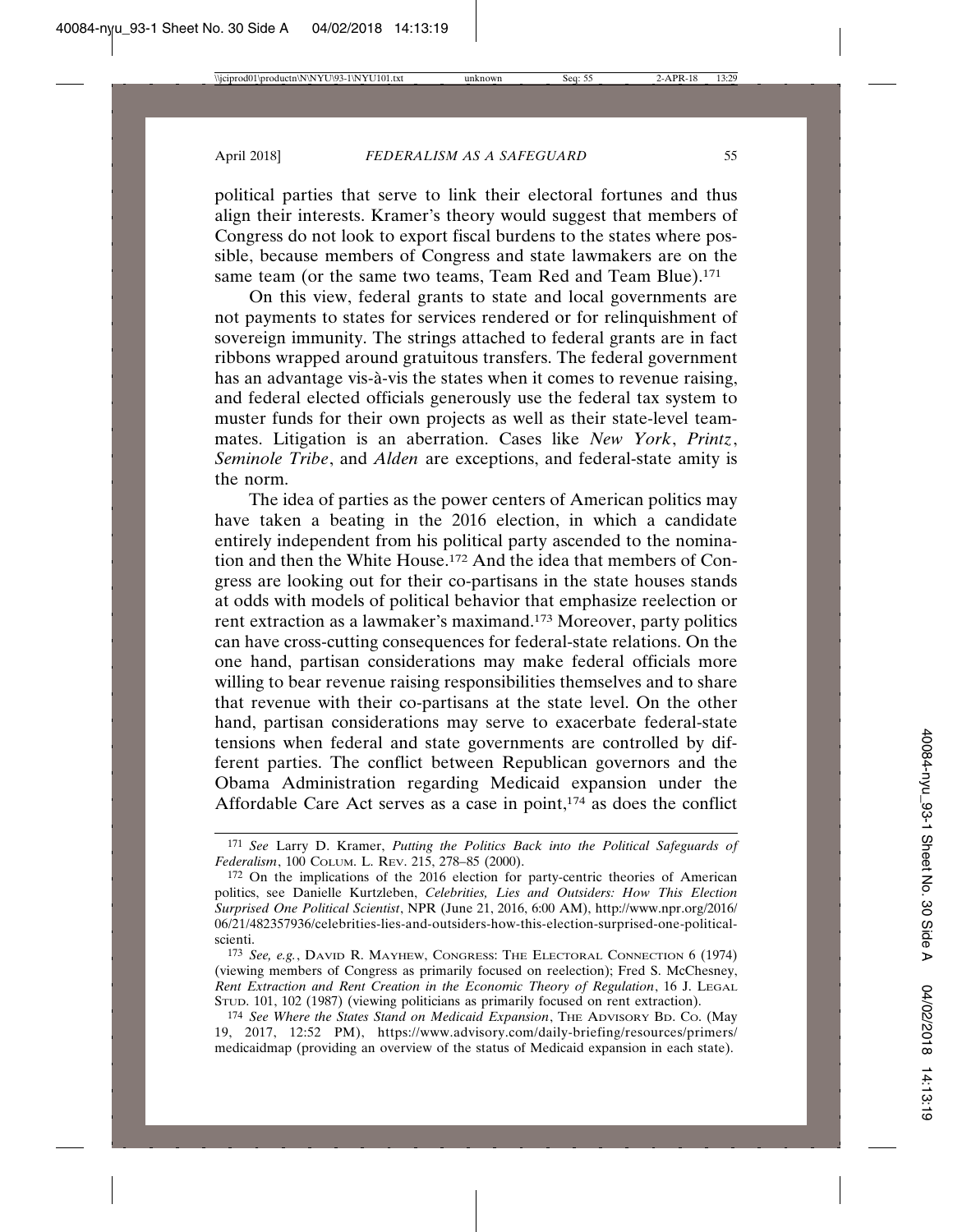political parties that serve to link their electoral fortunes and thus align their interests. Kramer's theory would suggest that members of Congress do not look to export fiscal burdens to the states where possible, because members of Congress and state lawmakers are on the same team (or the same two teams, Team Red and Team Blue).[171]

On this view, federal grants to state and local governments are not payments to states for services rendered or for relinquishment of sovereign immunity. The strings attached to federal grants are in fact ribbons wrapped around gratuitous transfers. The federal government has an advantage vis-à-vis the states when it comes to revenue raising, and federal elected officials generously use the federal tax system to muster funds for their own projects as well as their state-level teammates. Litigation is an aberration. Cases like *New York*, *Printz*, *Seminole Tribe*, and *Alden* are exceptions, and federal-state amity is the norm.

The idea of parties as the power centers of American politics may have taken a beating in the 2016 election, in which a candidate entirely independent from his political party ascended to the nomination and then the White House.[172] And the idea that members of Congress are looking out for their co-partisans in the state houses stands at odds with models of political behavior that emphasize reelection or rent extraction as a lawmaker's maximand.[173] Moreover, party politics can have cross-cutting consequences for federal-state relations. On the one hand, partisan considerations may make federal officials more willing to bear revenue raising responsibilities themselves and to share that revenue with their co-partisans at the state level. On the other hand, partisan considerations may serve to exacerbate federal-state tensions when federal and state governments are controlled by different parties. The conflict between Republican governors and the Obama Administration regarding Medicaid expansion under the Affordable Care Act serves as a case in point,[174] as does the conflict

---

[171] *See* Larry D. Kramer, *Putting the Politics Back into the Political Safeguards of Federalism*, 100 COLUM. L. REV. 215, 278–85 (2000).

[172] On the implications of the 2016 election for party-centric theories of American politics, see Danielle Kurtzleben, *Celebrities, Lies and Outsiders: How This Election Surprised One Political Scientist*, NPR (June 21, 2016, 6:00 AM), http://www.npr.org/2016/06/21/482357936/celebrities-lies-and-outsiders-how-this-election-surprised-one-political-scienti.

[173] *See, e.g.*, DAVID R. MAYHEW, CONGRESS: THE ELECTORAL CONNECTION 6 (1974) (viewing members of Congress as primarily focused on reelection); Fred S. McChesney, *Rent Extraction and Rent Creation in the Economic Theory of Regulation*, 16 J. LEGAL STUD. 101, 102 (1987) (viewing politicians as primarily focused on rent extraction).

[174] *See Where the States Stand on Medicaid Expansion*, THE ADVISORY BD. CO. (May 19, 2017, 12:52 PM), https://www.advisory.com/daily-briefing/resources/primers/medicaidmap (providing an overview of the status of Medicaid expansion in each state).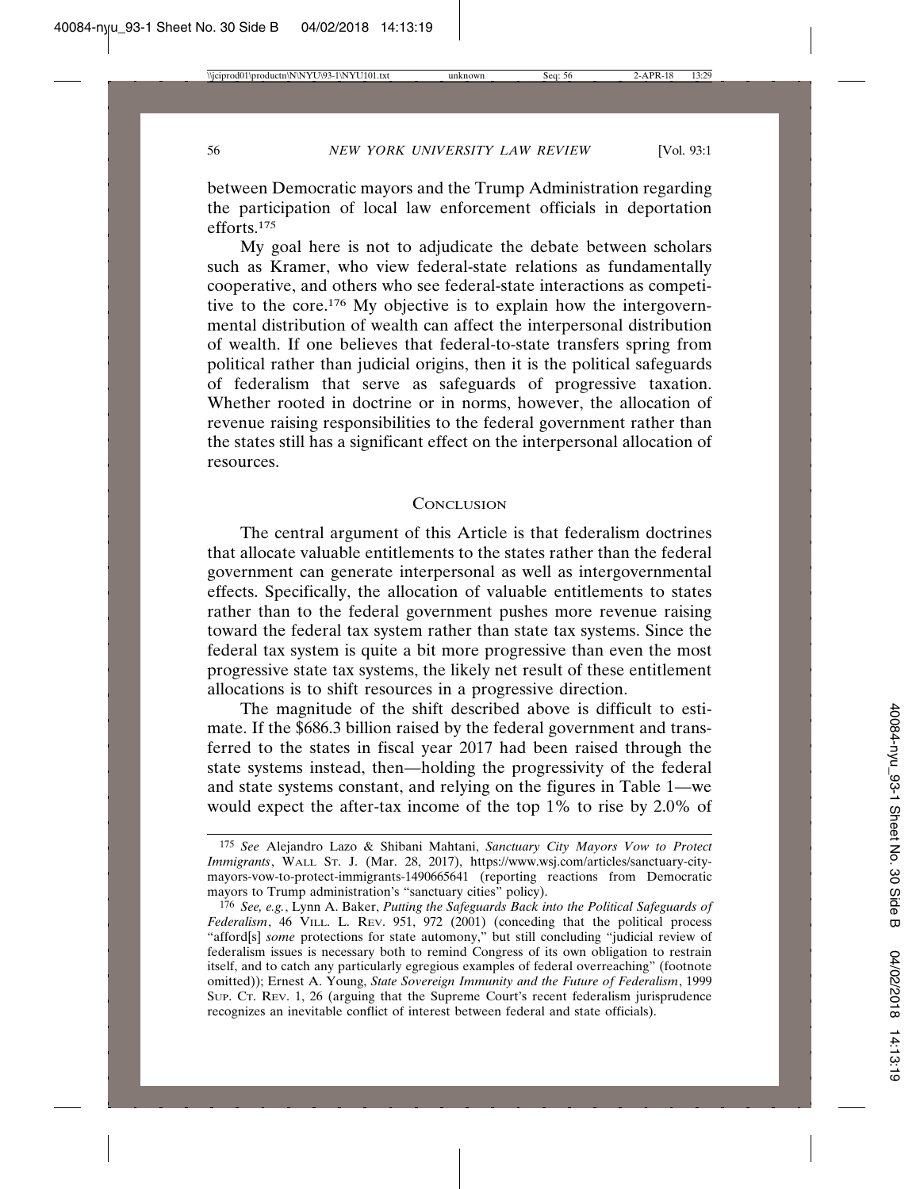between Democratic mayors and the Trump Administration regarding the participation of local law enforcement officials in deportation efforts.[175]

My goal here is not to adjudicate the debate between scholars such as Kramer, who view federal-state relations as fundamentally cooperative, and others who see federal-state interactions as competitive to the core.[176] My objective is to explain how the intergovernmental distribution of wealth can affect the interpersonal distribution of wealth. If one believes that federal-to-state transfers spring from political rather than judicial origins, then it is the political safeguards of federalism that serve as safeguards of progressive taxation. Whether rooted in doctrine or in norms, however, the allocation of revenue raising responsibilities to the federal government rather than the states still has a significant effect on the interpersonal allocation of resources.

## Conclusion

The central argument of this Article is that federalism doctrines that allocate valuable entitlements to the states rather than the federal government can generate interpersonal as well as intergovernmental effects. Specifically, the allocation of valuable entitlements to states rather than to the federal government pushes more revenue raising toward the federal tax system rather than state tax systems. Since the federal tax system is quite a bit more progressive than even the most progressive state tax systems, the likely net result of these entitlement allocations is to shift resources in a progressive direction.

The magnitude of the shift described above is difficult to estimate. If the $686.3 billion raised by the federal government and transferred to the states in fiscal year 2017 had been raised through the state systems instead, then—holding the progressivity of the federal and state systems constant, and relying on the figures in Table 1—we would expect the after-tax income of the top 1% to rise by 2.0% of

---

[175] *See* Alejandro Lazo & Shibani Mahtani, *Sanctuary City Mayors Vow to Protect Immigrants*, Wall St. J. (Mar. 28, 2017), https://www.wsj.com/articles/sanctuary-city-mayors-vow-to-protect-immigrants-1490665641 (reporting reactions from Democratic mayors to Trump administration's "sanctuary cities" policy).

[176] *See, e.g.*, Lynn A. Baker, *Putting the Safeguards Back into the Political Safeguards of Federalism*, 46 Vill. L. Rev. 951, 972 (2001) (conceding that the political process "afford[s] *some* protections for state automony," but still concluding "judicial review of federalism issues is necessary both to remind Congress of its own obligation to restrain itself, and to catch any particularly egregious examples of federal overreaching" (footnote omitted)); Ernest A. Young, *State Sovereign Immunity and the Future of Federalism*, 1999 Sup. Ct. Rev. 1, 26 (arguing that the Supreme Court's recent federalism jurisprudence recognizes an inevitable conflict of interest between federal and state officials).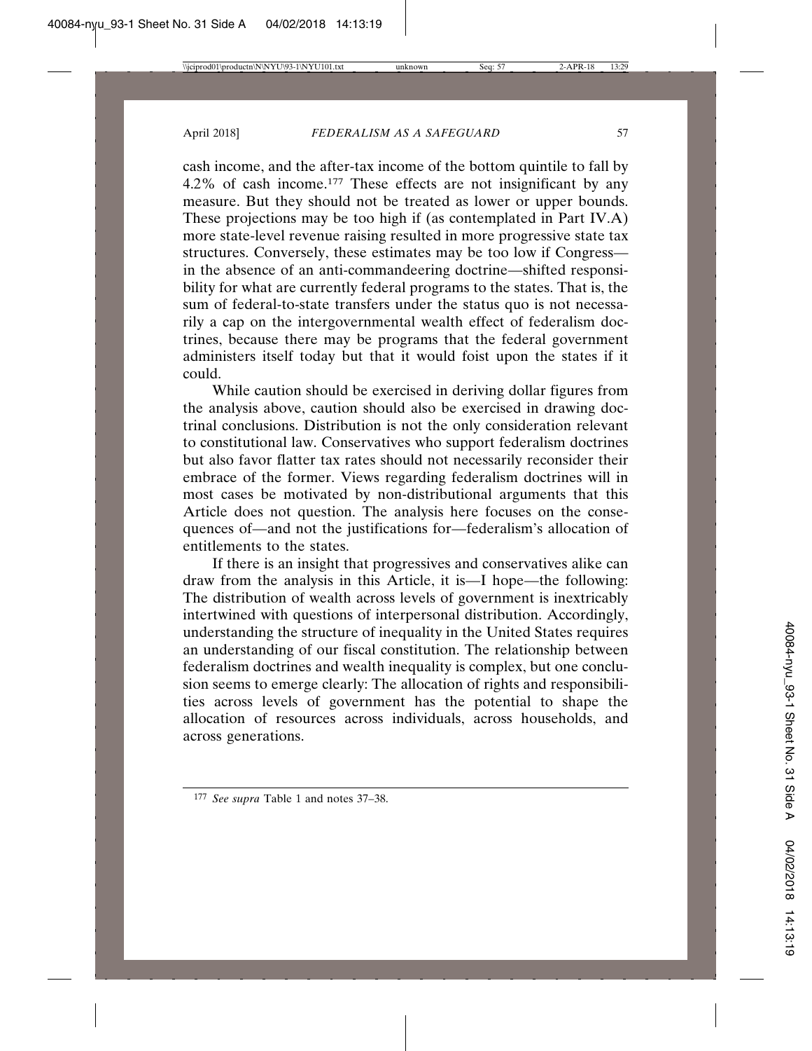cash income, and the after-tax income of the bottom quintile to fall by 4.2% of cash income.[177] These effects are not insignificant by any measure. But they should not be treated as lower or upper bounds. These projections may be too high if (as contemplated in Part IV.A) more state-level revenue raising resulted in more progressive state tax structures. Conversely, these estimates may be too low if Congress—in the absence of an anti-commandeering doctrine—shifted responsibility for what are currently federal programs to the states. That is, the sum of federal-to-state transfers under the status quo is not necessarily a cap on the intergovernmental wealth effect of federalism doctrines, because there may be programs that the federal government administers itself today but that it would foist upon the states if it could.

While caution should be exercised in deriving dollar figures from the analysis above, caution should also be exercised in drawing doctrinal conclusions. Distribution is not the only consideration relevant to constitutional law. Conservatives who support federalism doctrines but also favor flatter tax rates should not necessarily reconsider their embrace of the former. Views regarding federalism doctrines will in most cases be motivated by non-distributional arguments that this Article does not question. The analysis here focuses on the consequences of—and not the justifications for—federalism's allocation of entitlements to the states.

If there is an insight that progressives and conservatives alike can draw from the analysis in this Article, it is—I hope—the following: The distribution of wealth across levels of government is inextricably intertwined with questions of interpersonal distribution. Accordingly, understanding the structure of inequality in the United States requires an understanding of our fiscal constitution. The relationship between federalism doctrines and wealth inequality is complex, but one conclusion seems to emerge clearly: The allocation of rights and responsibilities across levels of government has the potential to shape the allocation of resources across individuals, across households, and across generations.

---

[177] *See supra* Table 1 and notes 37–38.